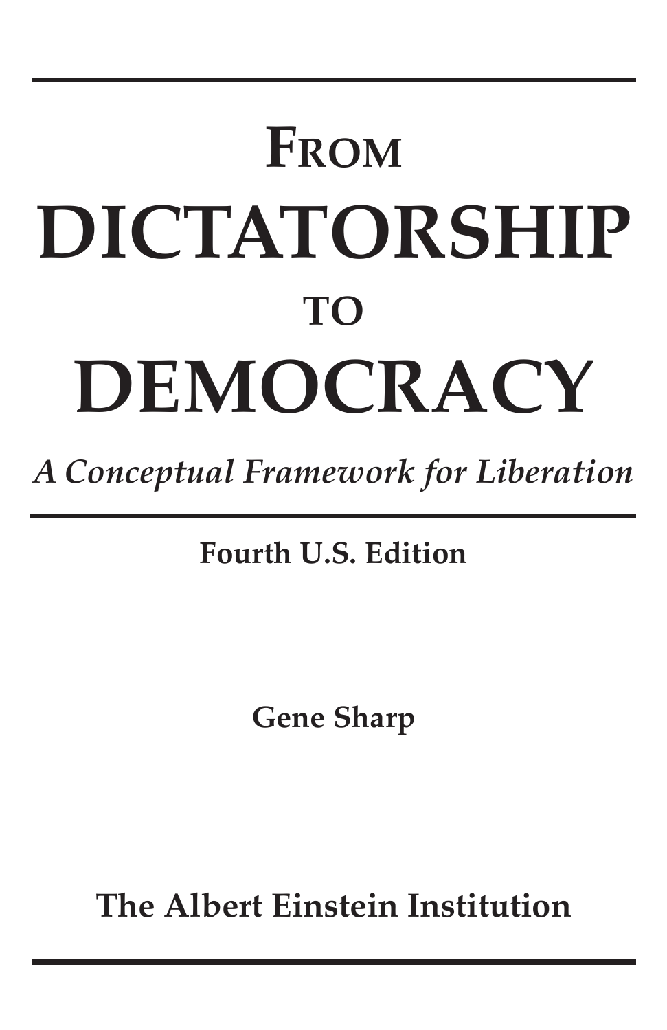# FROM DICTATORSHIP TO DEMOCRACY

*A Conceptual Framework for Liberation*

**Fourth U.S. Edition**

**Gene Sharp**

**The Albert Einstein Institution**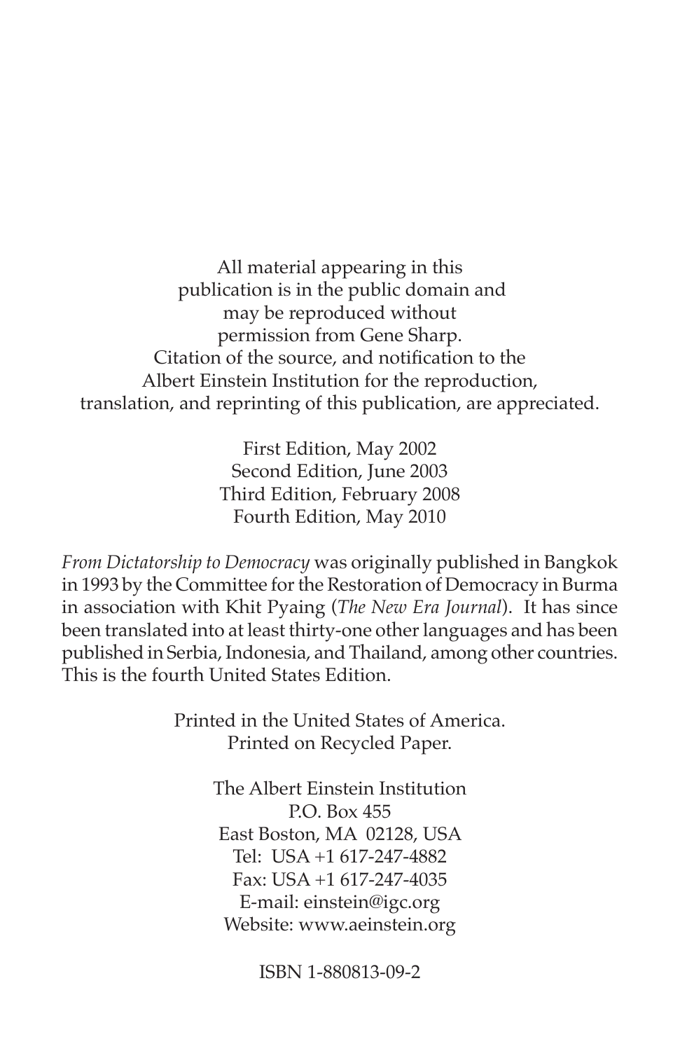All material appearing in this publication is in the public domain and may be reproduced without permission from Gene Sharp. Citation of the source, and notification to the Albert Einstein Institution for the reproduction, translation, and reprinting of this publication, are appreciated.

First Edition, May 2002
Second Edition, June 2003
Third Edition, February 2008
Fourth Edition, May 2010

*From Dictatorship to Democracy* was originally published in Bangkok in 1993 by the Committee for the Restoration of Democracy in Burma in association with Khit Pyaing (*The New Era Journal*). It has since been translated into at least thirty-one other languages and has been published in Serbia, Indonesia, and Thailand, among other countries. This is the fourth United States Edition.

Printed in the United States of America.
Printed on Recycled Paper.

The Albert Einstein Institution
P.O. Box 455
East Boston, MA 02128, USA
Tel: USA +1 617-247-4882
Fax: USA +1 617-247-4035
E-mail: einstein@igc.org
Website: www.aeinstein.org

ISBN 1-880813-09-2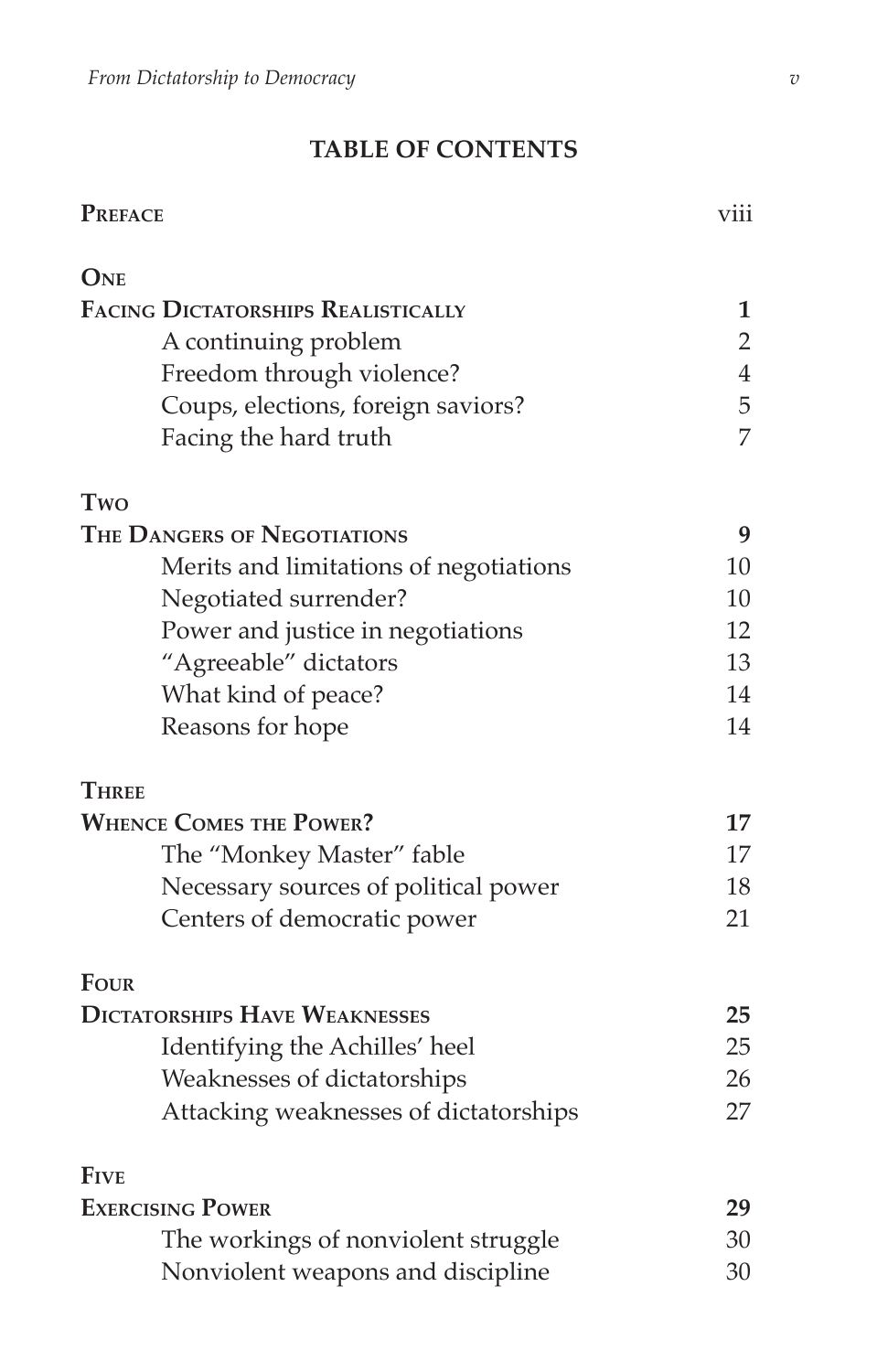# TABLE OF CONTENTS

| | |
|---|---|
| **PREFACE** | viii |
| **ONE** | |
| **FACING DICTATORSHIPS REALISTICALLY** | **1** |
| A continuing problem | 2 |
| Freedom through violence? | 4 |
| Coups, elections, foreign saviors? | 5 |
| Facing the hard truth | 7 |
| **TWO** | |
| **THE DANGERS OF NEGOTIATIONS** | **9** |
| Merits and limitations of negotiations | 10 |
| Negotiated surrender? | 10 |
| Power and justice in negotiations | 12 |
| "Agreeable" dictators | 13 |
| What kind of peace? | 14 |
| Reasons for hope | 14 |
| **THREE** | |
| **WHENCE COMES THE POWER?** | **17** |
| The "Monkey Master" fable | 17 |
| Necessary sources of political power | 18 |
| Centers of democratic power | 21 |
| **FOUR** | |
| **DICTATORSHIPS HAVE WEAKNESSES** | **25** |
| Identifying the Achilles' heel | 25 |
| Weaknesses of dictatorships | 26 |
| Attacking weaknesses of dictatorships | 27 |
| **FIVE** | |
| **EXERCISING POWER** | **29** |
| The workings of nonviolent struggle | 30 |
| Nonviolent weapons and discipline | 30 |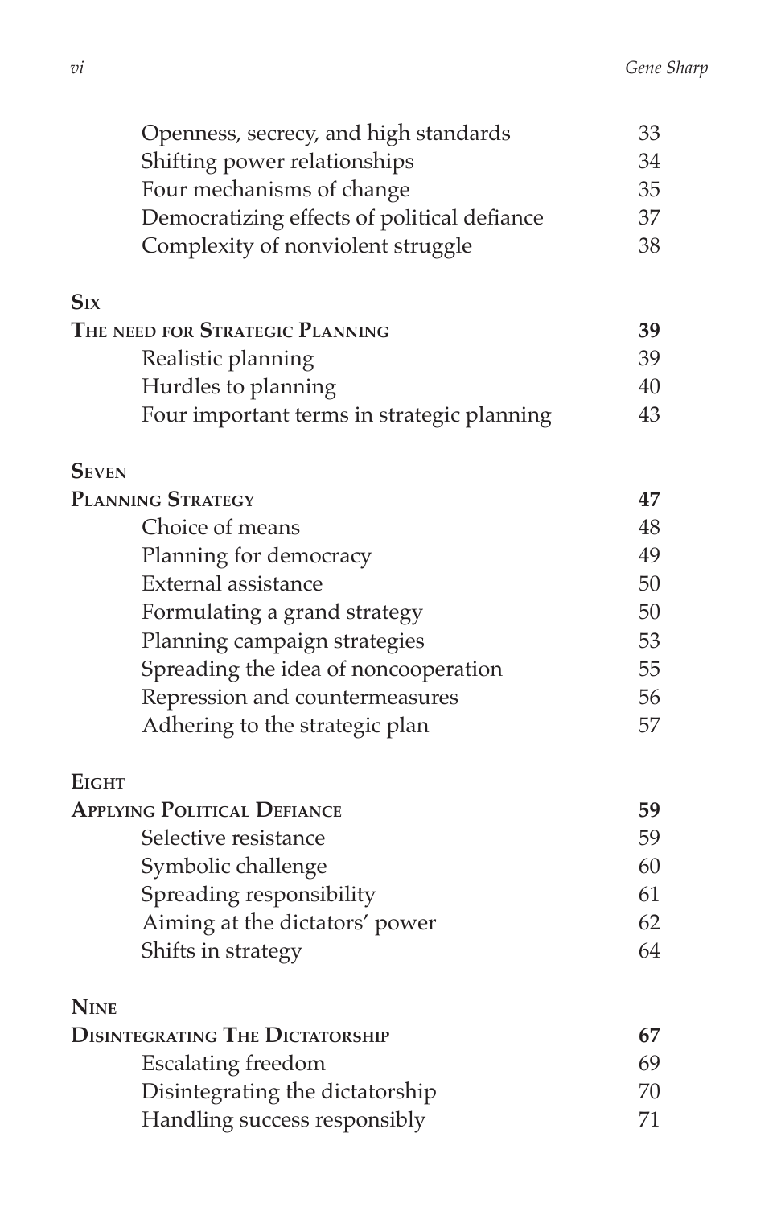| | |
|---|---|
| Openness, secrecy, and high standards | 33 |
| Shifting power relationships | 34 |
| Four mechanisms of change | 35 |
| Democratizing effects of political defiance | 37 |
| Complexity of nonviolent struggle | 38 |
| **SIX** | |
| **THE NEED FOR STRATEGIC PLANNING** | **39** |
| Realistic planning | 39 |
| Hurdles to planning | 40 |
| Four important terms in strategic planning | 43 |
| **SEVEN** | |
| **PLANNING STRATEGY** | **47** |
| Choice of means | 48 |
| Planning for democracy | 49 |
| External assistance | 50 |
| Formulating a grand strategy | 50 |
| Planning campaign strategies | 53 |
| Spreading the idea of noncooperation | 55 |
| Repression and countermeasures | 56 |
| Adhering to the strategic plan | 57 |
| **EIGHT** | |
| **APPLYING POLITICAL DEFIANCE** | **59** |
| Selective resistance | 59 |
| Symbolic challenge | 60 |
| Spreading responsibility | 61 |
| Aiming at the dictators' power | 62 |
| Shifts in strategy | 64 |
| **NINE** | |
| **DISINTEGRATING THE DICTATORSHIP** | **67** |
| Escalating freedom | 69 |
| Disintegrating the dictatorship | 70 |
| Handling success responsibly | 71 |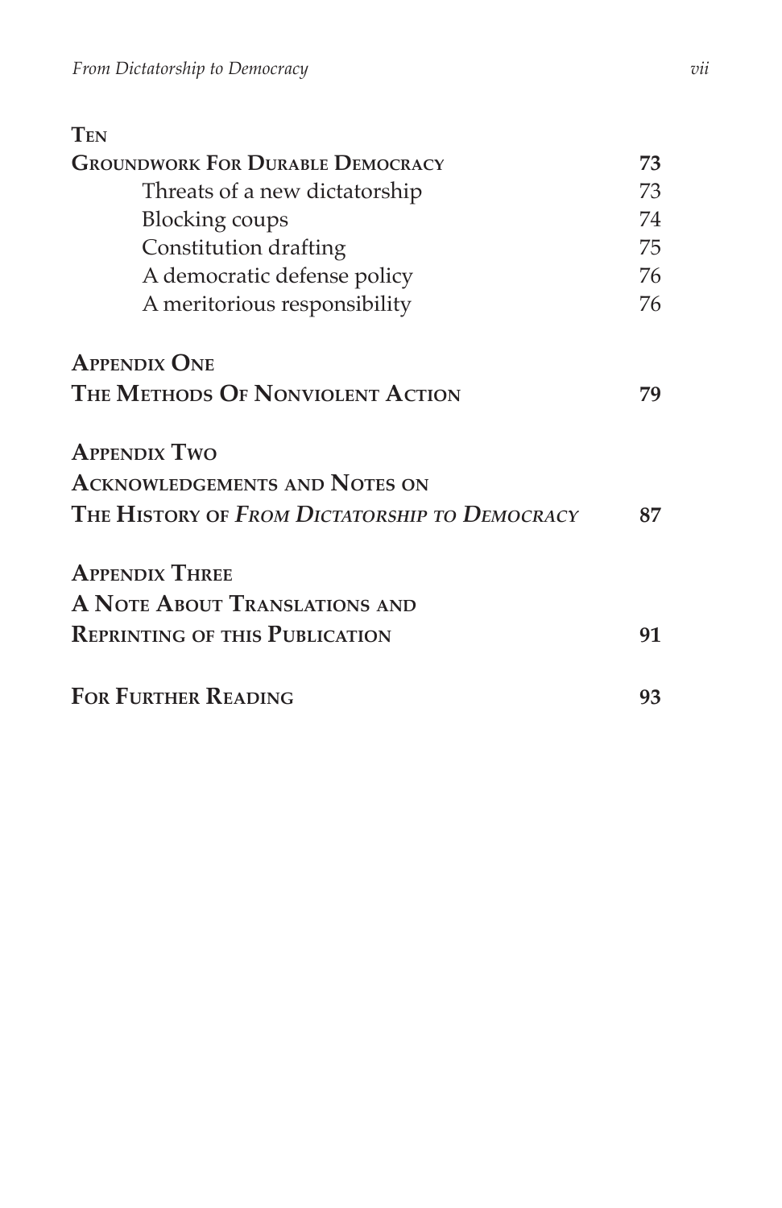**Ten**

**Groundwork For Durable Democracy** 73

- Threats of a new dictatorship 73
- Blocking coups 74
- Constitution drafting 75
- A democratic defense policy 76
- A meritorious responsibility 76

**Appendix One**

**The Methods Of Nonviolent Action** 79

**Appendix Two**

**Acknowledgements and Notes on**
**The History of *From Dictatorship to Democracy*** 87

**Appendix Three**

**A Note About Translations and**
**Reprinting of this Publication** 91

**For Further Reading** 93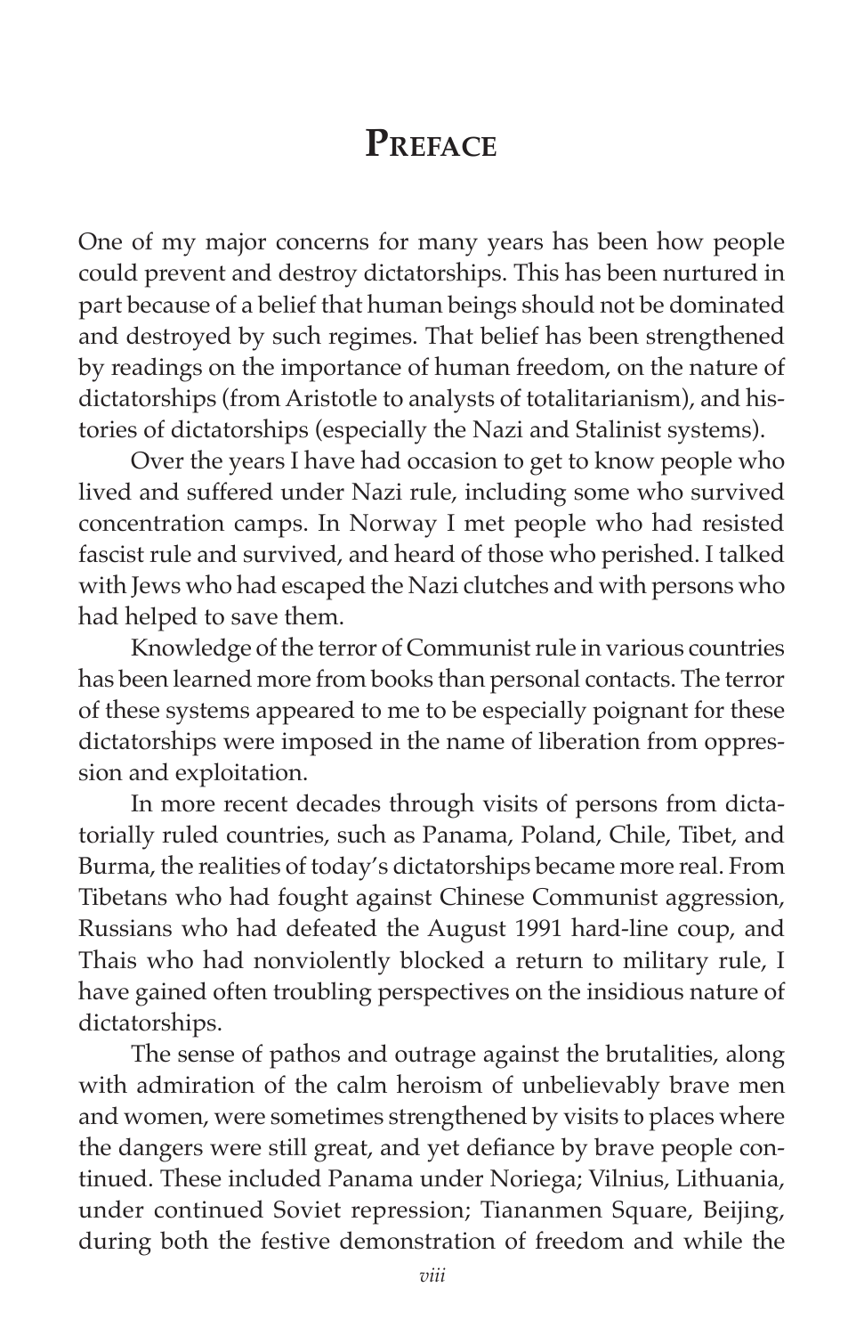# Preface

One of my major concerns for many years has been how people could prevent and destroy dictatorships. This has been nurtured in part because of a belief that human beings should not be dominated and destroyed by such regimes. That belief has been strengthened by readings on the importance of human freedom, on the nature of dictatorships (from Aristotle to analysts of totalitarianism), and histories of dictatorships (especially the Nazi and Stalinist systems).

Over the years I have had occasion to get to know people who lived and suffered under Nazi rule, including some who survived concentration camps. In Norway I met people who had resisted fascist rule and survived, and heard of those who perished. I talked with Jews who had escaped the Nazi clutches and with persons who had helped to save them.

Knowledge of the terror of Communist rule in various countries has been learned more from books than personal contacts. The terror of these systems appeared to me to be especially poignant for these dictatorships were imposed in the name of liberation from oppression and exploitation.

In more recent decades through visits of persons from dictatorially ruled countries, such as Panama, Poland, Chile, Tibet, and Burma, the realities of today's dictatorships became more real. From Tibetans who had fought against Chinese Communist aggression, Russians who had defeated the August 1991 hard-line coup, and Thais who had nonviolently blocked a return to military rule, I have gained often troubling perspectives on the insidious nature of dictatorships.

The sense of pathos and outrage against the brutalities, along with admiration of the calm heroism of unbelievably brave men and women, were sometimes strengthened by visits to places where the dangers were still great, and yet defiance by brave people continued. These included Panama under Noriega; Vilnius, Lithuania, under continued Soviet repression; Tiananmen Square, Beijing, during both the festive demonstration of freedom and while the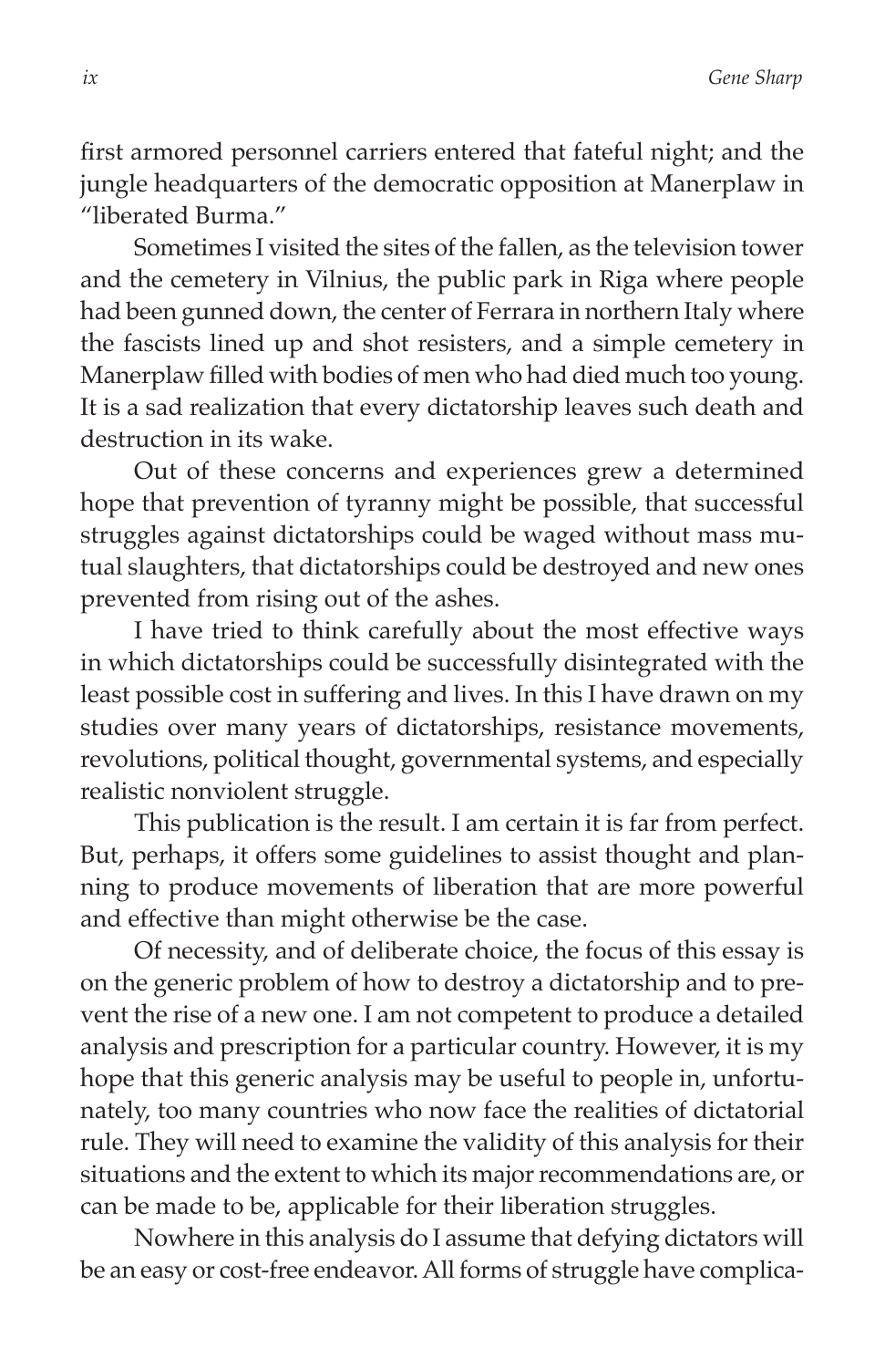first armored personnel carriers entered that fateful night; and the jungle headquarters of the democratic opposition at Manerplaw in "liberated Burma."

Sometimes I visited the sites of the fallen, as the television tower and the cemetery in Vilnius, the public park in Riga where people had been gunned down, the center of Ferrara in northern Italy where the fascists lined up and shot resisters, and a simple cemetery in Manerplaw filled with bodies of men who had died much too young. It is a sad realization that every dictatorship leaves such death and destruction in its wake.

Out of these concerns and experiences grew a determined hope that prevention of tyranny might be possible, that successful struggles against dictatorships could be waged without mass mutual slaughters, that dictatorships could be destroyed and new ones prevented from rising out of the ashes.

I have tried to think carefully about the most effective ways in which dictatorships could be successfully disintegrated with the least possible cost in suffering and lives. In this I have drawn on my studies over many years of dictatorships, resistance movements, revolutions, political thought, governmental systems, and especially realistic nonviolent struggle.

This publication is the result. I am certain it is far from perfect. But, perhaps, it offers some guidelines to assist thought and planning to produce movements of liberation that are more powerful and effective than might otherwise be the case.

Of necessity, and of deliberate choice, the focus of this essay is on the generic problem of how to destroy a dictatorship and to prevent the rise of a new one. I am not competent to produce a detailed analysis and prescription for a particular country. However, it is my hope that this generic analysis may be useful to people in, unfortunately, too many countries who now face the realities of dictatorial rule. They will need to examine the validity of this analysis for their situations and the extent to which its major recommendations are, or can be made to be, applicable for their liberation struggles.

Nowhere in this analysis do I assume that defying dictators will be an easy or cost-free endeavor. All forms of struggle have complica-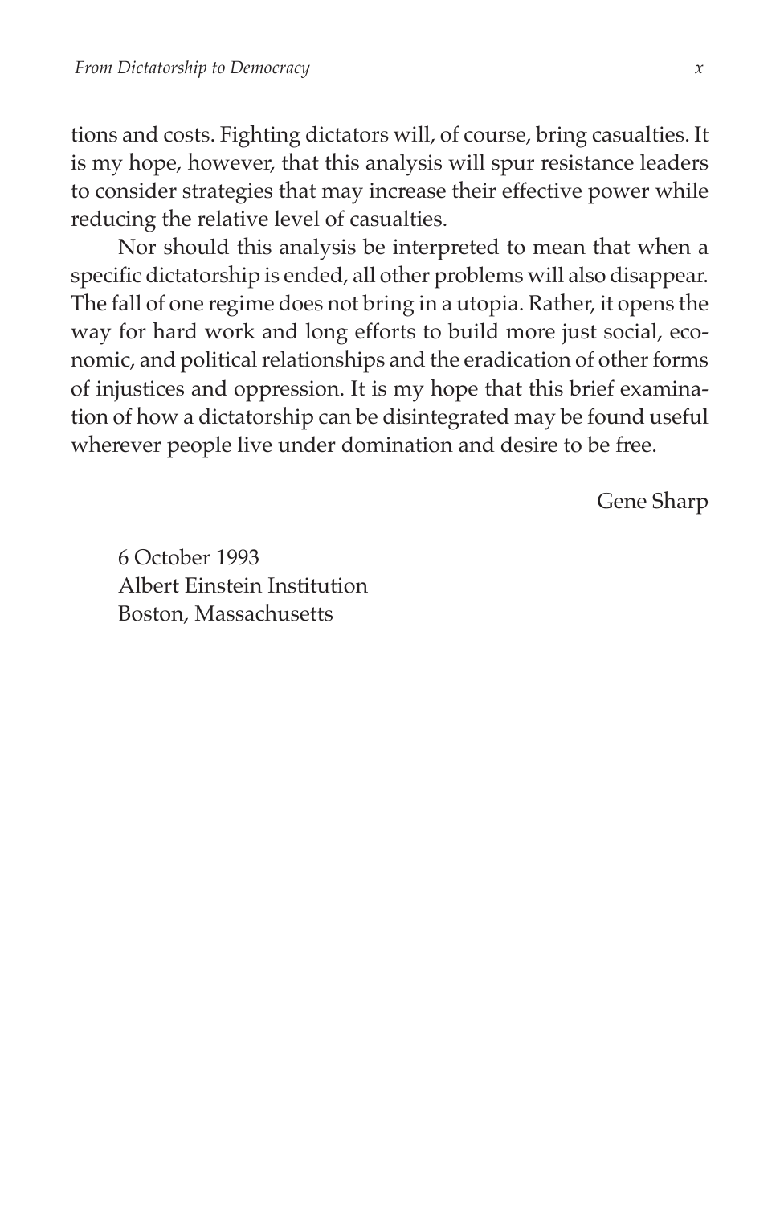tions and costs. Fighting dictators will, of course, bring casualties. It is my hope, however, that this analysis will spur resistance leaders to consider strategies that may increase their effective power while reducing the relative level of casualties.

Nor should this analysis be interpreted to mean that when a specific dictatorship is ended, all other problems will also disappear. The fall of one regime does not bring in a utopia. Rather, it opens the way for hard work and long efforts to build more just social, economic, and political relationships and the eradication of other forms of injustices and oppression. It is my hope that this brief examination of how a dictatorship can be disintegrated may be found useful wherever people live under domination and desire to be free.

Gene Sharp

6 October 1993
Albert Einstein Institution
Boston, Massachusetts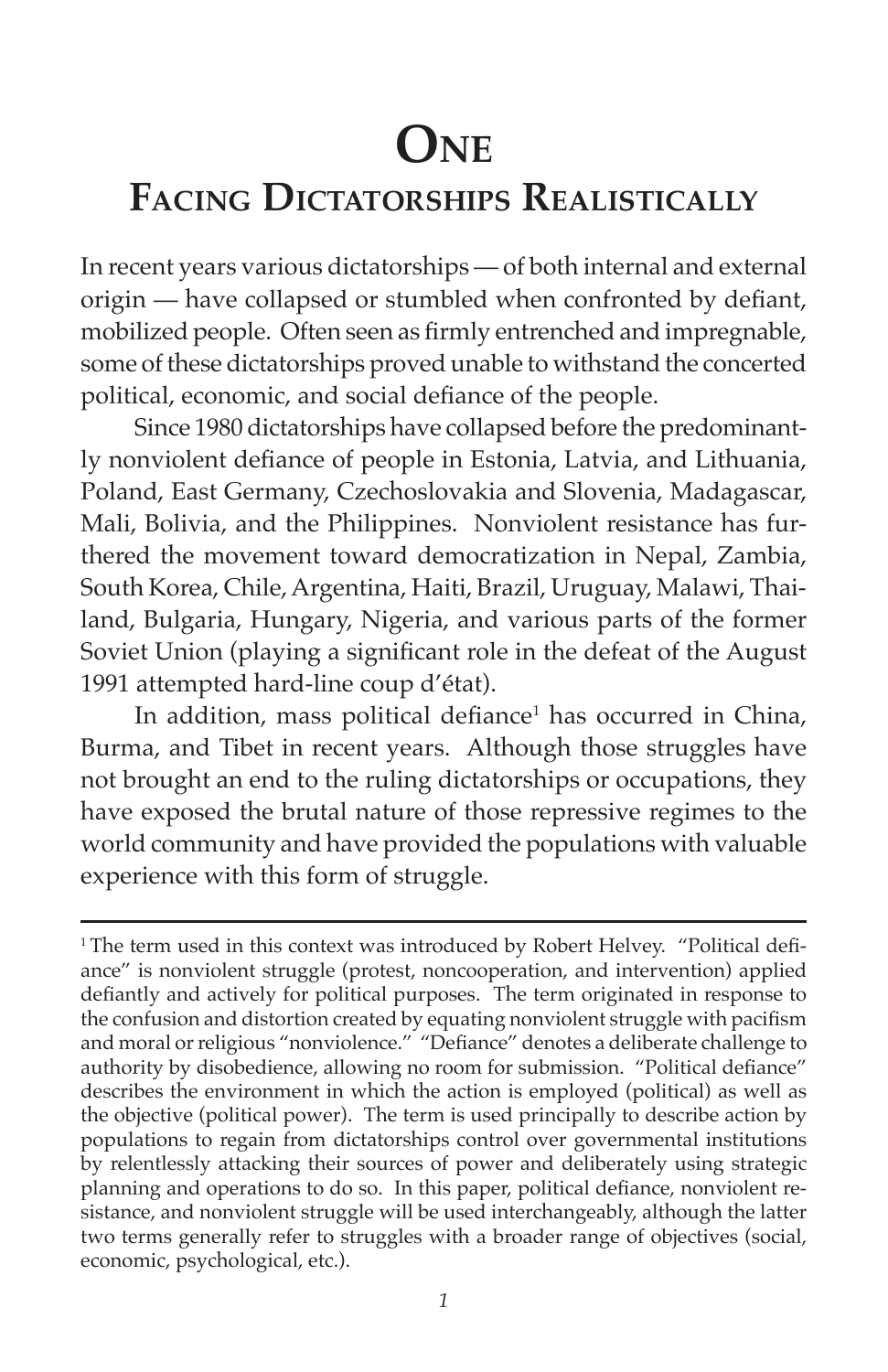# One

## Facing Dictatorships Realistically

In recent years various dictatorships — of both internal and external origin — have collapsed or stumbled when confronted by defiant, mobilized people. Often seen as firmly entrenched and impregnable, some of these dictatorships proved unable to withstand the concerted political, economic, and social defiance of the people.

Since 1980 dictatorships have collapsed before the predominantly nonviolent defiance of people in Estonia, Latvia, and Lithuania, Poland, East Germany, Czechoslovakia and Slovenia, Madagascar, Mali, Bolivia, and the Philippines. Nonviolent resistance has furthered the movement toward democratization in Nepal, Zambia, South Korea, Chile, Argentina, Haiti, Brazil, Uruguay, Malawi, Thailand, Bulgaria, Hungary, Nigeria, and various parts of the former Soviet Union (playing a significant role in the defeat of the August 1991 attempted hard-line coup d'état).

In addition, mass political defiance[1] has occurred in China, Burma, and Tibet in recent years. Although those struggles have not brought an end to the ruling dictatorships or occupations, they have exposed the brutal nature of those repressive regimes to the world community and have provided the populations with valuable experience with this form of struggle.

---

[1] The term used in this context was introduced by Robert Helvey. "Political defiance" is nonviolent struggle (protest, noncooperation, and intervention) applied defiantly and actively for political purposes. The term originated in response to the confusion and distortion created by equating nonviolent struggle with pacifism and moral or religious "nonviolence." "Defiance" denotes a deliberate challenge to authority by disobedience, allowing no room for submission. "Political defiance" describes the environment in which the action is employed (political) as well as the objective (political power). The term is used principally to describe action by populations to regain from dictatorships control over governmental institutions by relentlessly attacking their sources of power and deliberately using strategic planning and operations to do so. In this paper, political defiance, nonviolent resistance, and nonviolent struggle will be used interchangeably, although the latter two terms generally refer to struggles with a broader range of objectives (social, economic, psychological, etc.).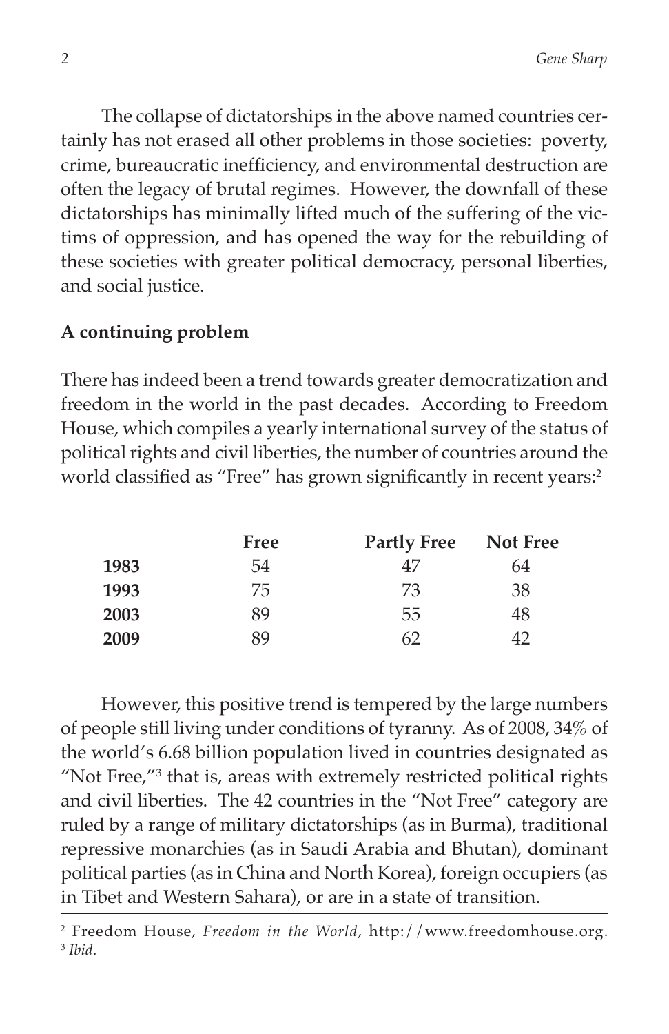The collapse of dictatorships in the above named countries certainly has not erased all other problems in those societies: poverty, crime, bureaucratic inefficiency, and environmental destruction are often the legacy of brutal regimes. However, the downfall of these dictatorships has minimally lifted much of the suffering of the victims of oppression, and has opened the way for the rebuilding of these societies with greater political democracy, personal liberties, and social justice.

**A continuing problem**

There has indeed been a trend towards greater democratization and freedom in the world in the past decades. According to Freedom House, which compiles a yearly international survey of the status of political rights and civil liberties, the number of countries around the world classified as "Free" has grown significantly in recent years:[2]

| | Free | Partly Free | Not Free |
|---|---|---|---|
| **1983** | 54 | 47 | 64 |
| **1993** | 75 | 73 | 38 |
| **2003** | 89 | 55 | 48 |
| **2009** | 89 | 62 | 42 |

However, this positive trend is tempered by the large numbers of people still living under conditions of tyranny. As of 2008, 34% of the world's 6.68 billion population lived in countries designated as "Not Free,"[3] that is, areas with extremely restricted political rights and civil liberties. The 42 countries in the "Not Free" category are ruled by a range of military dictatorships (as in Burma), traditional repressive monarchies (as in Saudi Arabia and Bhutan), dominant political parties (as in China and North Korea), foreign occupiers (as in Tibet and Western Sahara), or are in a state of transition.

---

[2] Freedom House, *Freedom in the World*, http://www.freedomhouse.org.
[3] *Ibid.*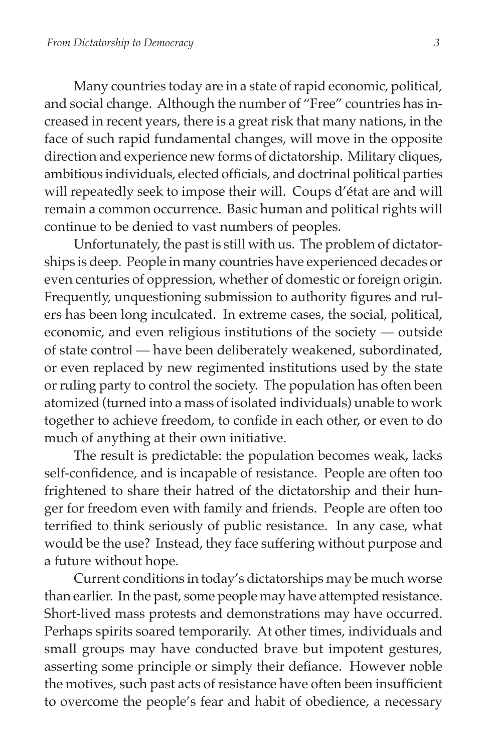Many countries today are in a state of rapid economic, political, and social change. Although the number of "Free" countries has increased in recent years, there is a great risk that many nations, in the face of such rapid fundamental changes, will move in the opposite direction and experience new forms of dictatorship. Military cliques, ambitious individuals, elected officials, and doctrinal political parties will repeatedly seek to impose their will. Coups d'état are and will remain a common occurrence. Basic human and political rights will continue to be denied to vast numbers of peoples.

Unfortunately, the past is still with us. The problem of dictatorships is deep. People in many countries have experienced decades or even centuries of oppression, whether of domestic or foreign origin. Frequently, unquestioning submission to authority figures and rulers has been long inculcated. In extreme cases, the social, political, economic, and even religious institutions of the society — outside of state control — have been deliberately weakened, subordinated, or even replaced by new regimented institutions used by the state or ruling party to control the society. The population has often been atomized (turned into a mass of isolated individuals) unable to work together to achieve freedom, to confide in each other, or even to do much of anything at their own initiative.

The result is predictable: the population becomes weak, lacks self-confidence, and is incapable of resistance. People are often too frightened to share their hatred of the dictatorship and their hunger for freedom even with family and friends. People are often too terrified to think seriously of public resistance. In any case, what would be the use? Instead, they face suffering without purpose and a future without hope.

Current conditions in today's dictatorships may be much worse than earlier. In the past, some people may have attempted resistance. Short-lived mass protests and demonstrations may have occurred. Perhaps spirits soared temporarily. At other times, individuals and small groups may have conducted brave but impotent gestures, asserting some principle or simply their defiance. However noble the motives, such past acts of resistance have often been insufficient to overcome the people's fear and habit of obedience, a necessary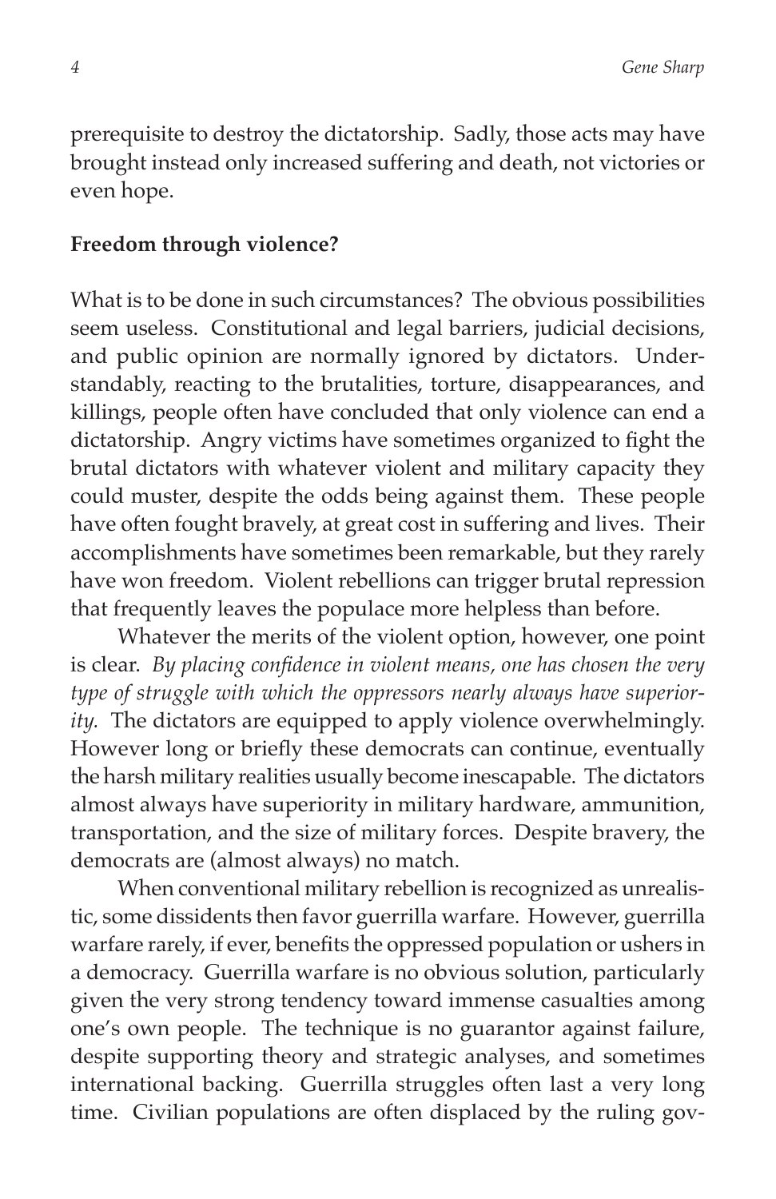prerequisite to destroy the dictatorship. Sadly, those acts may have brought instead only increased suffering and death, not victories or even hope.

**Freedom through violence?**

What is to be done in such circumstances? The obvious possibilities seem useless. Constitutional and legal barriers, judicial decisions, and public opinion are normally ignored by dictators. Understandably, reacting to the brutalities, torture, disappearances, and killings, people often have concluded that only violence can end a dictatorship. Angry victims have sometimes organized to fight the brutal dictators with whatever violent and military capacity they could muster, despite the odds being against them. These people have often fought bravely, at great cost in suffering and lives. Their accomplishments have sometimes been remarkable, but they rarely have won freedom. Violent rebellions can trigger brutal repression that frequently leaves the populace more helpless than before.

Whatever the merits of the violent option, however, one point is clear. *By placing confidence in violent means, one has chosen the very type of struggle with which the oppressors nearly always have superiority.* The dictators are equipped to apply violence overwhelmingly. However long or briefly these democrats can continue, eventually the harsh military realities usually become inescapable. The dictators almost always have superiority in military hardware, ammunition, transportation, and the size of military forces. Despite bravery, the democrats are (almost always) no match.

When conventional military rebellion is recognized as unrealistic, some dissidents then favor guerrilla warfare. However, guerrilla warfare rarely, if ever, benefits the oppressed population or ushers in a democracy. Guerrilla warfare is no obvious solution, particularly given the very strong tendency toward immense casualties among one's own people. The technique is no guarantor against failure, despite supporting theory and strategic analyses, and sometimes international backing. Guerrilla struggles often last a very long time. Civilian populations are often displaced by the ruling gov-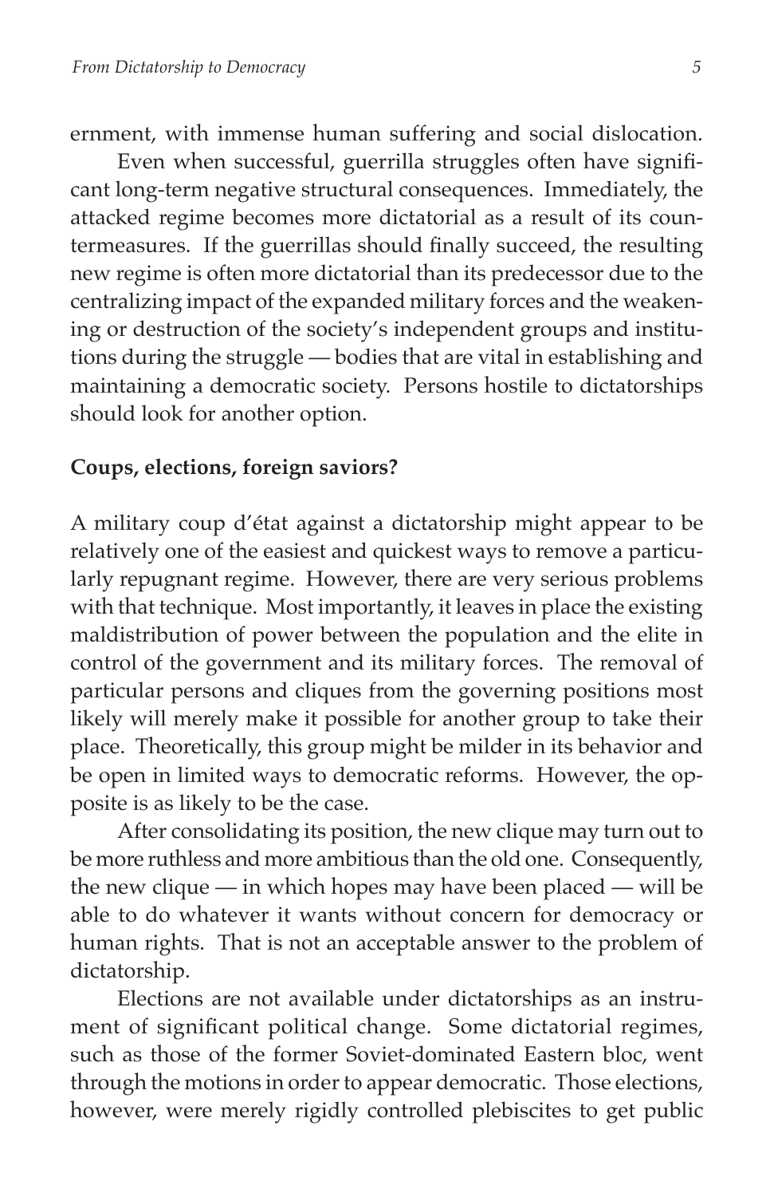ernment, with immense human suffering and social dislocation.

Even when successful, guerrilla struggles often have significant long-term negative structural consequences. Immediately, the attacked regime becomes more dictatorial as a result of its countermeasures. If the guerrillas should finally succeed, the resulting new regime is often more dictatorial than its predecessor due to the centralizing impact of the expanded military forces and the weakening or destruction of the society's independent groups and institutions during the struggle — bodies that are vital in establishing and maintaining a democratic society. Persons hostile to dictatorships should look for another option.

**Coups, elections, foreign saviors?**

A military coup d'état against a dictatorship might appear to be relatively one of the easiest and quickest ways to remove a particularly repugnant regime. However, there are very serious problems with that technique. Most importantly, it leaves in place the existing maldistribution of power between the population and the elite in control of the government and its military forces. The removal of particular persons and cliques from the governing positions most likely will merely make it possible for another group to take their place. Theoretically, this group might be milder in its behavior and be open in limited ways to democratic reforms. However, the opposite is as likely to be the case.

After consolidating its position, the new clique may turn out to be more ruthless and more ambitious than the old one. Consequently, the new clique — in which hopes may have been placed — will be able to do whatever it wants without concern for democracy or human rights. That is not an acceptable answer to the problem of dictatorship.

Elections are not available under dictatorships as an instrument of significant political change. Some dictatorial regimes, such as those of the former Soviet-dominated Eastern bloc, went through the motions in order to appear democratic. Those elections, however, were merely rigidly controlled plebiscites to get public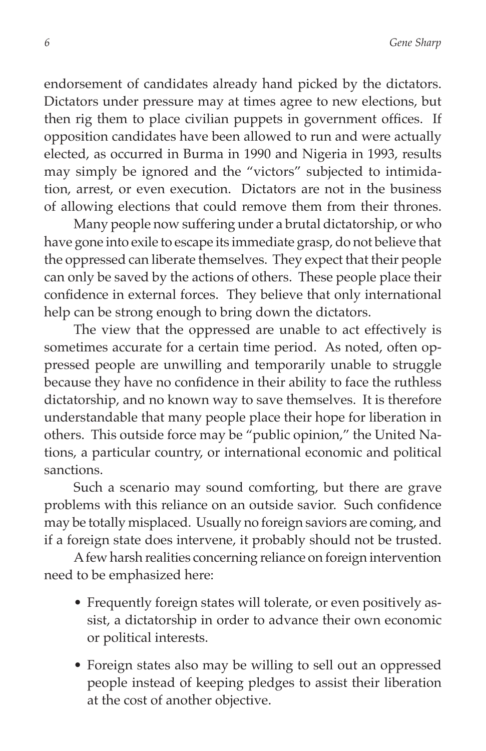endorsement of candidates already hand picked by the dictators. Dictators under pressure may at times agree to new elections, but then rig them to place civilian puppets in government offices. If opposition candidates have been allowed to run and were actually elected, as occurred in Burma in 1990 and Nigeria in 1993, results may simply be ignored and the "victors" subjected to intimidation, arrest, or even execution. Dictators are not in the business of allowing elections that could remove them from their thrones.

Many people now suffering under a brutal dictatorship, or who have gone into exile to escape its immediate grasp, do not believe that the oppressed can liberate themselves. They expect that their people can only be saved by the actions of others. These people place their confidence in external forces. They believe that only international help can be strong enough to bring down the dictators.

The view that the oppressed are unable to act effectively is sometimes accurate for a certain time period. As noted, often oppressed people are unwilling and temporarily unable to struggle because they have no confidence in their ability to face the ruthless dictatorship, and no known way to save themselves. It is therefore understandable that many people place their hope for liberation in others. This outside force may be "public opinion," the United Nations, a particular country, or international economic and political sanctions.

Such a scenario may sound comforting, but there are grave problems with this reliance on an outside savior. Such confidence may be totally misplaced. Usually no foreign saviors are coming, and if a foreign state does intervene, it probably should not be trusted.

A few harsh realities concerning reliance on foreign intervention need to be emphasized here:

- Frequently foreign states will tolerate, or even positively assist, a dictatorship in order to advance their own economic or political interests.

- Foreign states also may be willing to sell out an oppressed people instead of keeping pledges to assist their liberation at the cost of another objective.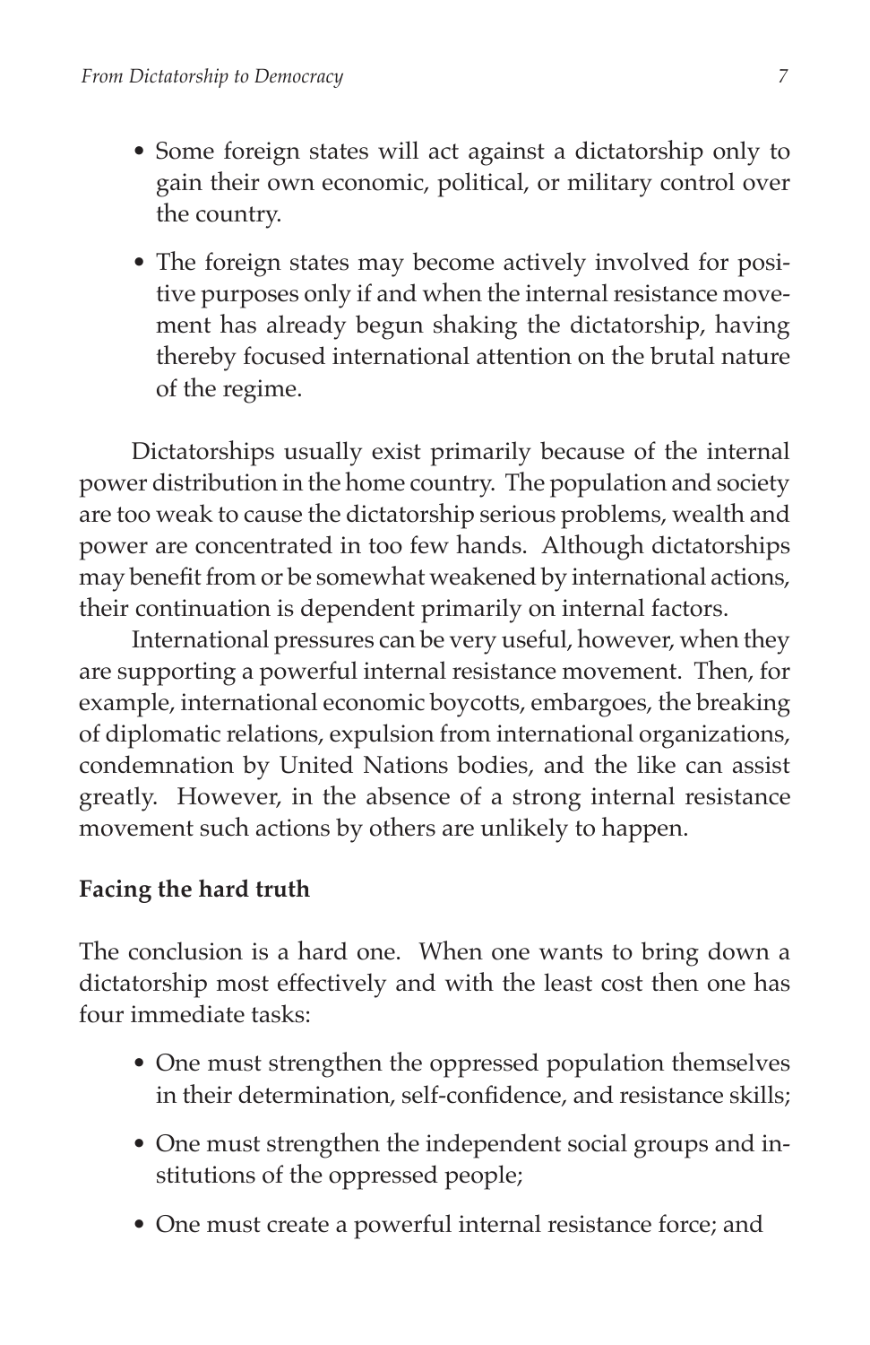- Some foreign states will act against a dictatorship only to gain their own economic, political, or military control over the country.
- The foreign states may become actively involved for positive purposes only if and when the internal resistance movement has already begun shaking the dictatorship, having thereby focused international attention on the brutal nature of the regime.

Dictatorships usually exist primarily because of the internal power distribution in the home country. The population and society are too weak to cause the dictatorship serious problems, wealth and power are concentrated in too few hands. Although dictatorships may benefit from or be somewhat weakened by international actions, their continuation is dependent primarily on internal factors.

International pressures can be very useful, however, when they are supporting a powerful internal resistance movement. Then, for example, international economic boycotts, embargoes, the breaking of diplomatic relations, expulsion from international organizations, condemnation by United Nations bodies, and the like can assist greatly. However, in the absence of a strong internal resistance movement such actions by others are unlikely to happen.

**Facing the hard truth**

The conclusion is a hard one. When one wants to bring down a dictatorship most effectively and with the least cost then one has four immediate tasks:

- One must strengthen the oppressed population themselves in their determination, self-confidence, and resistance skills;
- One must strengthen the independent social groups and institutions of the oppressed people;
- One must create a powerful internal resistance force; and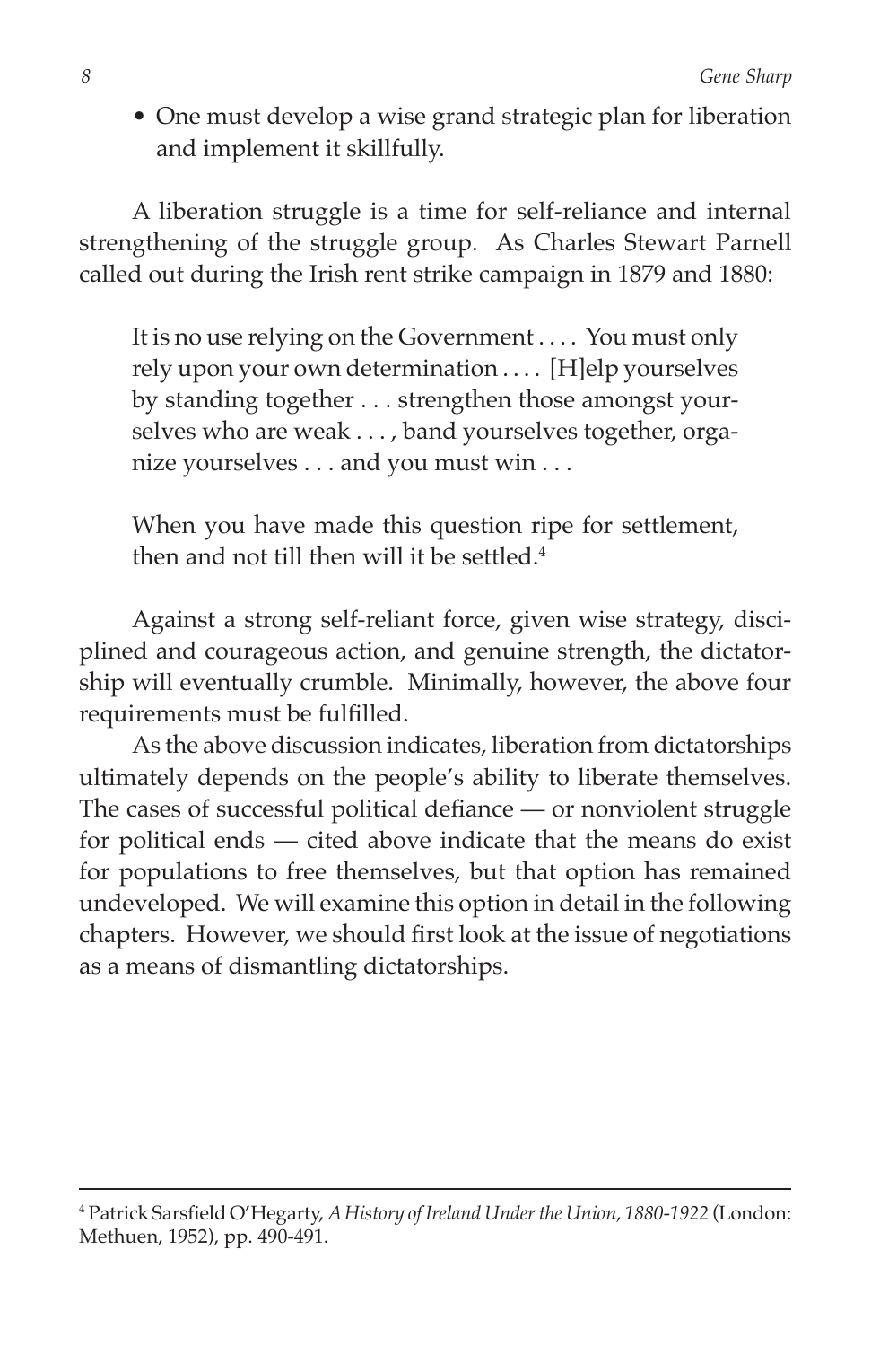- One must develop a wise grand strategic plan for liberation and implement it skillfully.

A liberation struggle is a time for self-reliance and internal strengthening of the struggle group. As Charles Stewart Parnell called out during the Irish rent strike campaign in 1879 and 1880:

> It is no use relying on the Government . . . . You must only rely upon your own determination . . . . [H]elp yourselves by standing together . . . strengthen those amongst yourselves who are weak . . . , band yourselves together, organize yourselves . . . and you must win . . .
>
> When you have made this question ripe for settlement, then and not till then will it be settled.[4]

Against a strong self-reliant force, given wise strategy, disciplined and courageous action, and genuine strength, the dictatorship will eventually crumble. Minimally, however, the above four requirements must be fulfilled.

As the above discussion indicates, liberation from dictatorships ultimately depends on the people's ability to liberate themselves. The cases of successful political defiance — or nonviolent struggle for political ends — cited above indicate that the means do exist for populations to free themselves, but that option has remained undeveloped. We will examine this option in detail in the following chapters. However, we should first look at the issue of negotiations as a means of dismantling dictatorships.

---

[4] Patrick Sarsfield O'Hegarty, *A History of Ireland Under the Union, 1880-1922* (London: Methuen, 1952), pp. 490-491.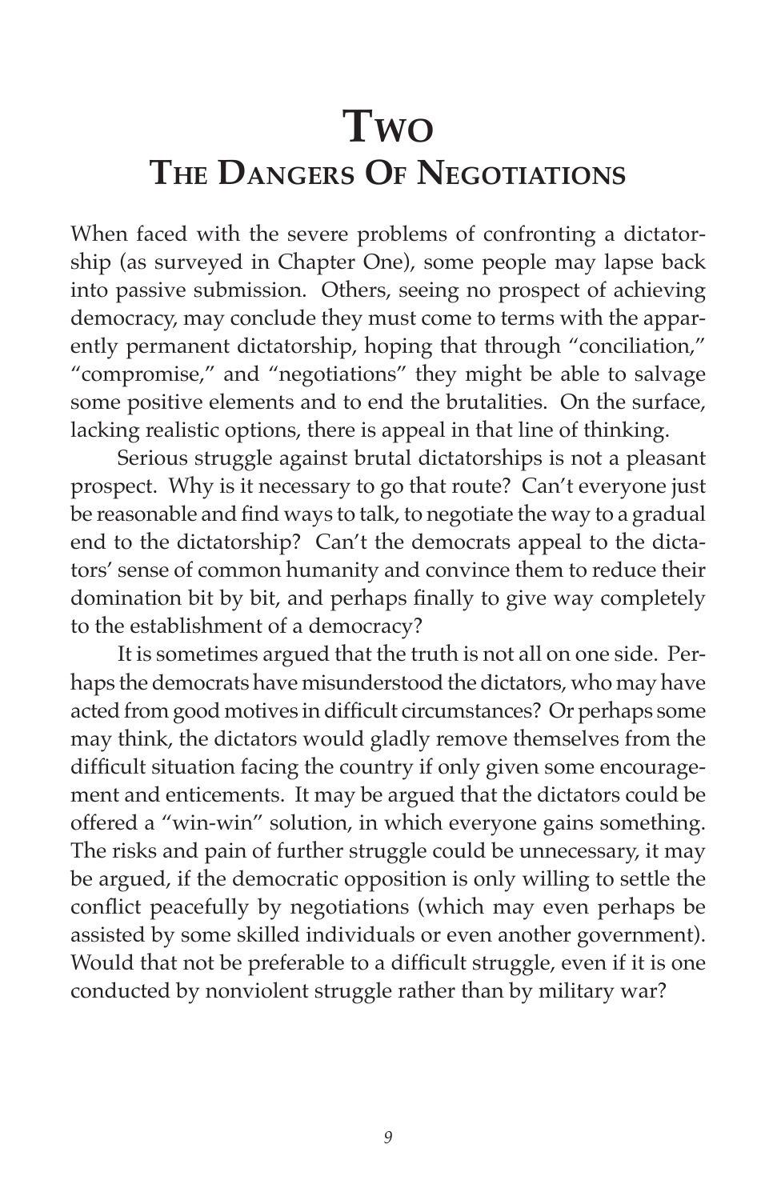# Two
## The Dangers Of Negotiations

When faced with the severe problems of confronting a dictatorship (as surveyed in Chapter One), some people may lapse back into passive submission. Others, seeing no prospect of achieving democracy, may conclude they must come to terms with the apparently permanent dictatorship, hoping that through "conciliation," "compromise," and "negotiations" they might be able to salvage some positive elements and to end the brutalities. On the surface, lacking realistic options, there is appeal in that line of thinking.

Serious struggle against brutal dictatorships is not a pleasant prospect. Why is it necessary to go that route? Can't everyone just be reasonable and find ways to talk, to negotiate the way to a gradual end to the dictatorship? Can't the democrats appeal to the dictators' sense of common humanity and convince them to reduce their domination bit by bit, and perhaps finally to give way completely to the establishment of a democracy?

It is sometimes argued that the truth is not all on one side. Perhaps the democrats have misunderstood the dictators, who may have acted from good motives in difficult circumstances? Or perhaps some may think, the dictators would gladly remove themselves from the difficult situation facing the country if only given some encouragement and enticements. It may be argued that the dictators could be offered a "win-win" solution, in which everyone gains something. The risks and pain of further struggle could be unnecessary, it may be argued, if the democratic opposition is only willing to settle the conflict peacefully by negotiations (which may even perhaps be assisted by some skilled individuals or even another government). Would that not be preferable to a difficult struggle, even if it is one conducted by nonviolent struggle rather than by military war?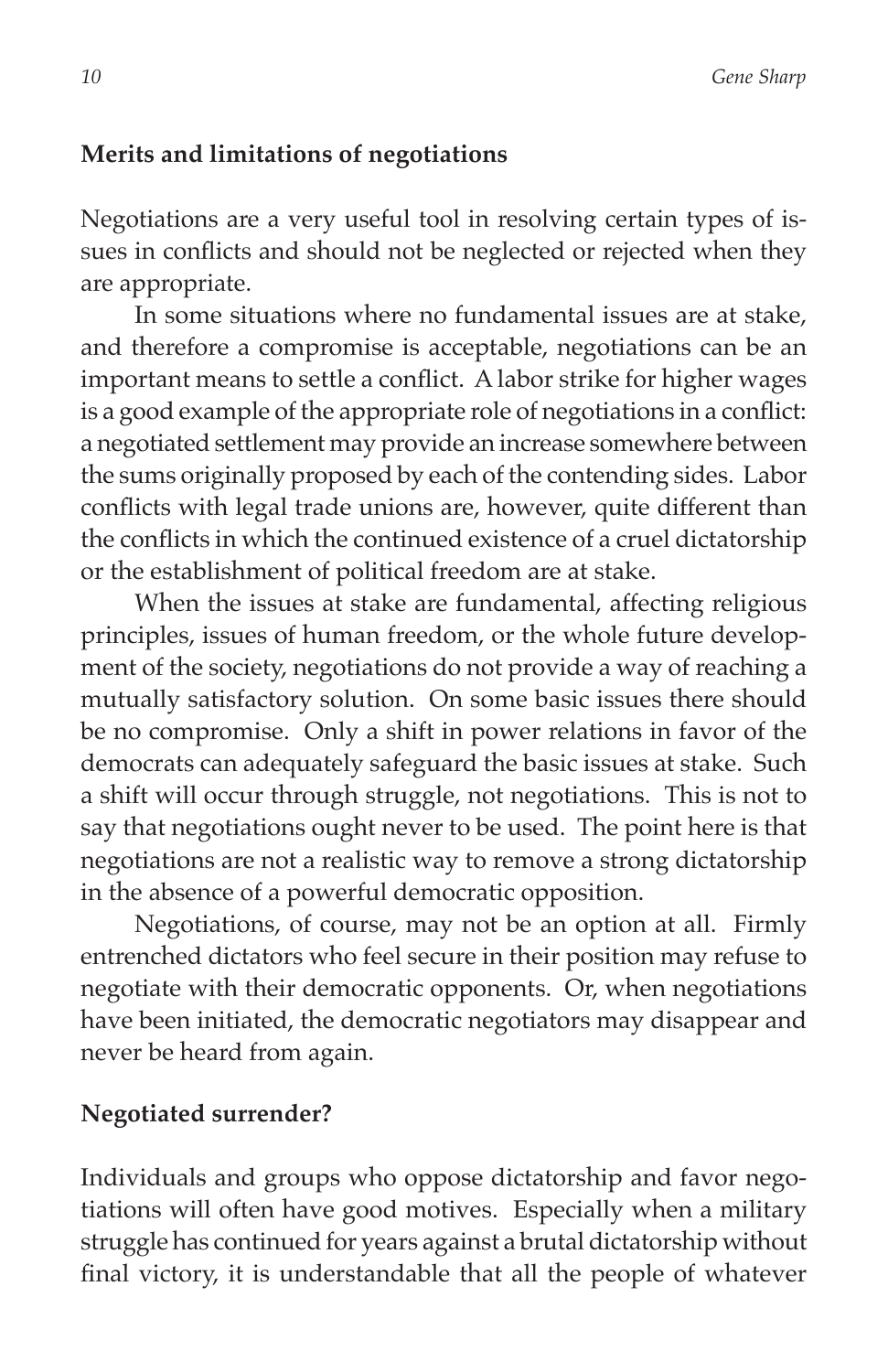## Merits and limitations of negotiations

Negotiations are a very useful tool in resolving certain types of issues in conflicts and should not be neglected or rejected when they are appropriate.

In some situations where no fundamental issues are at stake, and therefore a compromise is acceptable, negotiations can be an important means to settle a conflict. A labor strike for higher wages is a good example of the appropriate role of negotiations in a conflict: a negotiated settlement may provide an increase somewhere between the sums originally proposed by each of the contending sides. Labor conflicts with legal trade unions are, however, quite different than the conflicts in which the continued existence of a cruel dictatorship or the establishment of political freedom are at stake.

When the issues at stake are fundamental, affecting religious principles, issues of human freedom, or the whole future development of the society, negotiations do not provide a way of reaching a mutually satisfactory solution. On some basic issues there should be no compromise. Only a shift in power relations in favor of the democrats can adequately safeguard the basic issues at stake. Such a shift will occur through struggle, not negotiations. This is not to say that negotiations ought never to be used. The point here is that negotiations are not a realistic way to remove a strong dictatorship in the absence of a powerful democratic opposition.

Negotiations, of course, may not be an option at all. Firmly entrenched dictators who feel secure in their position may refuse to negotiate with their democratic opponents. Or, when negotiations have been initiated, the democratic negotiators may disappear and never be heard from again.

## Negotiated surrender?

Individuals and groups who oppose dictatorship and favor negotiations will often have good motives. Especially when a military struggle has continued for years against a brutal dictatorship without final victory, it is understandable that all the people of whatever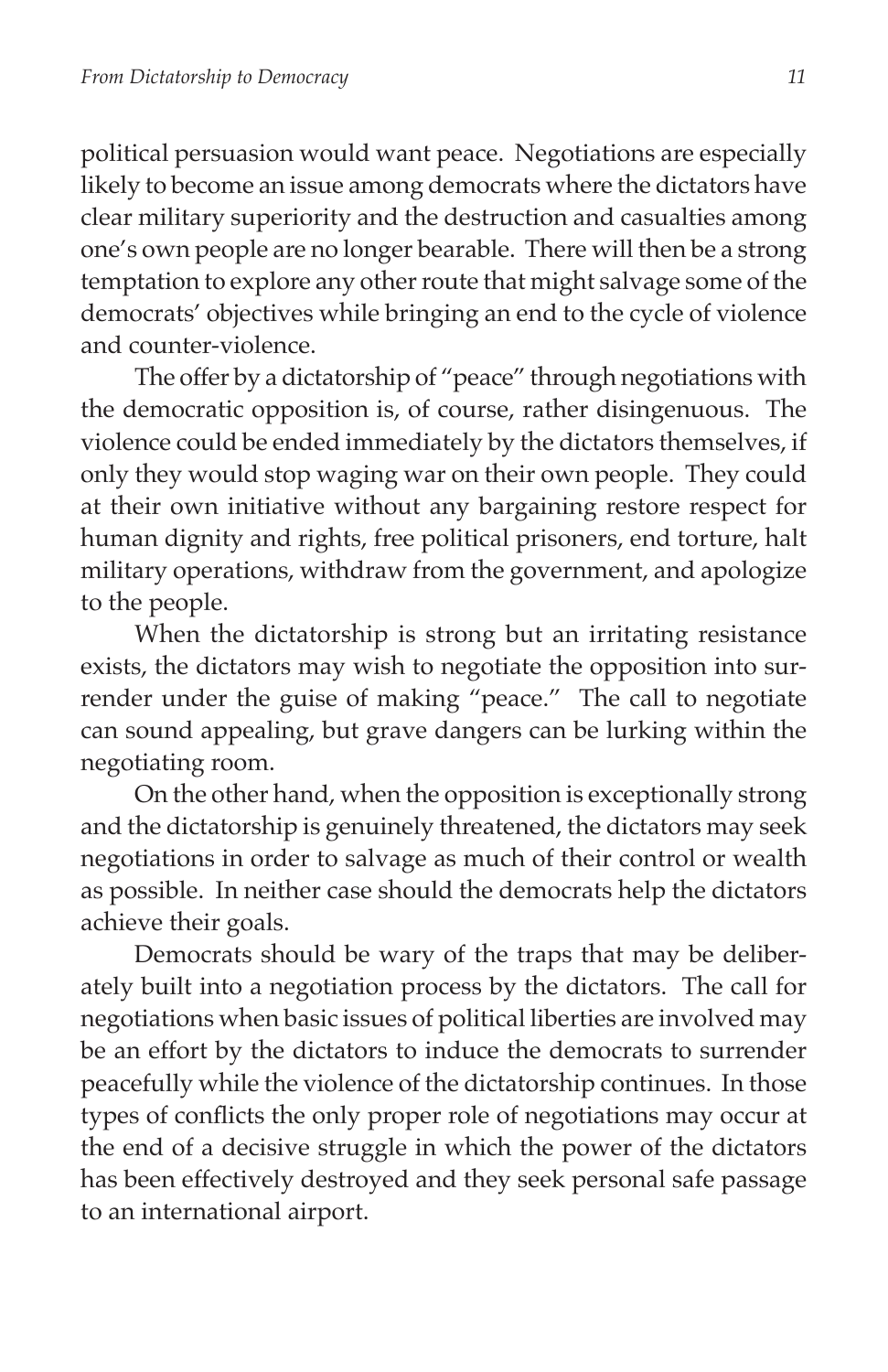political persuasion would want peace. Negotiations are especially likely to become an issue among democrats where the dictators have clear military superiority and the destruction and casualties among one's own people are no longer bearable. There will then be a strong temptation to explore any other route that might salvage some of the democrats' objectives while bringing an end to the cycle of violence and counter-violence.

The offer by a dictatorship of "peace" through negotiations with the democratic opposition is, of course, rather disingenuous. The violence could be ended immediately by the dictators themselves, if only they would stop waging war on their own people. They could at their own initiative without any bargaining restore respect for human dignity and rights, free political prisoners, end torture, halt military operations, withdraw from the government, and apologize to the people.

When the dictatorship is strong but an irritating resistance exists, the dictators may wish to negotiate the opposition into surrender under the guise of making "peace." The call to negotiate can sound appealing, but grave dangers can be lurking within the negotiating room.

On the other hand, when the opposition is exceptionally strong and the dictatorship is genuinely threatened, the dictators may seek negotiations in order to salvage as much of their control or wealth as possible. In neither case should the democrats help the dictators achieve their goals.

Democrats should be wary of the traps that may be deliberately built into a negotiation process by the dictators. The call for negotiations when basic issues of political liberties are involved may be an effort by the dictators to induce the democrats to surrender peacefully while the violence of the dictatorship continues. In those types of conflicts the only proper role of negotiations may occur at the end of a decisive struggle in which the power of the dictators has been effectively destroyed and they seek personal safe passage to an international airport.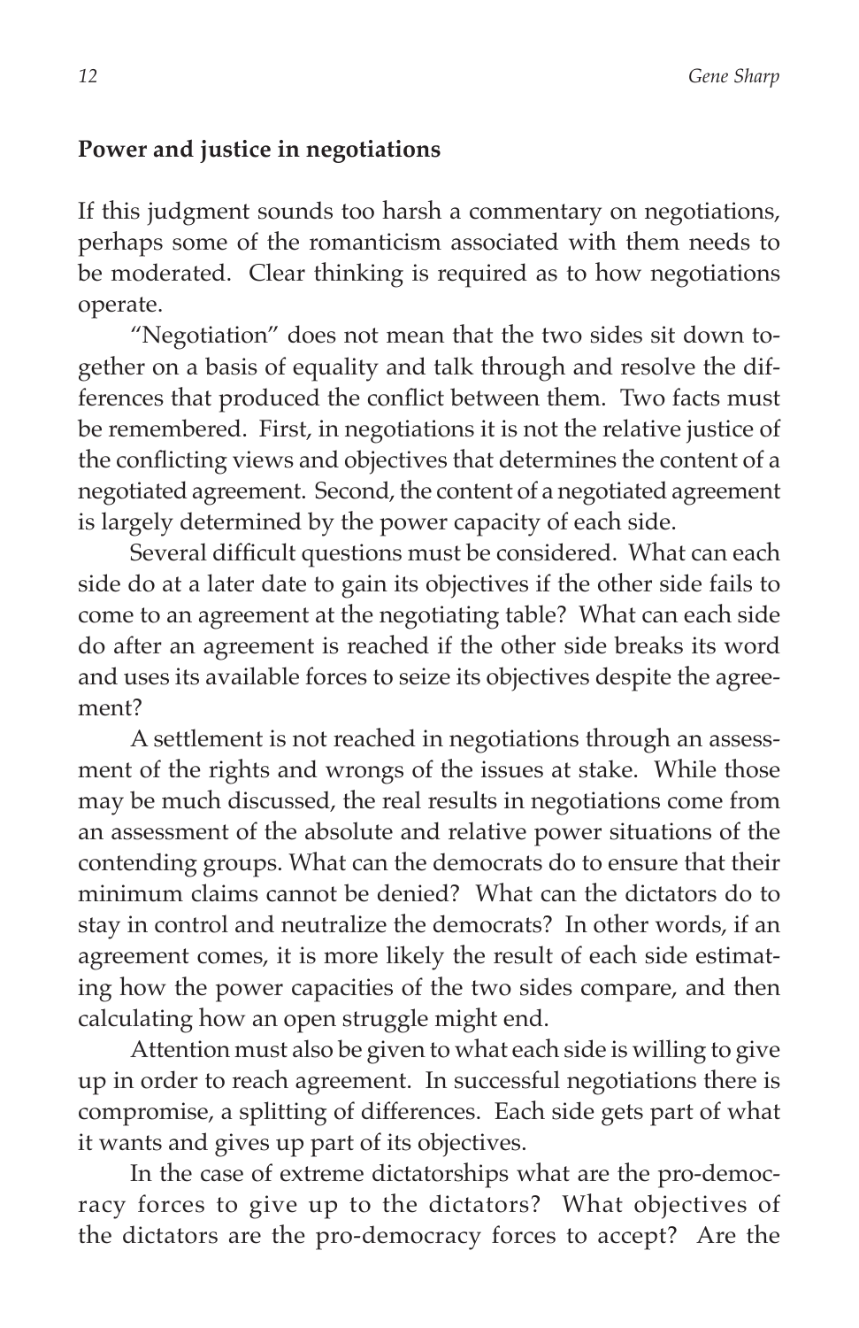### Power and justice in negotiations

If this judgment sounds too harsh a commentary on negotiations, perhaps some of the romanticism associated with them needs to be moderated. Clear thinking is required as to how negotiations operate.

"Negotiation" does not mean that the two sides sit down together on a basis of equality and talk through and resolve the differences that produced the conflict between them. Two facts must be remembered. First, in negotiations it is not the relative justice of the conflicting views and objectives that determines the content of a negotiated agreement. Second, the content of a negotiated agreement is largely determined by the power capacity of each side.

Several difficult questions must be considered. What can each side do at a later date to gain its objectives if the other side fails to come to an agreement at the negotiating table? What can each side do after an agreement is reached if the other side breaks its word and uses its available forces to seize its objectives despite the agreement?

A settlement is not reached in negotiations through an assessment of the rights and wrongs of the issues at stake. While those may be much discussed, the real results in negotiations come from an assessment of the absolute and relative power situations of the contending groups. What can the democrats do to ensure that their minimum claims cannot be denied? What can the dictators do to stay in control and neutralize the democrats? In other words, if an agreement comes, it is more likely the result of each side estimating how the power capacities of the two sides compare, and then calculating how an open struggle might end.

Attention must also be given to what each side is willing to give up in order to reach agreement. In successful negotiations there is compromise, a splitting of differences. Each side gets part of what it wants and gives up part of its objectives.

In the case of extreme dictatorships what are the pro-democracy forces to give up to the dictators? What objectives of the dictators are the pro-democracy forces to accept? Are the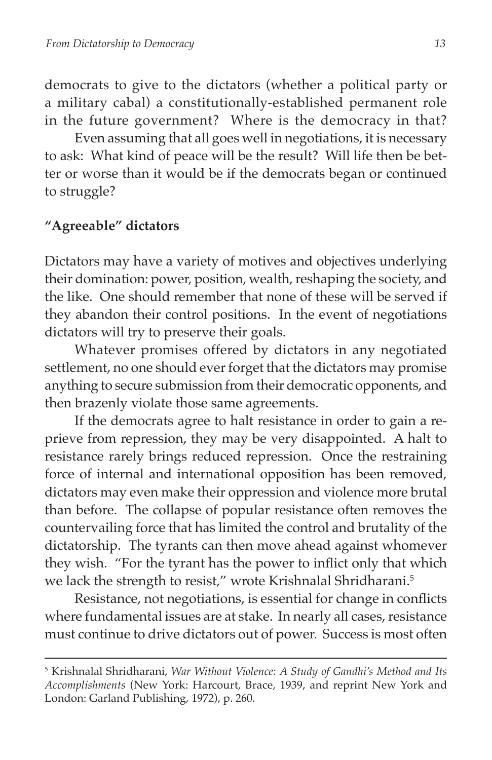democrats to give to the dictators (whether a political party or a military cabal) a constitutionally-established permanent role in the future government? Where is the democracy in that?

Even assuming that all goes well in negotiations, it is necessary to ask: What kind of peace will be the result? Will life then be better or worse than it would be if the democrats began or continued to struggle?

### "Agreeable" dictators

Dictators may have a variety of motives and objectives underlying their domination: power, position, wealth, reshaping the society, and the like. One should remember that none of these will be served if they abandon their control positions. In the event of negotiations dictators will try to preserve their goals.

Whatever promises offered by dictators in any negotiated settlement, no one should ever forget that the dictators may promise anything to secure submission from their democratic opponents, and then brazenly violate those same agreements.

If the democrats agree to halt resistance in order to gain a reprieve from repression, they may be very disappointed. A halt to resistance rarely brings reduced repression. Once the restraining force of internal and international opposition has been removed, dictators may even make their oppression and violence more brutal than before. The collapse of popular resistance often removes the countervailing force that has limited the control and brutality of the dictatorship. The tyrants can then move ahead against whomever they wish. "For the tyrant has the power to inflict only that which we lack the strength to resist," wrote Krishnalal Shridharani.[5]

Resistance, not negotiations, is essential for change in conflicts where fundamental issues are at stake. In nearly all cases, resistance must continue to drive dictators out of power. Success is most often

---

[5] Krishnalal Shridharani, *War Without Violence: A Study of Gandhi's Method and Its Accomplishments* (New York: Harcourt, Brace, 1939, and reprint New York and London: Garland Publishing, 1972), p. 260.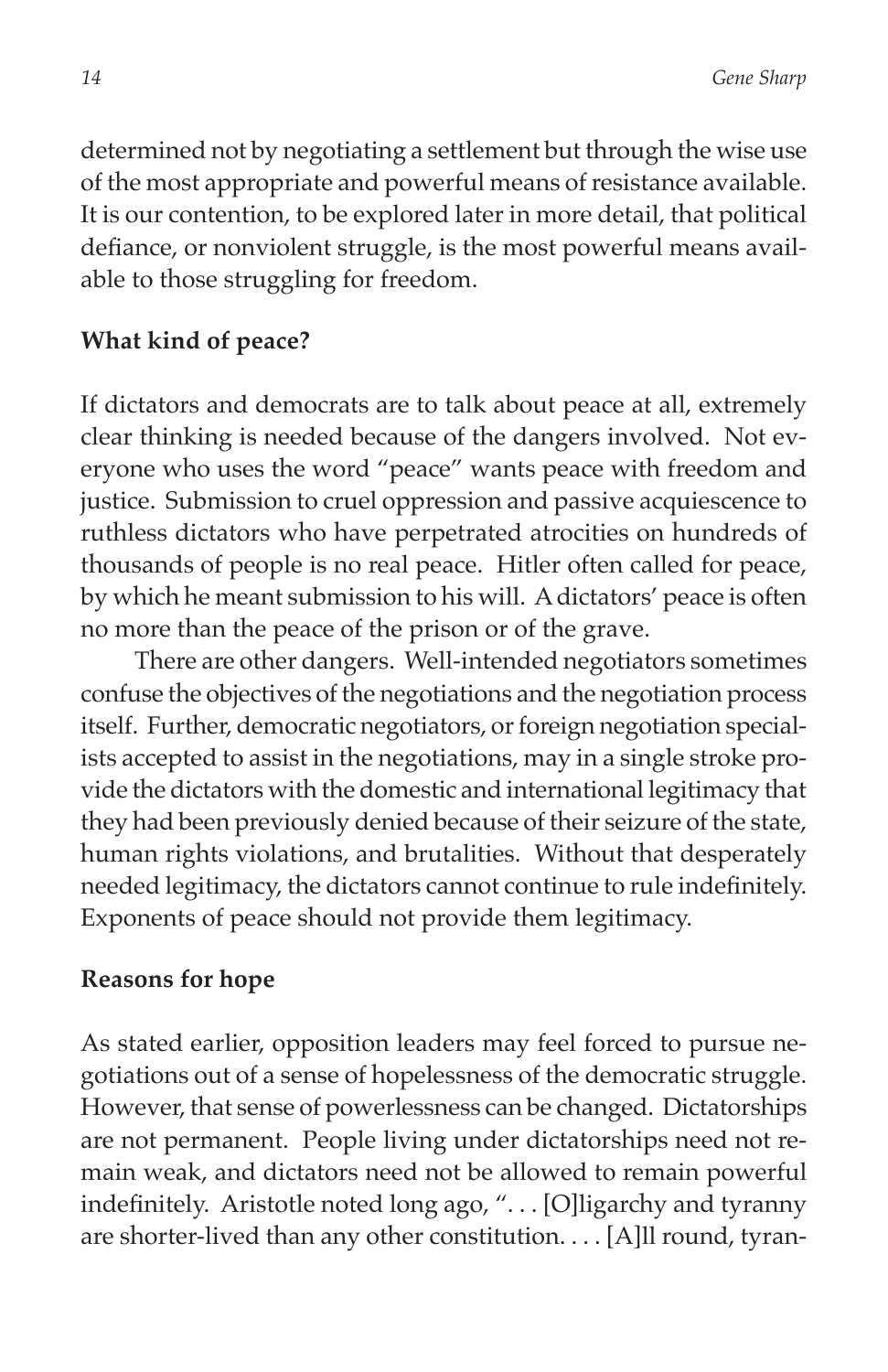determined not by negotiating a settlement but through the wise use of the most appropriate and powerful means of resistance available. It is our contention, to be explored later in more detail, that political defiance, or nonviolent struggle, is the most powerful means available to those struggling for freedom.

**What kind of peace?**

If dictators and democrats are to talk about peace at all, extremely clear thinking is needed because of the dangers involved. Not everyone who uses the word "peace" wants peace with freedom and justice. Submission to cruel oppression and passive acquiescence to ruthless dictators who have perpetrated atrocities on hundreds of thousands of people is no real peace. Hitler often called for peace, by which he meant submission to his will. A dictators' peace is often no more than the peace of the prison or of the grave.

There are other dangers. Well-intended negotiators sometimes confuse the objectives of the negotiations and the negotiation process itself. Further, democratic negotiators, or foreign negotiation specialists accepted to assist in the negotiations, may in a single stroke provide the dictators with the domestic and international legitimacy that they had been previously denied because of their seizure of the state, human rights violations, and brutalities. Without that desperately needed legitimacy, the dictators cannot continue to rule indefinitely. Exponents of peace should not provide them legitimacy.

**Reasons for hope**

As stated earlier, opposition leaders may feel forced to pursue negotiations out of a sense of hopelessness of the democratic struggle. However, that sense of powerlessness can be changed. Dictatorships are not permanent. People living under dictatorships need not remain weak, and dictators need not be allowed to remain powerful indefinitely. Aristotle noted long ago, ". . . [O]ligarchy and tyranny are shorter-lived than any other constitution. . . . [A]ll round, tyran-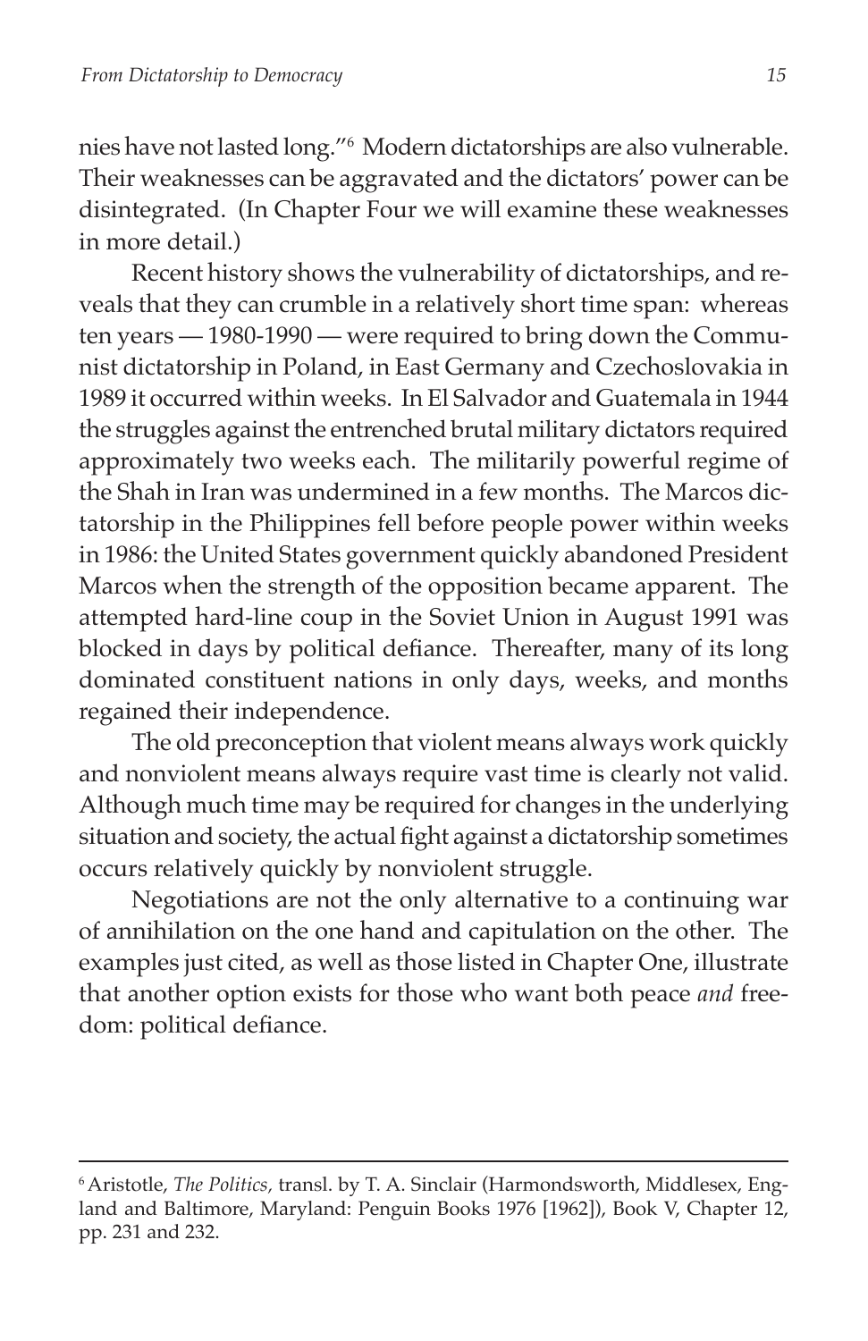nies have not lasted long."[6] Modern dictatorships are also vulnerable. Their weaknesses can be aggravated and the dictators' power can be disintegrated. (In Chapter Four we will examine these weaknesses in more detail.)

Recent history shows the vulnerability of dictatorships, and reveals that they can crumble in a relatively short time span: whereas ten years — 1980-1990 — were required to bring down the Communist dictatorship in Poland, in East Germany and Czechoslovakia in 1989 it occurred within weeks. In El Salvador and Guatemala in 1944 the struggles against the entrenched brutal military dictators required approximately two weeks each. The militarily powerful regime of the Shah in Iran was undermined in a few months. The Marcos dictatorship in the Philippines fell before people power within weeks in 1986: the United States government quickly abandoned President Marcos when the strength of the opposition became apparent. The attempted hard-line coup in the Soviet Union in August 1991 was blocked in days by political defiance. Thereafter, many of its long dominated constituent nations in only days, weeks, and months regained their independence.

The old preconception that violent means always work quickly and nonviolent means always require vast time is clearly not valid. Although much time may be required for changes in the underlying situation and society, the actual fight against a dictatorship sometimes occurs relatively quickly by nonviolent struggle.

Negotiations are not the only alternative to a continuing war of annihilation on the one hand and capitulation on the other. The examples just cited, as well as those listed in Chapter One, illustrate that another option exists for those who want both peace *and* freedom: political defiance.

---

[6] Aristotle, *The Politics*, transl. by T. A. Sinclair (Harmondsworth, Middlesex, England and Baltimore, Maryland: Penguin Books 1976 [1962]), Book V, Chapter 12, pp. 231 and 232.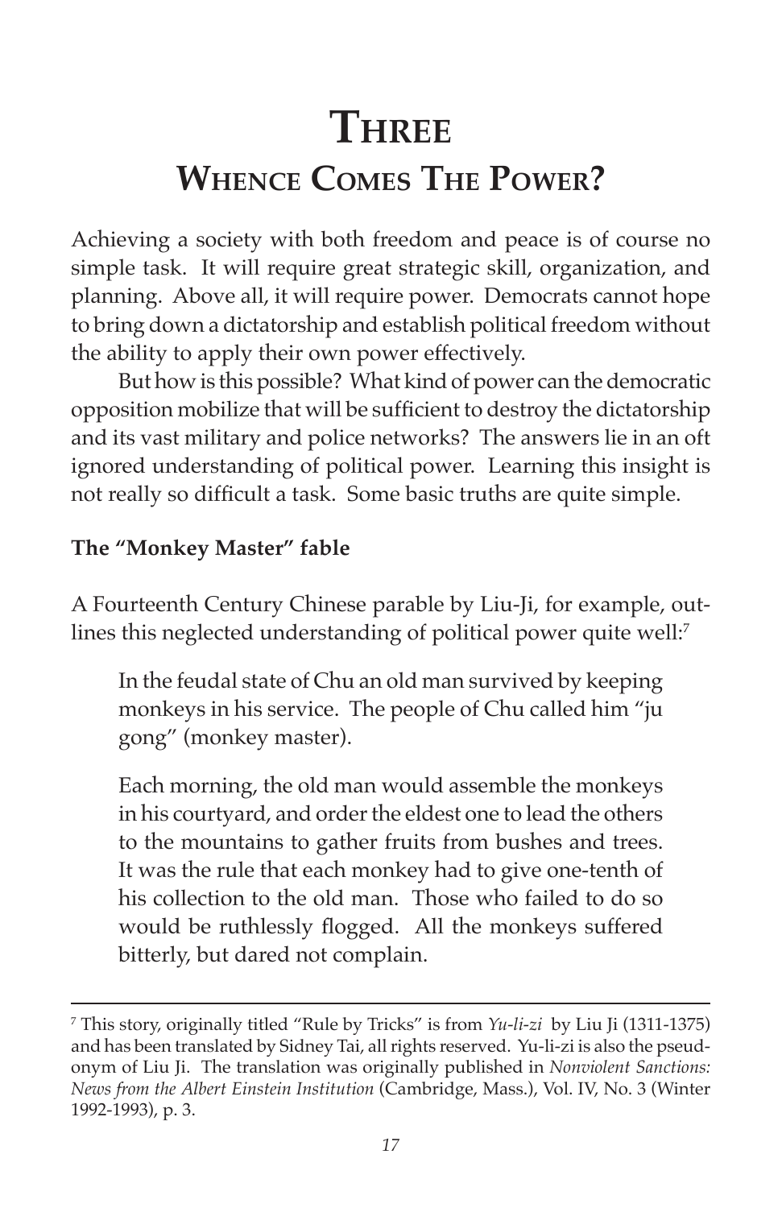# Three

## Whence Comes The Power?

Achieving a society with both freedom and peace is of course no simple task. It will require great strategic skill, organization, and planning. Above all, it will require power. Democrats cannot hope to bring down a dictatorship and establish political freedom without the ability to apply their own power effectively.

But how is this possible? What kind of power can the democratic opposition mobilize that will be sufficient to destroy the dictatorship and its vast military and police networks? The answers lie in an oft ignored understanding of political power. Learning this insight is not really so difficult a task. Some basic truths are quite simple.

**The "Monkey Master" fable**

A Fourteenth Century Chinese parable by Liu-Ji, for example, outlines this neglected understanding of political power quite well:[7]

> In the feudal state of Chu an old man survived by keeping monkeys in his service. The people of Chu called him "ju gong" (monkey master).
>
> Each morning, the old man would assemble the monkeys in his courtyard, and order the eldest one to lead the others to the mountains to gather fruits from bushes and trees. It was the rule that each monkey had to give one-tenth of his collection to the old man. Those who failed to do so would be ruthlessly flogged. All the monkeys suffered bitterly, but dared not complain.

---

[7] This story, originally titled "Rule by Tricks" is from *Yu-li-zi* by Liu Ji (1311-1375) and has been translated by Sidney Tai, all rights reserved. Yu-li-zi is also the pseudonym of Liu Ji. The translation was originally published in *Nonviolent Sanctions: News from the Albert Einstein Institution* (Cambridge, Mass.), Vol. IV, No. 3 (Winter 1992-1993), p. 3.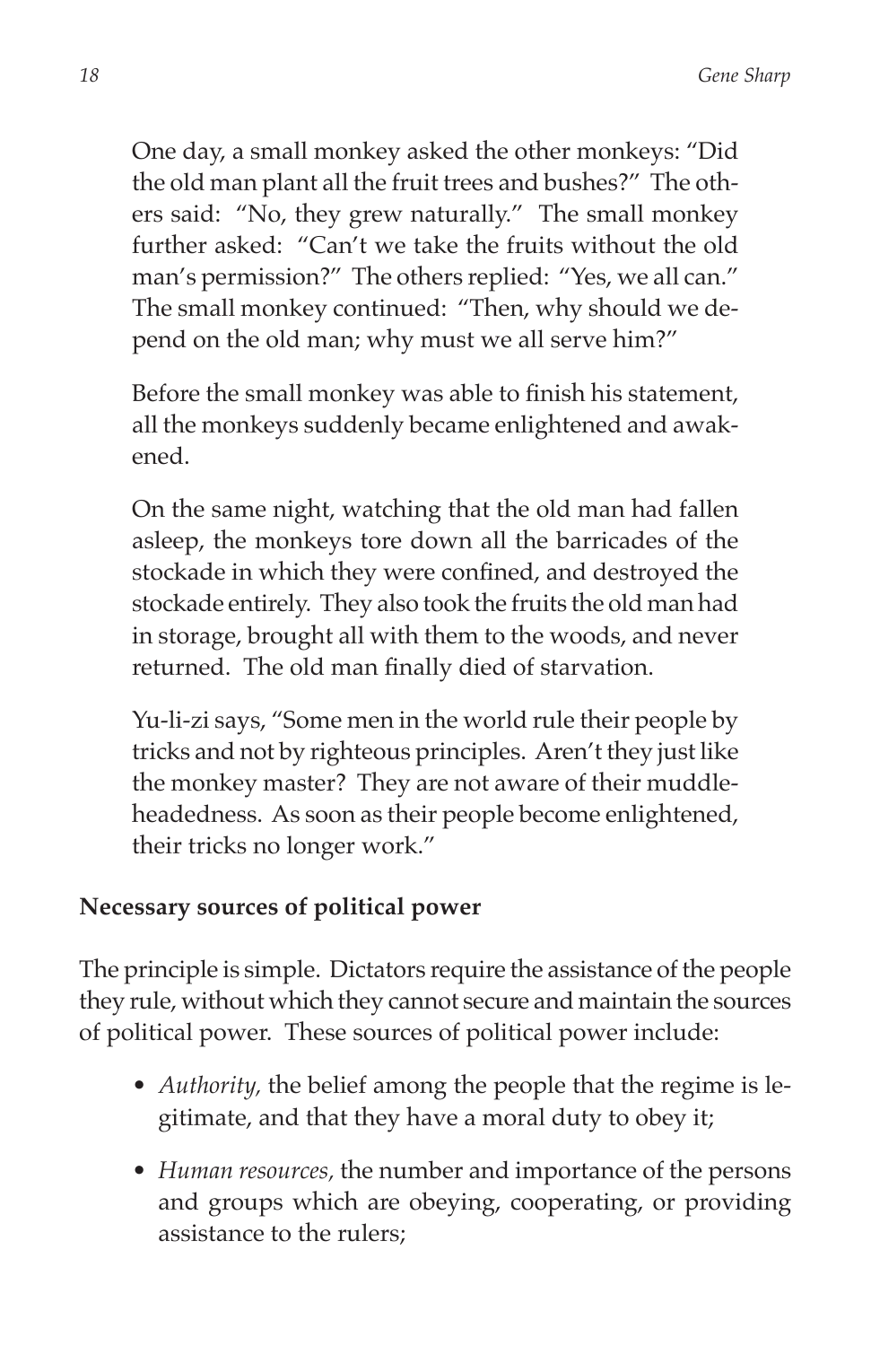One day, a small monkey asked the other monkeys: "Did the old man plant all the fruit trees and bushes?" The others said: "No, they grew naturally." The small monkey further asked: "Can't we take the fruits without the old man's permission?" The others replied: "Yes, we all can." The small monkey continued: "Then, why should we depend on the old man; why must we all serve him?"

Before the small monkey was able to finish his statement, all the monkeys suddenly became enlightened and awakened.

On the same night, watching that the old man had fallen asleep, the monkeys tore down all the barricades of the stockade in which they were confined, and destroyed the stockade entirely. They also took the fruits the old man had in storage, brought all with them to the woods, and never returned. The old man finally died of starvation.

Yu-li-zi says, "Some men in the world rule their people by tricks and not by righteous principles. Aren't they just like the monkey master? They are not aware of their muddleheadedness. As soon as their people become enlightened, their tricks no longer work."

### Necessary sources of political power

The principle is simple. Dictators require the assistance of the people they rule, without which they cannot secure and maintain the sources of political power. These sources of political power include:

- *Authority,* the belief among the people that the regime is legitimate, and that they have a moral duty to obey it;
- *Human resources,* the number and importance of the persons and groups which are obeying, cooperating, or providing assistance to the rulers;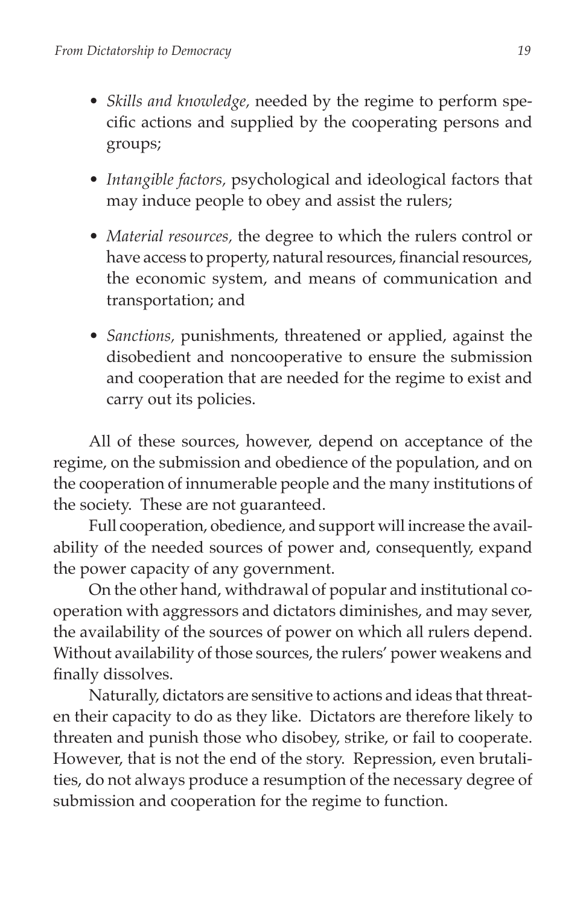- *Skills and knowledge,* needed by the regime to perform specific actions and supplied by the cooperating persons and groups;

- *Intangible factors,* psychological and ideological factors that may induce people to obey and assist the rulers;

- *Material resources,* the degree to which the rulers control or have access to property, natural resources, financial resources, the economic system, and means of communication and transportation; and

- *Sanctions,* punishments, threatened or applied, against the disobedient and noncooperative to ensure the submission and cooperation that are needed for the regime to exist and carry out its policies.

All of these sources, however, depend on acceptance of the regime, on the submission and obedience of the population, and on the cooperation of innumerable people and the many institutions of the society. These are not guaranteed.

Full cooperation, obedience, and support will increase the availability of the needed sources of power and, consequently, expand the power capacity of any government.

On the other hand, withdrawal of popular and institutional cooperation with aggressors and dictators diminishes, and may sever, the availability of the sources of power on which all rulers depend. Without availability of those sources, the rulers' power weakens and finally dissolves.

Naturally, dictators are sensitive to actions and ideas that threaten their capacity to do as they like. Dictators are therefore likely to threaten and punish those who disobey, strike, or fail to cooperate. However, that is not the end of the story. Repression, even brutalities, do not always produce a resumption of the necessary degree of submission and cooperation for the regime to function.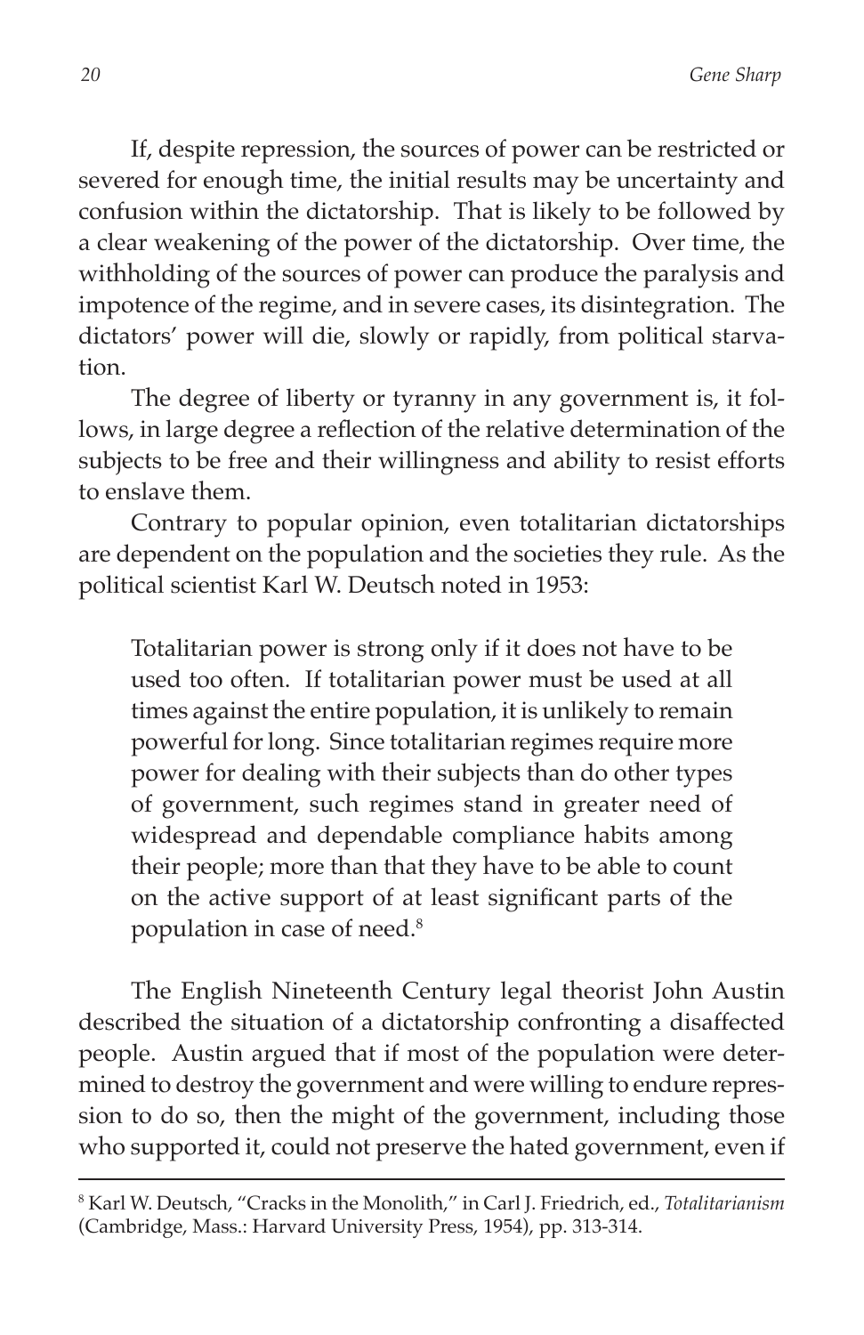If, despite repression, the sources of power can be restricted or severed for enough time, the initial results may be uncertainty and confusion within the dictatorship. That is likely to be followed by a clear weakening of the power of the dictatorship. Over time, the withholding of the sources of power can produce the paralysis and impotence of the regime, and in severe cases, its disintegration. The dictators' power will die, slowly or rapidly, from political starvation.

The degree of liberty or tyranny in any government is, it follows, in large degree a reflection of the relative determination of the subjects to be free and their willingness and ability to resist efforts to enslave them.

Contrary to popular opinion, even totalitarian dictatorships are dependent on the population and the societies they rule. As the political scientist Karl W. Deutsch noted in 1953:

> Totalitarian power is strong only if it does not have to be used too often. If totalitarian power must be used at all times against the entire population, it is unlikely to remain powerful for long. Since totalitarian regimes require more power for dealing with their subjects than do other types of government, such regimes stand in greater need of widespread and dependable compliance habits among their people; more than that they have to be able to count on the active support of at least significant parts of the population in case of need.[8]

The English Nineteenth Century legal theorist John Austin described the situation of a dictatorship confronting a disaffected people. Austin argued that if most of the population were determined to destroy the government and were willing to endure repression to do so, then the might of the government, including those who supported it, could not preserve the hated government, even if

---

[8] Karl W. Deutsch, "Cracks in the Monolith," in Carl J. Friedrich, ed., *Totalitarianism* (Cambridge, Mass.: Harvard University Press, 1954), pp. 313-314.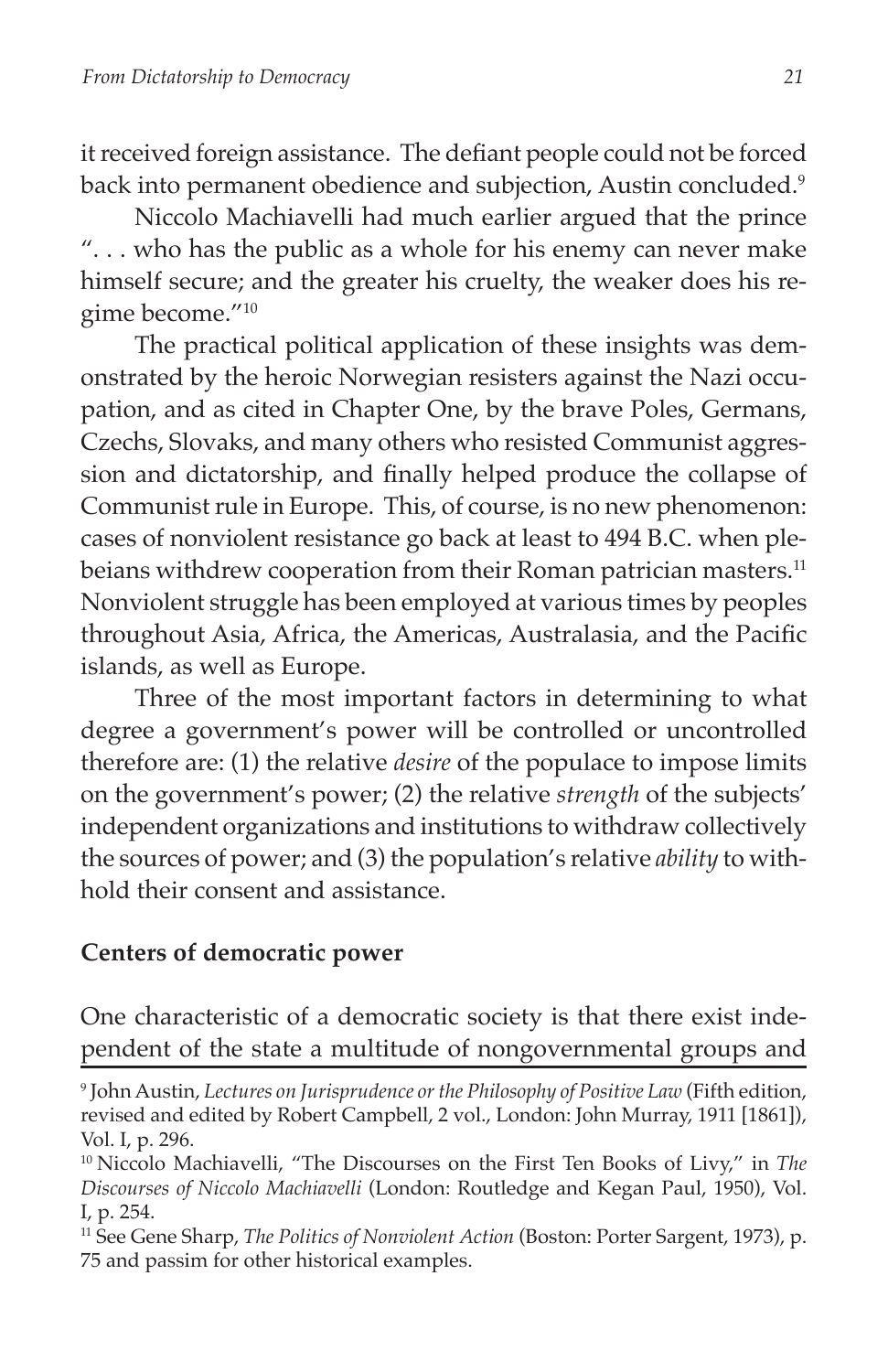it received foreign assistance. The defiant people could not be forced back into permanent obedience and subjection, Austin concluded.[9]

Niccolo Machiavelli had much earlier argued that the prince ". . . who has the public as a whole for his enemy can never make himself secure; and the greater his cruelty, the weaker does his regime become."[10]

The practical political application of these insights was demonstrated by the heroic Norwegian resisters against the Nazi occupation, and as cited in Chapter One, by the brave Poles, Germans, Czechs, Slovaks, and many others who resisted Communist aggression and dictatorship, and finally helped produce the collapse of Communist rule in Europe. This, of course, is no new phenomenon: cases of nonviolent resistance go back at least to 494 B.C. when plebeians withdrew cooperation from their Roman patrician masters.[11] Nonviolent struggle has been employed at various times by peoples throughout Asia, Africa, the Americas, Australasia, and the Pacific islands, as well as Europe.

Three of the most important factors in determining to what degree a government's power will be controlled or uncontrolled therefore are: (1) the relative *desire* of the populace to impose limits on the government's power; (2) the relative *strength* of the subjects' independent organizations and institutions to withdraw collectively the sources of power; and (3) the population's relative *ability* to withhold their consent and assistance.

**Centers of democratic power**

One characteristic of a democratic society is that there exist independent of the state a multitude of nongovernmental groups and

---

[9] John Austin, *Lectures on Jurisprudence or the Philosophy of Positive Law* (Fifth edition, revised and edited by Robert Campbell, 2 vol., London: John Murray, 1911 [1861]), Vol. I, p. 296.

[10] Niccolo Machiavelli, "The Discourses on the First Ten Books of Livy," in *The Discourses of Niccolo Machiavelli* (London: Routledge and Kegan Paul, 1950), Vol. I, p. 254.

[11] See Gene Sharp, *The Politics of Nonviolent Action* (Boston: Porter Sargent, 1973), p. 75 and passim for other historical examples.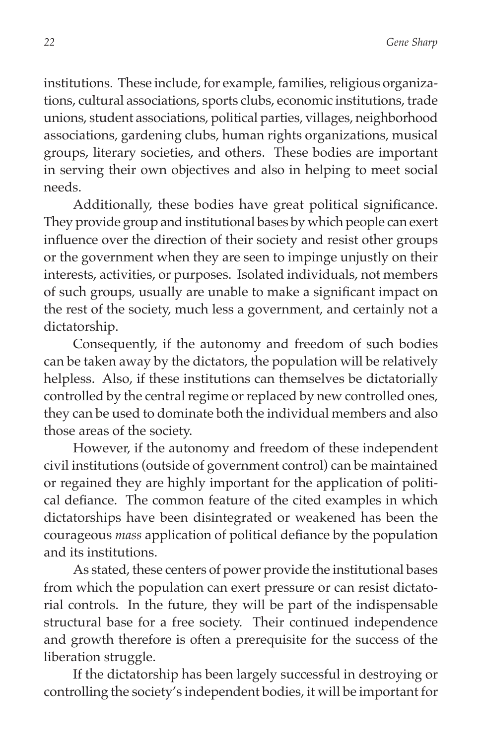institutions. These include, for example, families, religious organizations, cultural associations, sports clubs, economic institutions, trade unions, student associations, political parties, villages, neighborhood associations, gardening clubs, human rights organizations, musical groups, literary societies, and others. These bodies are important in serving their own objectives and also in helping to meet social needs.

Additionally, these bodies have great political significance. They provide group and institutional bases by which people can exert influence over the direction of their society and resist other groups or the government when they are seen to impinge unjustly on their interests, activities, or purposes. Isolated individuals, not members of such groups, usually are unable to make a significant impact on the rest of the society, much less a government, and certainly not a dictatorship.

Consequently, if the autonomy and freedom of such bodies can be taken away by the dictators, the population will be relatively helpless. Also, if these institutions can themselves be dictatorially controlled by the central regime or replaced by new controlled ones, they can be used to dominate both the individual members and also those areas of the society.

However, if the autonomy and freedom of these independent civil institutions (outside of government control) can be maintained or regained they are highly important for the application of political defiance. The common feature of the cited examples in which dictatorships have been disintegrated or weakened has been the courageous *mass* application of political defiance by the population and its institutions.

As stated, these centers of power provide the institutional bases from which the population can exert pressure or can resist dictatorial controls. In the future, they will be part of the indispensable structural base for a free society. Their continued independence and growth therefore is often a prerequisite for the success of the liberation struggle.

If the dictatorship has been largely successful in destroying or controlling the society's independent bodies, it will be important for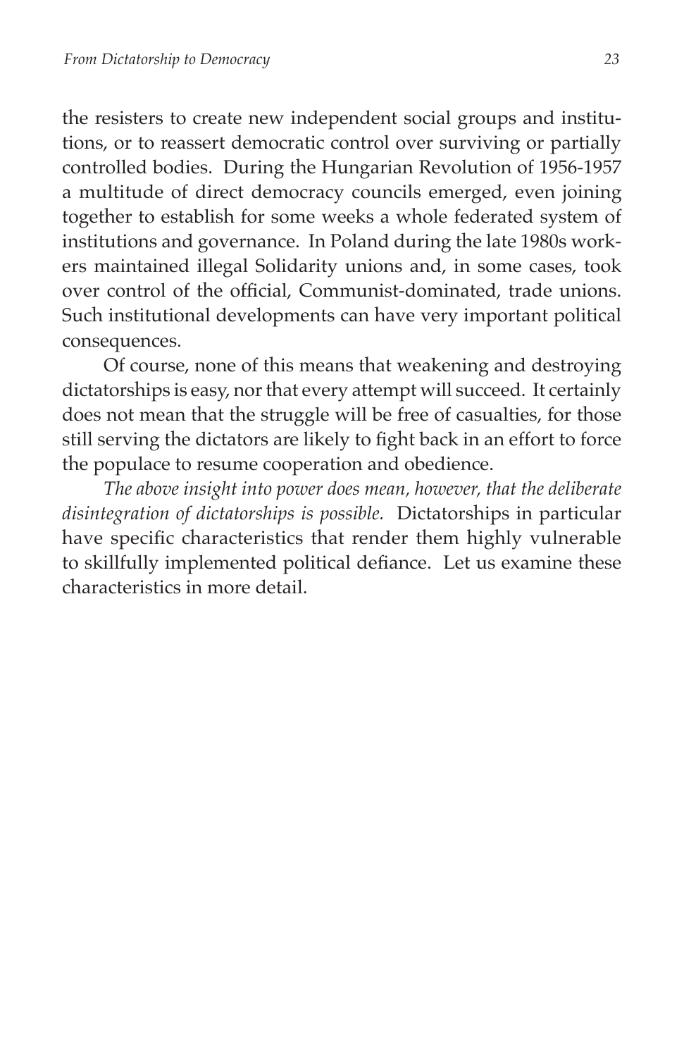the resisters to create new independent social groups and institutions, or to reassert democratic control over surviving or partially controlled bodies. During the Hungarian Revolution of 1956-1957 a multitude of direct democracy councils emerged, even joining together to establish for some weeks a whole federated system of institutions and governance. In Poland during the late 1980s workers maintained illegal Solidarity unions and, in some cases, took over control of the official, Communist-dominated, trade unions. Such institutional developments can have very important political consequences.

Of course, none of this means that weakening and destroying dictatorships is easy, nor that every attempt will succeed. It certainly does not mean that the struggle will be free of casualties, for those still serving the dictators are likely to fight back in an effort to force the populace to resume cooperation and obedience.

*The above insight into power does mean, however, that the deliberate disintegration of dictatorships is possible.* Dictatorships in particular have specific characteristics that render them highly vulnerable to skillfully implemented political defiance. Let us examine these characteristics in more detail.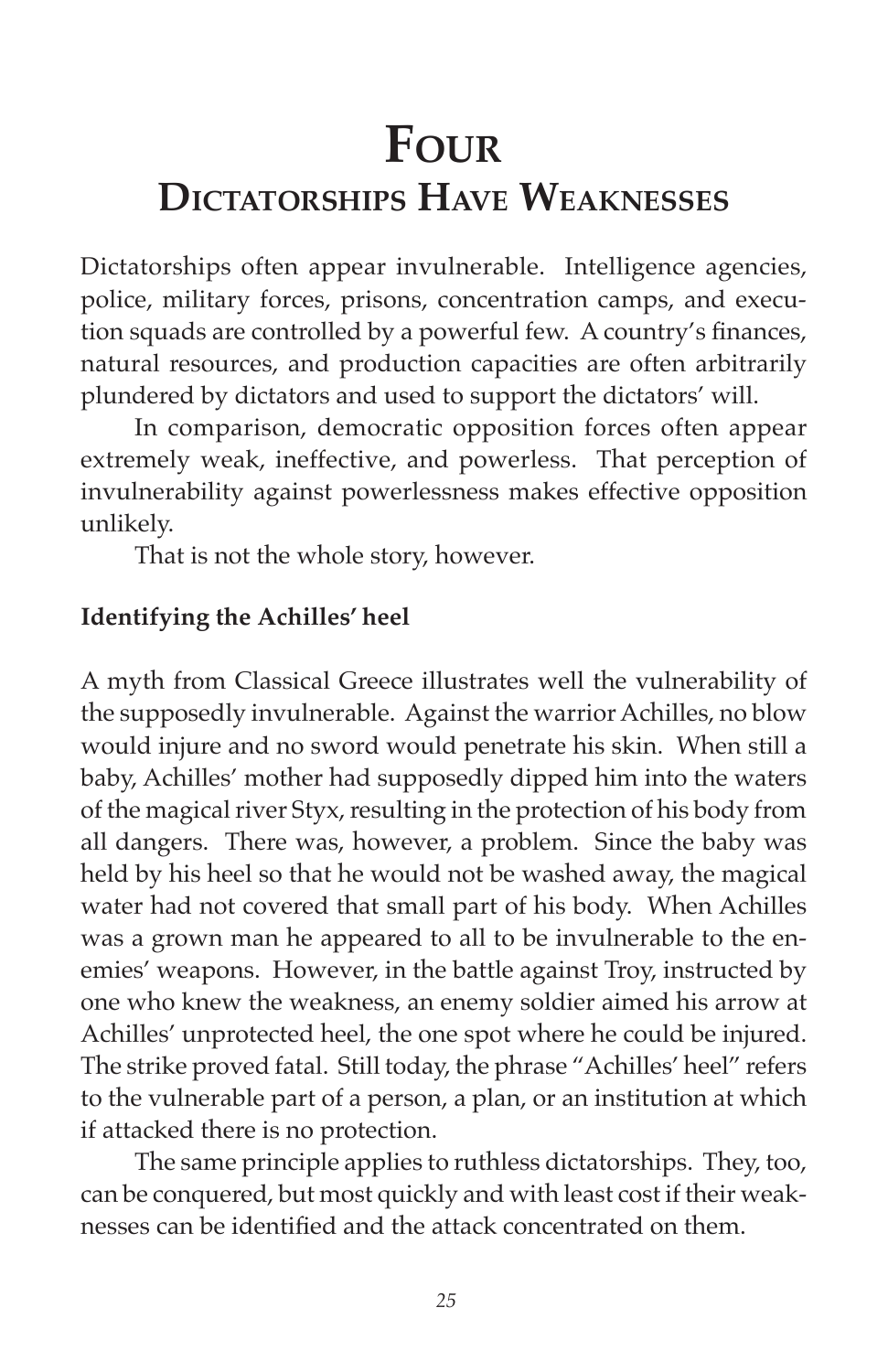# FOUR
## DICTATORSHIPS HAVE WEAKNESSES

Dictatorships often appear invulnerable. Intelligence agencies, police, military forces, prisons, concentration camps, and execution squads are controlled by a powerful few. A country's finances, natural resources, and production capacities are often arbitrarily plundered by dictators and used to support the dictators' will.

In comparison, democratic opposition forces often appear extremely weak, ineffective, and powerless. That perception of invulnerability against powerlessness makes effective opposition unlikely.

That is not the whole story, however.

### Identifying the Achilles' heel

A myth from Classical Greece illustrates well the vulnerability of the supposedly invulnerable. Against the warrior Achilles, no blow would injure and no sword would penetrate his skin. When still a baby, Achilles' mother had supposedly dipped him into the waters of the magical river Styx, resulting in the protection of his body from all dangers. There was, however, a problem. Since the baby was held by his heel so that he would not be washed away, the magical water had not covered that small part of his body. When Achilles was a grown man he appeared to all to be invulnerable to the enemies' weapons. However, in the battle against Troy, instructed by one who knew the weakness, an enemy soldier aimed his arrow at Achilles' unprotected heel, the one spot where he could be injured. The strike proved fatal. Still today, the phrase "Achilles' heel" refers to the vulnerable part of a person, a plan, or an institution at which if attacked there is no protection.

The same principle applies to ruthless dictatorships. They, too, can be conquered, but most quickly and with least cost if their weaknesses can be identified and the attack concentrated on them.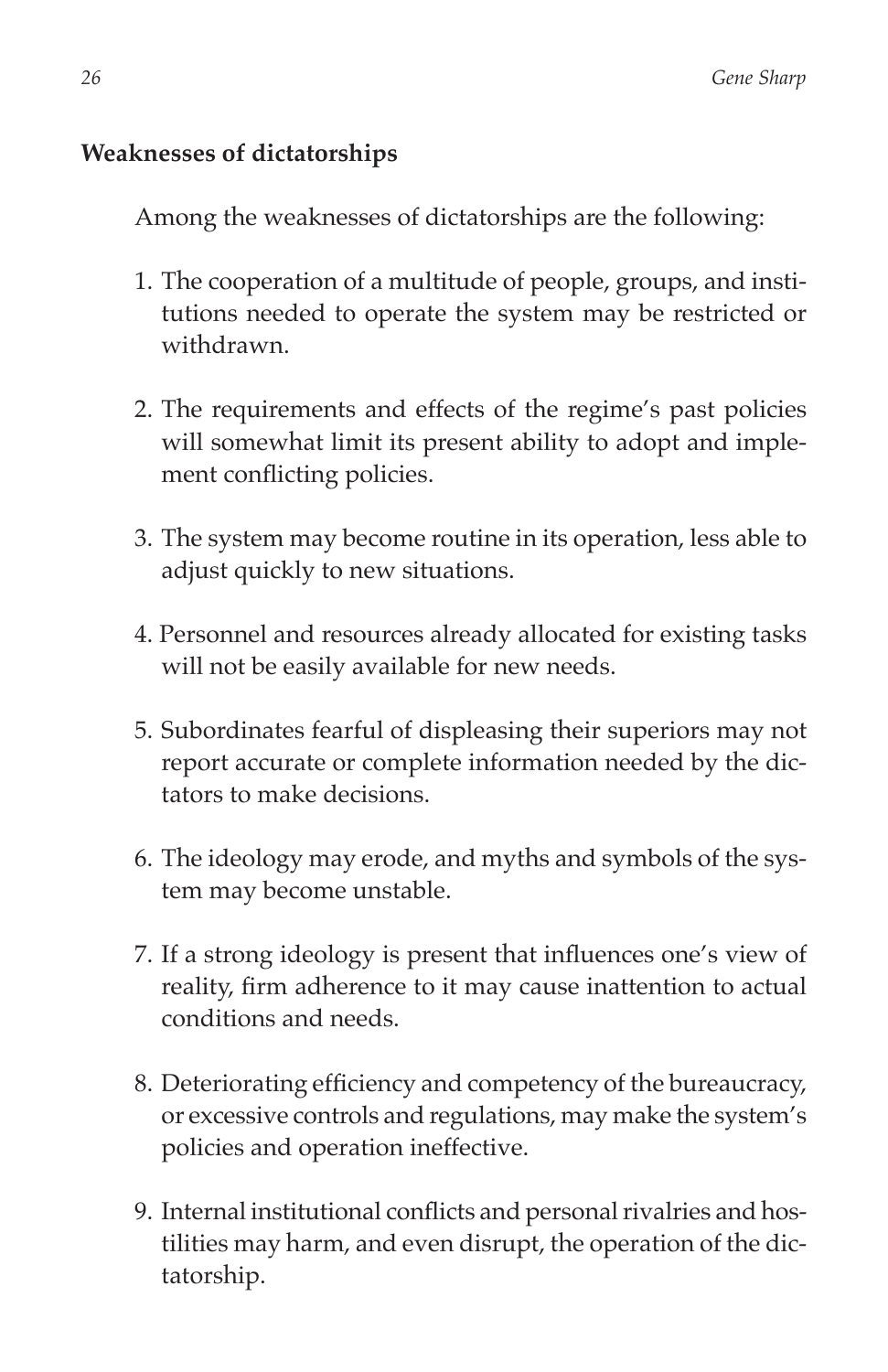### Weaknesses of dictatorships

Among the weaknesses of dictatorships are the following:

1. The cooperation of a multitude of people, groups, and institutions needed to operate the system may be restricted or withdrawn.

2. The requirements and effects of the regime's past policies will somewhat limit its present ability to adopt and implement conflicting policies.

3. The system may become routine in its operation, less able to adjust quickly to new situations.

4. Personnel and resources already allocated for existing tasks will not be easily available for new needs.

5. Subordinates fearful of displeasing their superiors may not report accurate or complete information needed by the dictators to make decisions.

6. The ideology may erode, and myths and symbols of the system may become unstable.

7. If a strong ideology is present that influences one's view of reality, firm adherence to it may cause inattention to actual conditions and needs.

8. Deteriorating efficiency and competency of the bureaucracy, or excessive controls and regulations, may make the system's policies and operation ineffective.

9. Internal institutional conflicts and personal rivalries and hostilities may harm, and even disrupt, the operation of the dictatorship.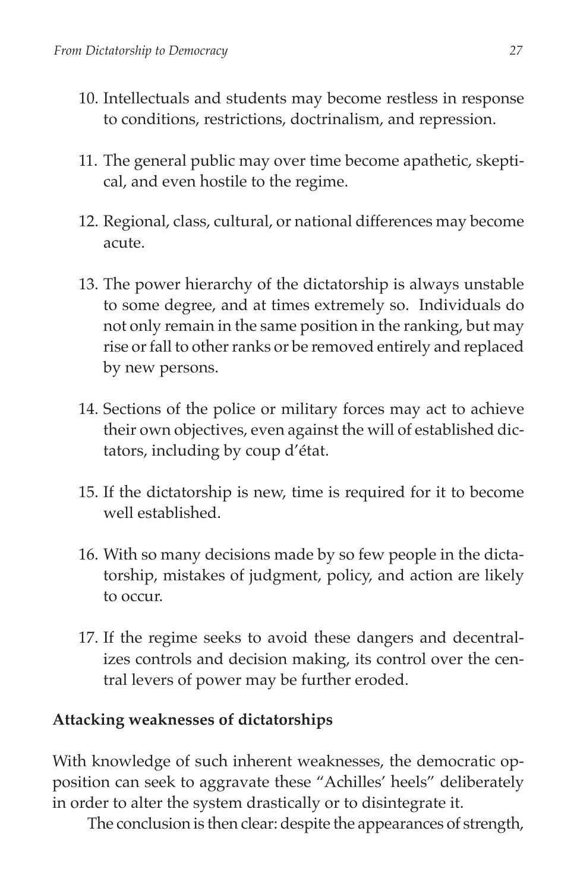10. Intellectuals and students may become restless in response to conditions, restrictions, doctrinalism, and repression.

11. The general public may over time become apathetic, skeptical, and even hostile to the regime.

12. Regional, class, cultural, or national differences may become acute.

13. The power hierarchy of the dictatorship is always unstable to some degree, and at times extremely so. Individuals do not only remain in the same position in the ranking, but may rise or fall to other ranks or be removed entirely and replaced by new persons.

14. Sections of the police or military forces may act to achieve their own objectives, even against the will of established dictators, including by coup d'état.

15. If the dictatorship is new, time is required for it to become well established.

16. With so many decisions made by so few people in the dictatorship, mistakes of judgment, policy, and action are likely to occur.

17. If the regime seeks to avoid these dangers and decentralizes controls and decision making, its control over the central levers of power may be further eroded.

**Attacking weaknesses of dictatorships**

With knowledge of such inherent weaknesses, the democratic opposition can seek to aggravate these "Achilles' heels" deliberately in order to alter the system drastically or to disintegrate it.

The conclusion is then clear: despite the appearances of strength,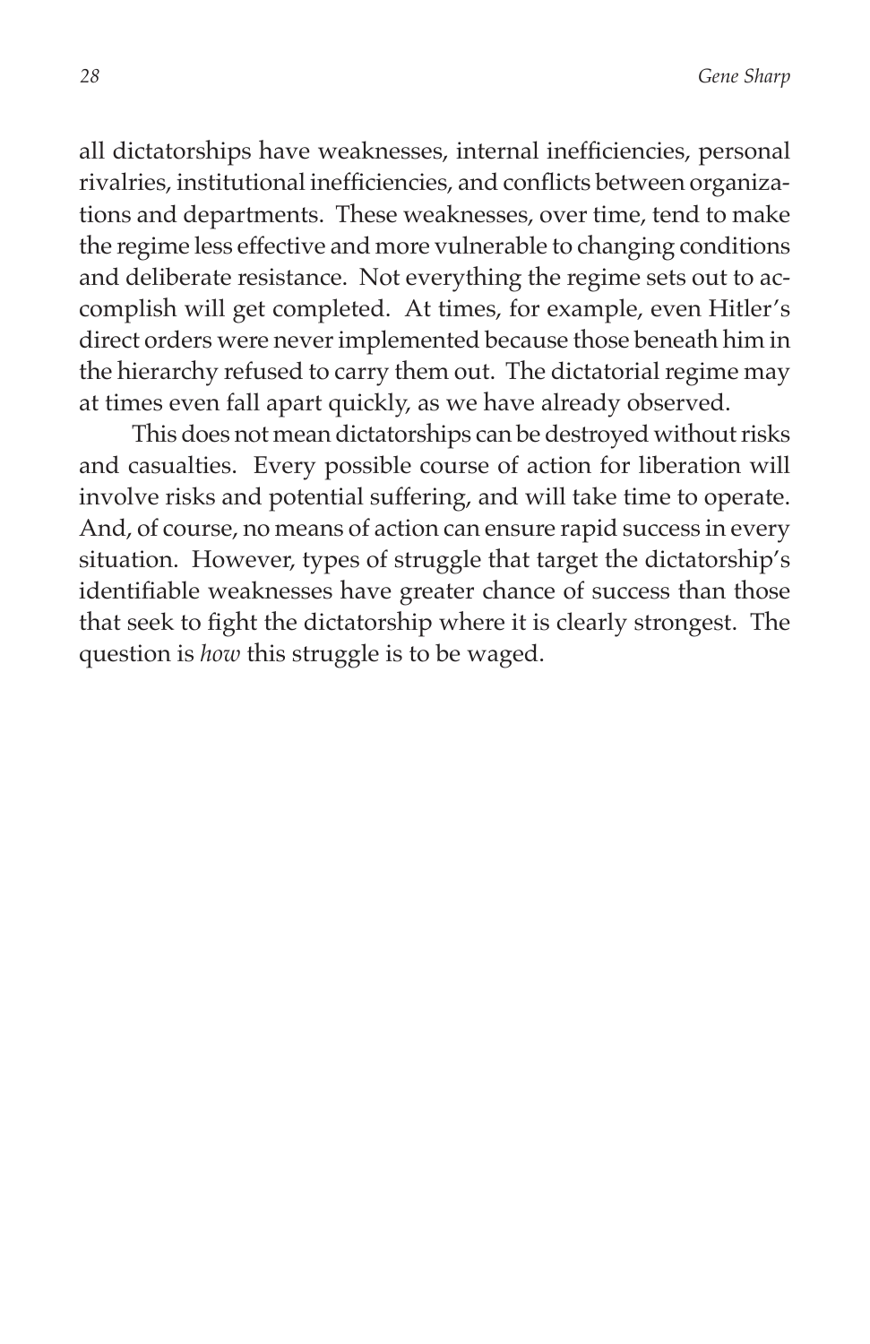all dictatorships have weaknesses, internal inefficiencies, personal rivalries, institutional inefficiencies, and conflicts between organizations and departments. These weaknesses, over time, tend to make the regime less effective and more vulnerable to changing conditions and deliberate resistance. Not everything the regime sets out to accomplish will get completed. At times, for example, even Hitler's direct orders were never implemented because those beneath him in the hierarchy refused to carry them out. The dictatorial regime may at times even fall apart quickly, as we have already observed.

This does not mean dictatorships can be destroyed without risks and casualties. Every possible course of action for liberation will involve risks and potential suffering, and will take time to operate. And, of course, no means of action can ensure rapid success in every situation. However, types of struggle that target the dictatorship's identifiable weaknesses have greater chance of success than those that seek to fight the dictatorship where it is clearly strongest. The question is *how* this struggle is to be waged.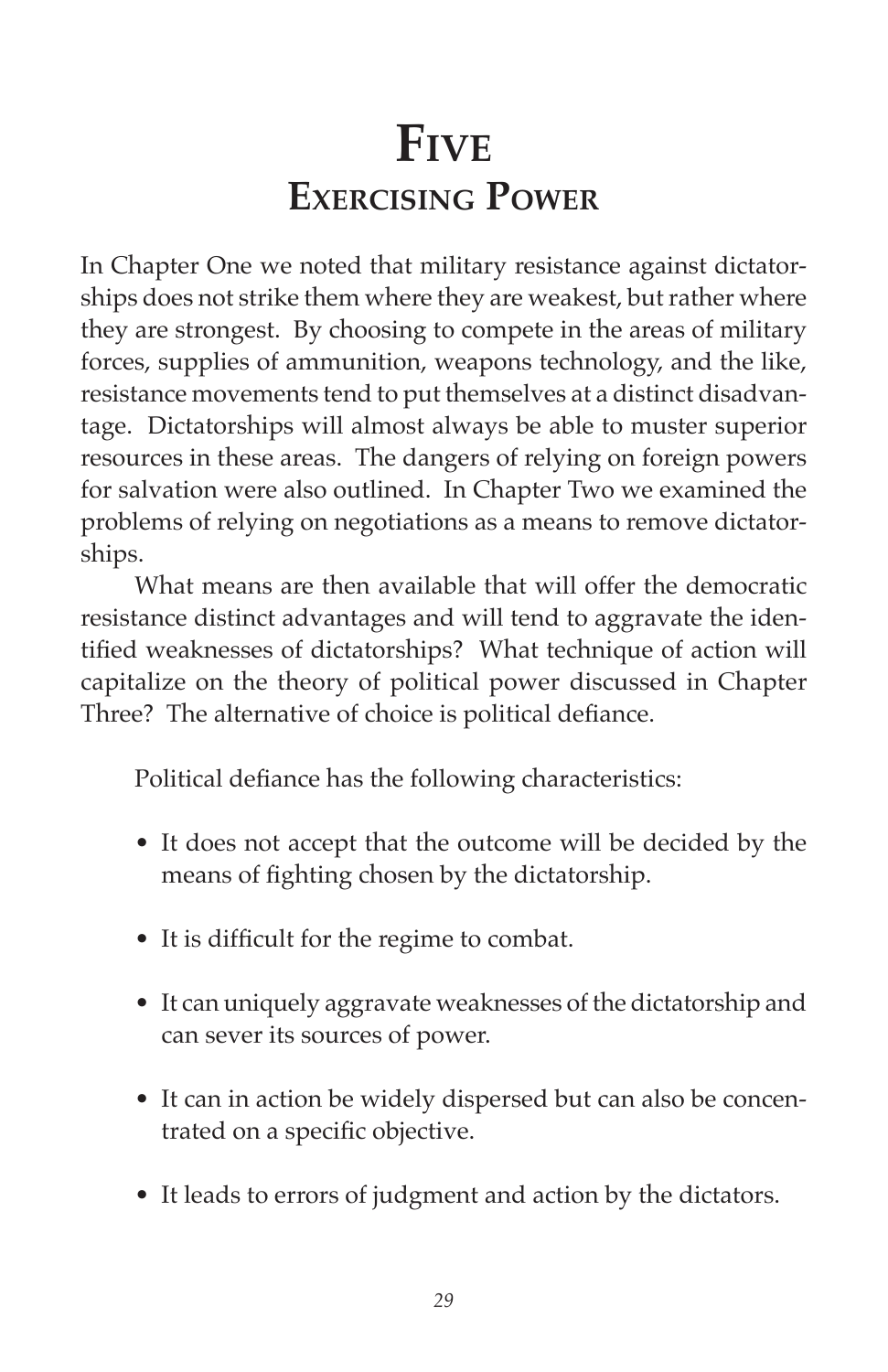# Five
## Exercising Power

In Chapter One we noted that military resistance against dictatorships does not strike them where they are weakest, but rather where they are strongest. By choosing to compete in the areas of military forces, supplies of ammunition, weapons technology, and the like, resistance movements tend to put themselves at a distinct disadvantage. Dictatorships will almost always be able to muster superior resources in these areas. The dangers of relying on foreign powers for salvation were also outlined. In Chapter Two we examined the problems of relying on negotiations as a means to remove dictatorships.

What means are then available that will offer the democratic resistance distinct advantages and will tend to aggravate the identified weaknesses of dictatorships? What technique of action will capitalize on the theory of political power discussed in Chapter Three? The alternative of choice is political defiance.

Political defiance has the following characteristics:

- It does not accept that the outcome will be decided by the means of fighting chosen by the dictatorship.
- It is difficult for the regime to combat.
- It can uniquely aggravate weaknesses of the dictatorship and can sever its sources of power.
- It can in action be widely dispersed but can also be concentrated on a specific objective.
- It leads to errors of judgment and action by the dictators.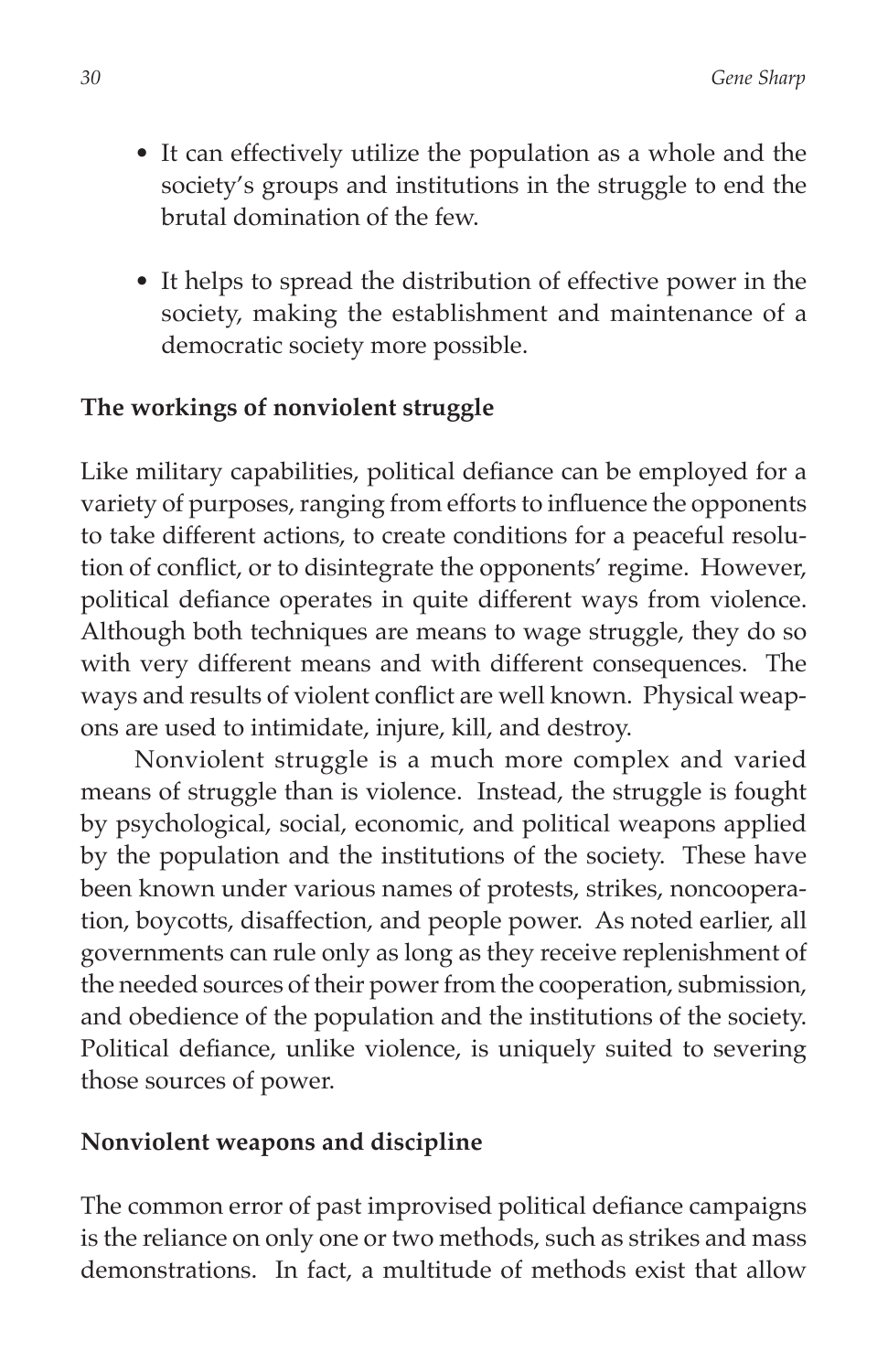- It can effectively utilize the population as a whole and the society's groups and institutions in the struggle to end the brutal domination of the few.

- It helps to spread the distribution of effective power in the society, making the establishment and maintenance of a democratic society more possible.

### The workings of nonviolent struggle

Like military capabilities, political defiance can be employed for a variety of purposes, ranging from efforts to influence the opponents to take different actions, to create conditions for a peaceful resolution of conflict, or to disintegrate the opponents' regime. However, political defiance operates in quite different ways from violence. Although both techniques are means to wage struggle, they do so with very different means and with different consequences. The ways and results of violent conflict are well known. Physical weapons are used to intimidate, injure, kill, and destroy.

Nonviolent struggle is a much more complex and varied means of struggle than is violence. Instead, the struggle is fought by psychological, social, economic, and political weapons applied by the population and the institutions of the society. These have been known under various names of protests, strikes, noncooperation, boycotts, disaffection, and people power. As noted earlier, all governments can rule only as long as they receive replenishment of the needed sources of their power from the cooperation, submission, and obedience of the population and the institutions of the society. Political defiance, unlike violence, is uniquely suited to severing those sources of power.

### Nonviolent weapons and discipline

The common error of past improvised political defiance campaigns is the reliance on only one or two methods, such as strikes and mass demonstrations. In fact, a multitude of methods exist that allow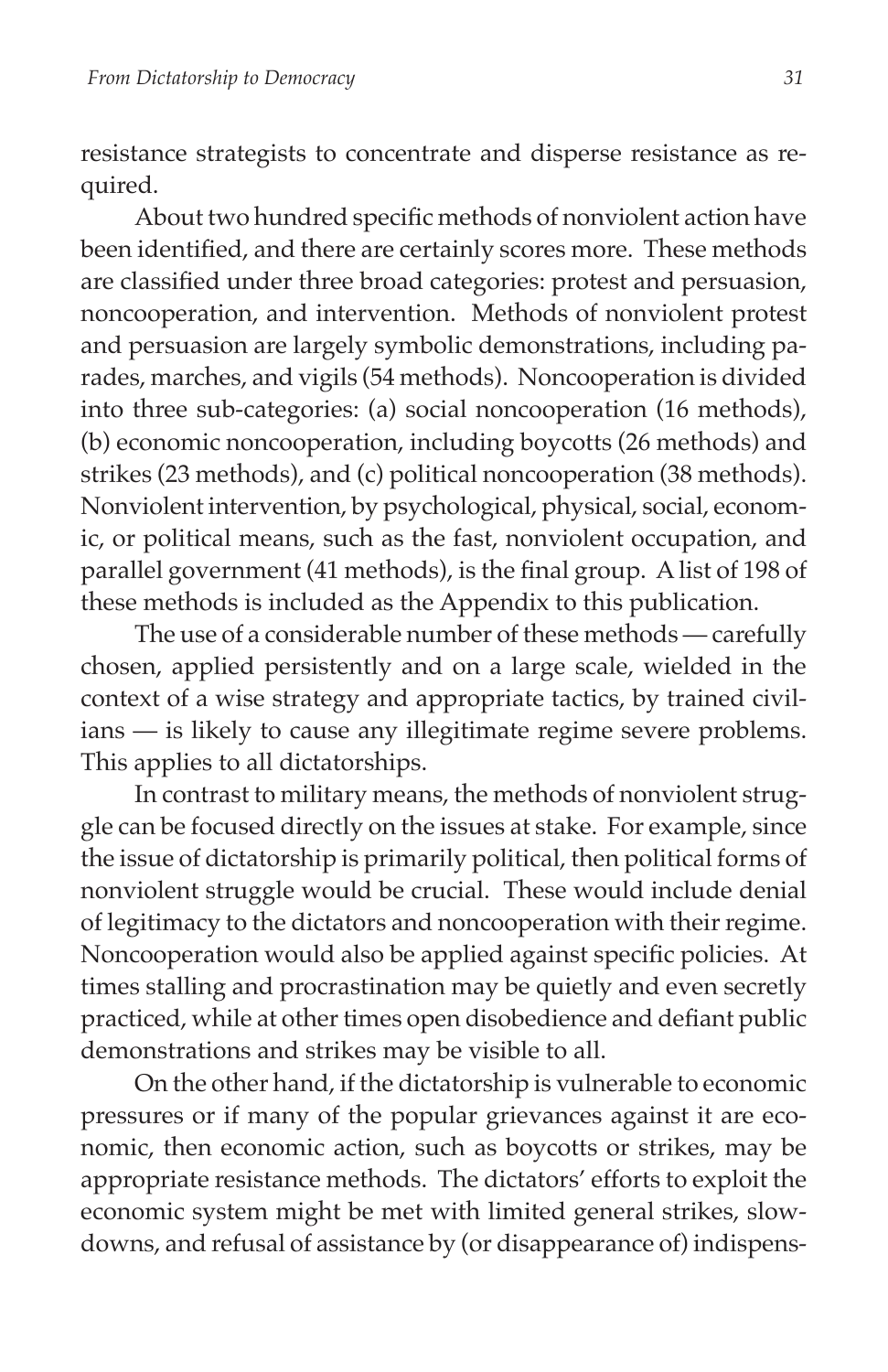resistance strategists to concentrate and disperse resistance as required.

About two hundred specific methods of nonviolent action have been identified, and there are certainly scores more. These methods are classified under three broad categories: protest and persuasion, noncooperation, and intervention. Methods of nonviolent protest and persuasion are largely symbolic demonstrations, including parades, marches, and vigils (54 methods). Noncooperation is divided into three sub-categories: (a) social noncooperation (16 methods), (b) economic noncooperation, including boycotts (26 methods) and strikes (23 methods), and (c) political noncooperation (38 methods). Nonviolent intervention, by psychological, physical, social, economic, or political means, such as the fast, nonviolent occupation, and parallel government (41 methods), is the final group. A list of 198 of these methods is included as the Appendix to this publication.

The use of a considerable number of these methods — carefully chosen, applied persistently and on a large scale, wielded in the context of a wise strategy and appropriate tactics, by trained civilians — is likely to cause any illegitimate regime severe problems. This applies to all dictatorships.

In contrast to military means, the methods of nonviolent struggle can be focused directly on the issues at stake. For example, since the issue of dictatorship is primarily political, then political forms of nonviolent struggle would be crucial. These would include denial of legitimacy to the dictators and noncooperation with their regime. Noncooperation would also be applied against specific policies. At times stalling and procrastination may be quietly and even secretly practiced, while at other times open disobedience and defiant public demonstrations and strikes may be visible to all.

On the other hand, if the dictatorship is vulnerable to economic pressures or if many of the popular grievances against it are economic, then economic action, such as boycotts or strikes, may be appropriate resistance methods. The dictators' efforts to exploit the economic system might be met with limited general strikes, slowdowns, and refusal of assistance by (or disappearance of) indispens-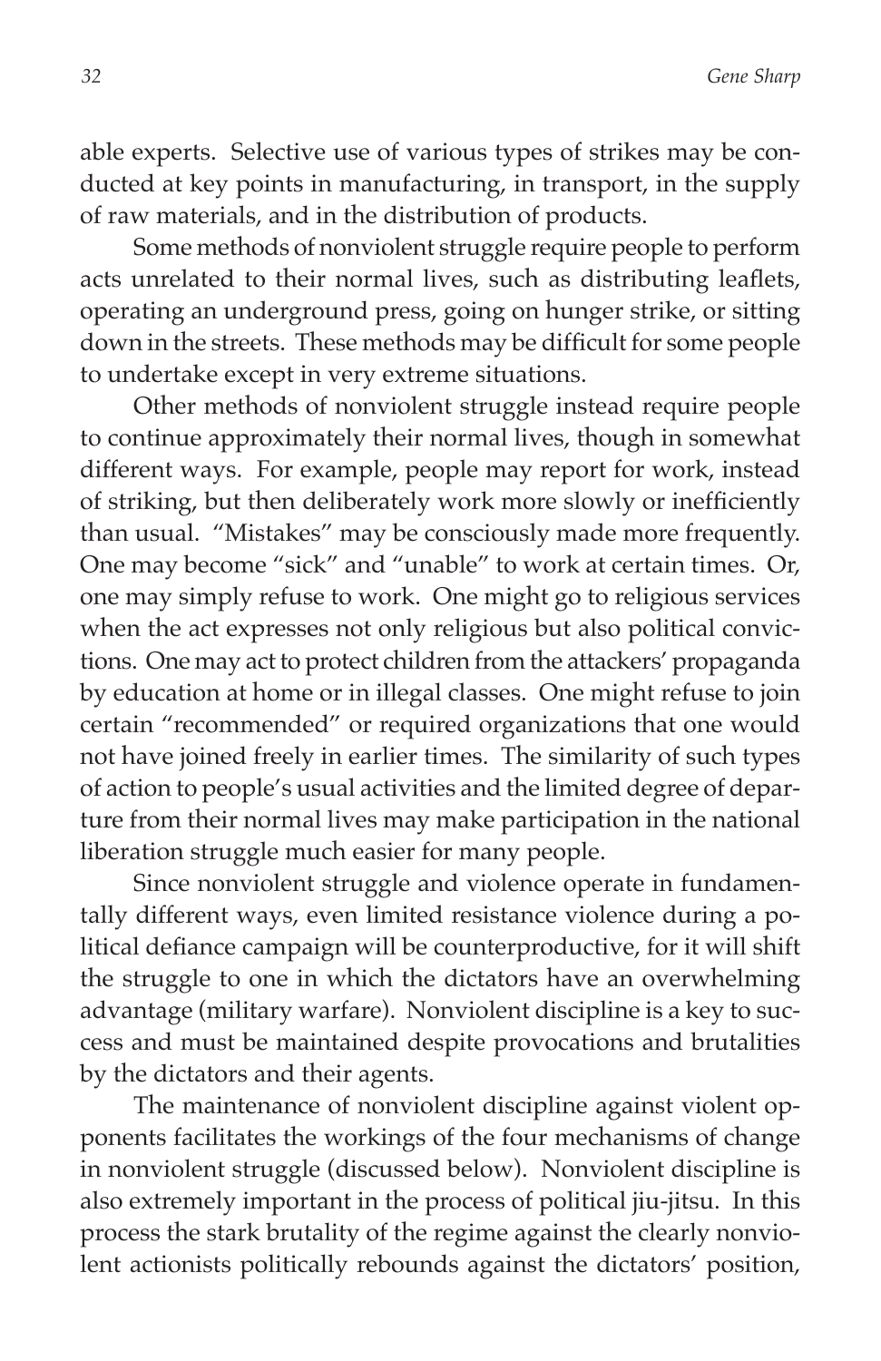able experts. Selective use of various types of strikes may be conducted at key points in manufacturing, in transport, in the supply of raw materials, and in the distribution of products.

Some methods of nonviolent struggle require people to perform acts unrelated to their normal lives, such as distributing leaflets, operating an underground press, going on hunger strike, or sitting down in the streets. These methods may be difficult for some people to undertake except in very extreme situations.

Other methods of nonviolent struggle instead require people to continue approximately their normal lives, though in somewhat different ways. For example, people may report for work, instead of striking, but then deliberately work more slowly or inefficiently than usual. "Mistakes" may be consciously made more frequently. One may become "sick" and "unable" to work at certain times. Or, one may simply refuse to work. One might go to religious services when the act expresses not only religious but also political convictions. One may act to protect children from the attackers' propaganda by education at home or in illegal classes. One might refuse to join certain "recommended" or required organizations that one would not have joined freely in earlier times. The similarity of such types of action to people's usual activities and the limited degree of departure from their normal lives may make participation in the national liberation struggle much easier for many people.

Since nonviolent struggle and violence operate in fundamentally different ways, even limited resistance violence during a political defiance campaign will be counterproductive, for it will shift the struggle to one in which the dictators have an overwhelming advantage (military warfare). Nonviolent discipline is a key to success and must be maintained despite provocations and brutalities by the dictators and their agents.

The maintenance of nonviolent discipline against violent opponents facilitates the workings of the four mechanisms of change in nonviolent struggle (discussed below). Nonviolent discipline is also extremely important in the process of political jiu-jitsu. In this process the stark brutality of the regime against the clearly nonviolent actionists politically rebounds against the dictators' position,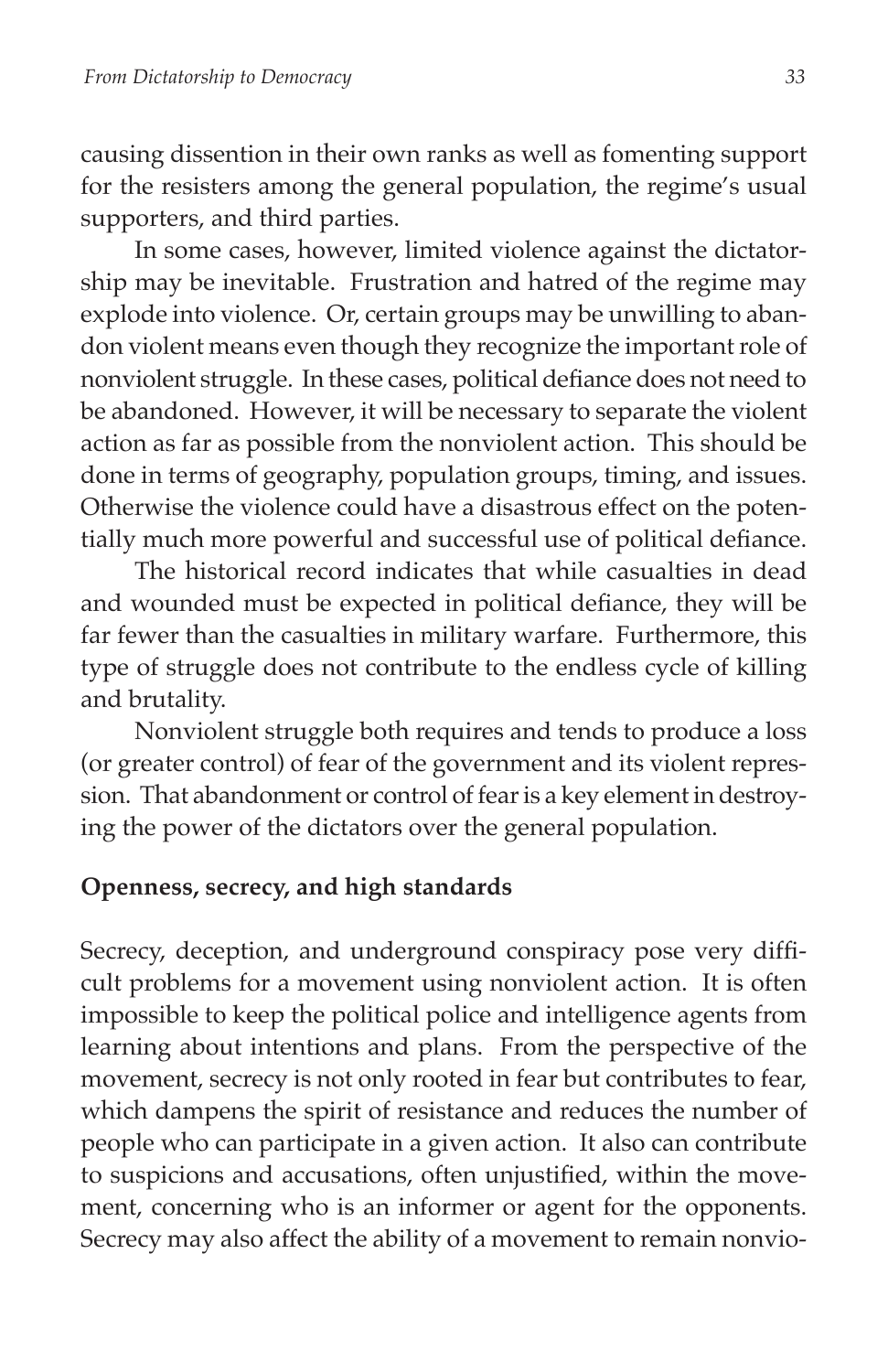causing dissention in their own ranks as well as fomenting support for the resisters among the general population, the regime's usual supporters, and third parties.

In some cases, however, limited violence against the dictatorship may be inevitable. Frustration and hatred of the regime may explode into violence. Or, certain groups may be unwilling to abandon violent means even though they recognize the important role of nonviolent struggle. In these cases, political defiance does not need to be abandoned. However, it will be necessary to separate the violent action as far as possible from the nonviolent action. This should be done in terms of geography, population groups, timing, and issues. Otherwise the violence could have a disastrous effect on the potentially much more powerful and successful use of political defiance.

The historical record indicates that while casualties in dead and wounded must be expected in political defiance, they will be far fewer than the casualties in military warfare. Furthermore, this type of struggle does not contribute to the endless cycle of killing and brutality.

Nonviolent struggle both requires and tends to produce a loss (or greater control) of fear of the government and its violent repression. That abandonment or control of fear is a key element in destroying the power of the dictators over the general population.

**Openness, secrecy, and high standards**

Secrecy, deception, and underground conspiracy pose very difficult problems for a movement using nonviolent action. It is often impossible to keep the political police and intelligence agents from learning about intentions and plans. From the perspective of the movement, secrecy is not only rooted in fear but contributes to fear, which dampens the spirit of resistance and reduces the number of people who can participate in a given action. It also can contribute to suspicions and accusations, often unjustified, within the movement, concerning who is an informer or agent for the opponents. Secrecy may also affect the ability of a movement to remain nonvio-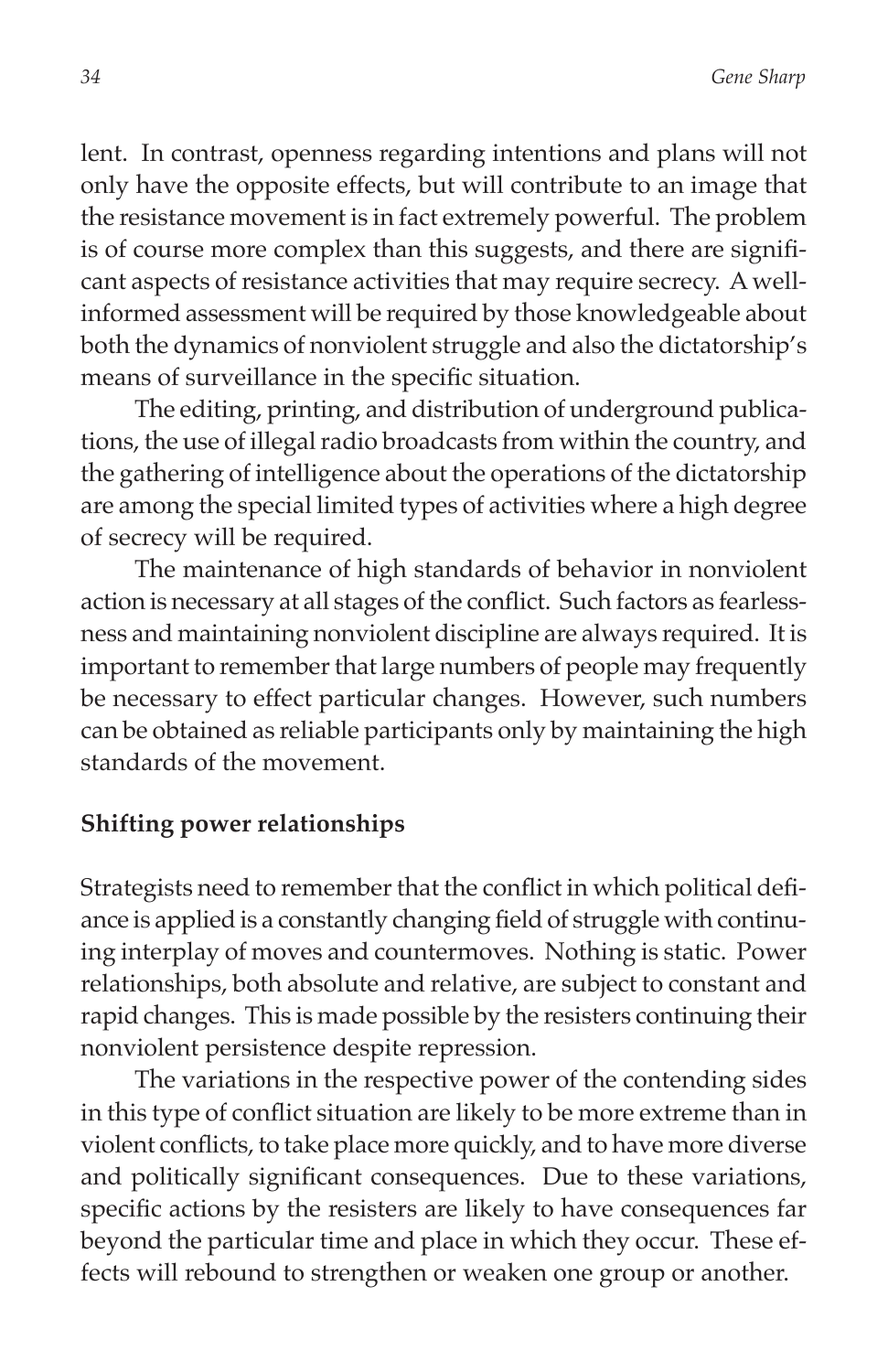lent. In contrast, openness regarding intentions and plans will not only have the opposite effects, but will contribute to an image that the resistance movement is in fact extremely powerful. The problem is of course more complex than this suggests, and there are significant aspects of resistance activities that may require secrecy. A well-informed assessment will be required by those knowledgeable about both the dynamics of nonviolent struggle and also the dictatorship's means of surveillance in the specific situation.

The editing, printing, and distribution of underground publications, the use of illegal radio broadcasts from within the country, and the gathering of intelligence about the operations of the dictatorship are among the special limited types of activities where a high degree of secrecy will be required.

The maintenance of high standards of behavior in nonviolent action is necessary at all stages of the conflict. Such factors as fearlessness and maintaining nonviolent discipline are always required. It is important to remember that large numbers of people may frequently be necessary to effect particular changes. However, such numbers can be obtained as reliable participants only by maintaining the high standards of the movement.

### Shifting power relationships

Strategists need to remember that the conflict in which political defiance is applied is a constantly changing field of struggle with continuing interplay of moves and countermoves. Nothing is static. Power relationships, both absolute and relative, are subject to constant and rapid changes. This is made possible by the resisters continuing their nonviolent persistence despite repression.

The variations in the respective power of the contending sides in this type of conflict situation are likely to be more extreme than in violent conflicts, to take place more quickly, and to have more diverse and politically significant consequences. Due to these variations, specific actions by the resisters are likely to have consequences far beyond the particular time and place in which they occur. These effects will rebound to strengthen or weaken one group or another.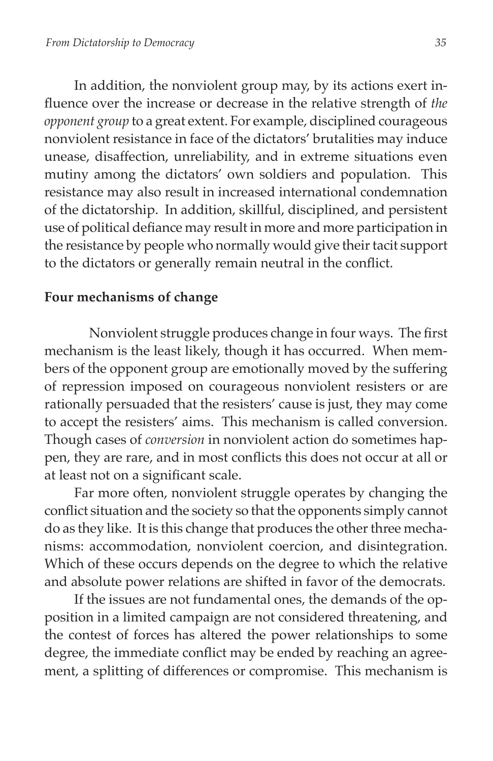In addition, the nonviolent group may, by its actions exert influence over the increase or decrease in the relative strength of *the opponent group* to a great extent. For example, disciplined courageous nonviolent resistance in face of the dictators' brutalities may induce unease, disaffection, unreliability, and in extreme situations even mutiny among the dictators' own soldiers and population. This resistance may also result in increased international condemnation of the dictatorship. In addition, skillful, disciplined, and persistent use of political defiance may result in more and more participation in the resistance by people who normally would give their tacit support to the dictators or generally remain neutral in the conflict.

**Four mechanisms of change**

Nonviolent struggle produces change in four ways. The first mechanism is the least likely, though it has occurred. When members of the opponent group are emotionally moved by the suffering of repression imposed on courageous nonviolent resisters or are rationally persuaded that the resisters' cause is just, they may come to accept the resisters' aims. This mechanism is called conversion. Though cases of *conversion* in nonviolent action do sometimes happen, they are rare, and in most conflicts this does not occur at all or at least not on a significant scale.

Far more often, nonviolent struggle operates by changing the conflict situation and the society so that the opponents simply cannot do as they like. It is this change that produces the other three mechanisms: accommodation, nonviolent coercion, and disintegration. Which of these occurs depends on the degree to which the relative and absolute power relations are shifted in favor of the democrats.

If the issues are not fundamental ones, the demands of the opposition in a limited campaign are not considered threatening, and the contest of forces has altered the power relationships to some degree, the immediate conflict may be ended by reaching an agreement, a splitting of differences or compromise. This mechanism is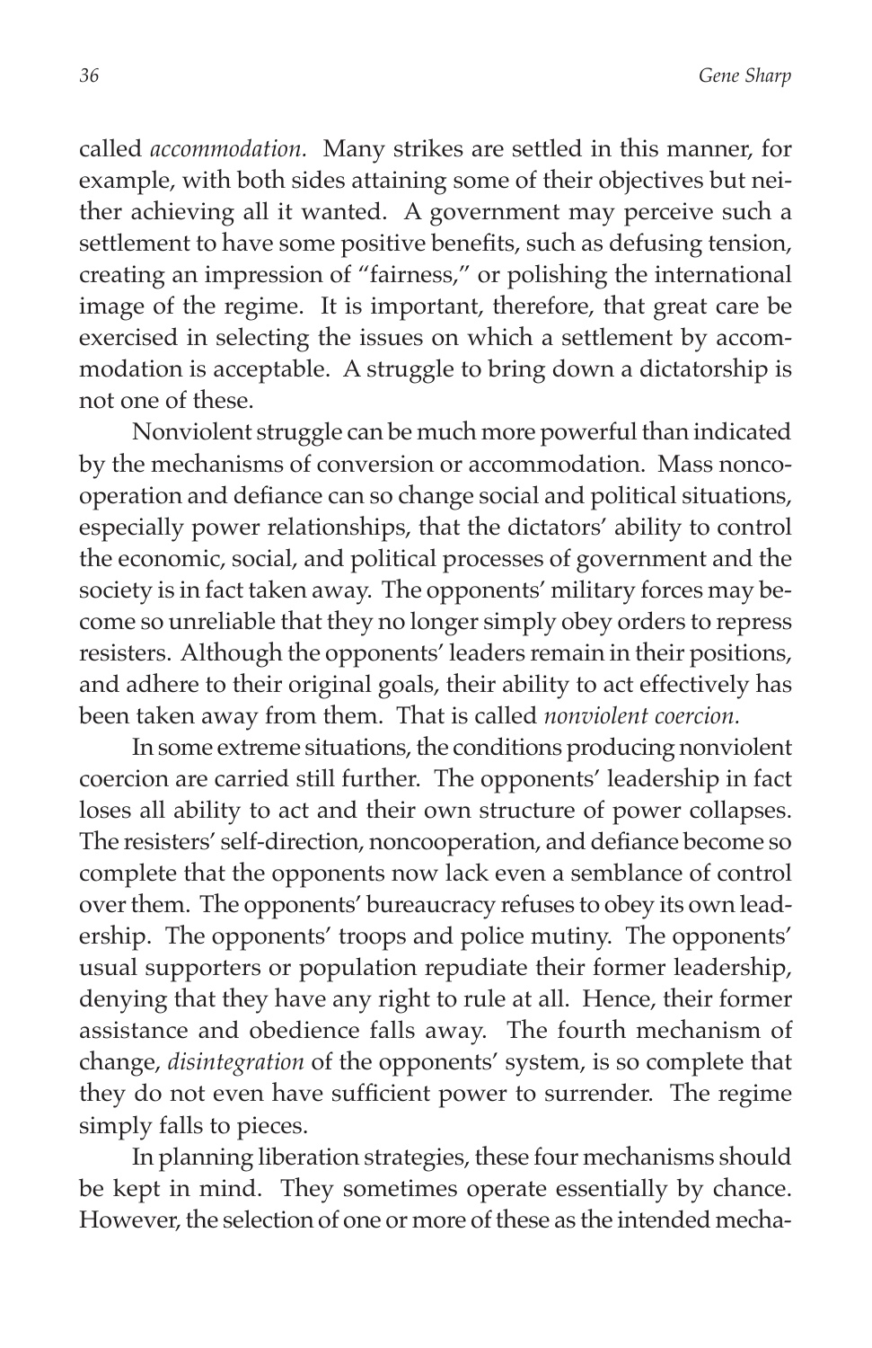called *accommodation.* Many strikes are settled in this manner, for example, with both sides attaining some of their objectives but neither achieving all it wanted. A government may perceive such a settlement to have some positive benefits, such as defusing tension, creating an impression of "fairness," or polishing the international image of the regime. It is important, therefore, that great care be exercised in selecting the issues on which a settlement by accommodation is acceptable. A struggle to bring down a dictatorship is not one of these.

Nonviolent struggle can be much more powerful than indicated by the mechanisms of conversion or accommodation. Mass noncooperation and defiance can so change social and political situations, especially power relationships, that the dictators' ability to control the economic, social, and political processes of government and the society is in fact taken away. The opponents' military forces may become so unreliable that they no longer simply obey orders to repress resisters. Although the opponents' leaders remain in their positions, and adhere to their original goals, their ability to act effectively has been taken away from them. That is called *nonviolent coercion.*

In some extreme situations, the conditions producing nonviolent coercion are carried still further. The opponents' leadership in fact loses all ability to act and their own structure of power collapses. The resisters' self-direction, noncooperation, and defiance become so complete that the opponents now lack even a semblance of control over them. The opponents' bureaucracy refuses to obey its own leadership. The opponents' troops and police mutiny. The opponents' usual supporters or population repudiate their former leadership, denying that they have any right to rule at all. Hence, their former assistance and obedience falls away. The fourth mechanism of change, *disintegration* of the opponents' system, is so complete that they do not even have sufficient power to surrender. The regime simply falls to pieces.

In planning liberation strategies, these four mechanisms should be kept in mind. They sometimes operate essentially by chance. However, the selection of one or more of these as the intended mecha-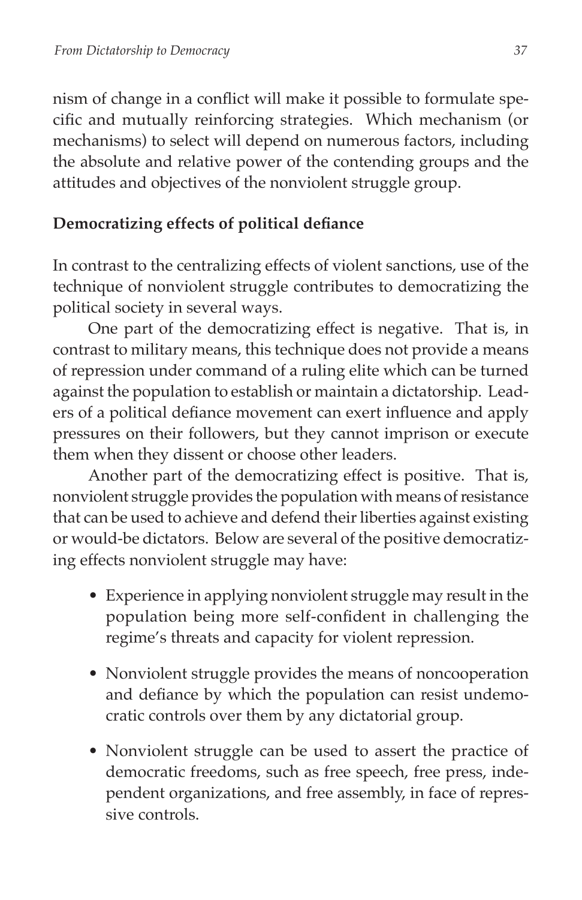nism of change in a conflict will make it possible to formulate specific and mutually reinforcing strategies. Which mechanism (or mechanisms) to select will depend on numerous factors, including the absolute and relative power of the contending groups and the attitudes and objectives of the nonviolent struggle group.

**Democratizing effects of political defiance**

In contrast to the centralizing effects of violent sanctions, use of the technique of nonviolent struggle contributes to democratizing the political society in several ways.

One part of the democratizing effect is negative. That is, in contrast to military means, this technique does not provide a means of repression under command of a ruling elite which can be turned against the population to establish or maintain a dictatorship. Leaders of a political defiance movement can exert influence and apply pressures on their followers, but they cannot imprison or execute them when they dissent or choose other leaders.

Another part of the democratizing effect is positive. That is, nonviolent struggle provides the population with means of resistance that can be used to achieve and defend their liberties against existing or would-be dictators. Below are several of the positive democratizing effects nonviolent struggle may have:

- Experience in applying nonviolent struggle may result in the population being more self-confident in challenging the regime's threats and capacity for violent repression.

- Nonviolent struggle provides the means of noncooperation and defiance by which the population can resist undemocratic controls over them by any dictatorial group.

- Nonviolent struggle can be used to assert the practice of democratic freedoms, such as free speech, free press, independent organizations, and free assembly, in face of repressive controls.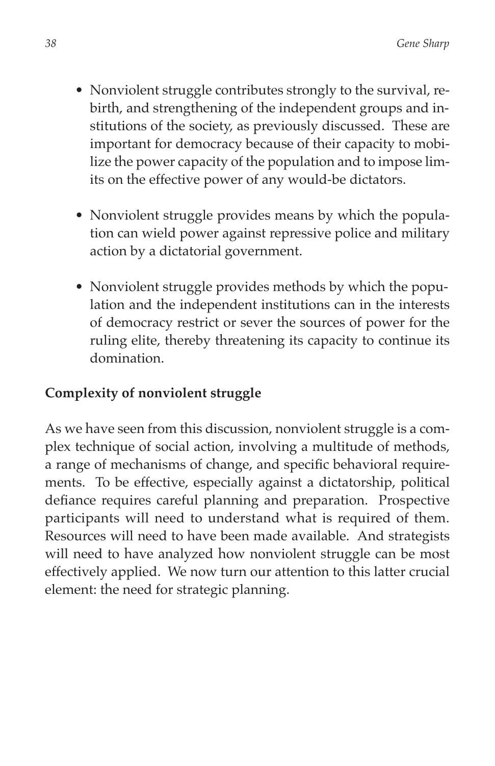- Nonviolent struggle contributes strongly to the survival, rebirth, and strengthening of the independent groups and institutions of the society, as previously discussed. These are important for democracy because of their capacity to mobilize the power capacity of the population and to impose limits on the effective power of any would-be dictators.

- Nonviolent struggle provides means by which the population can wield power against repressive police and military action by a dictatorial government.

- Nonviolent struggle provides methods by which the population and the independent institutions can in the interests of democracy restrict or sever the sources of power for the ruling elite, thereby threatening its capacity to continue its domination.

**Complexity of nonviolent struggle**

As we have seen from this discussion, nonviolent struggle is a complex technique of social action, involving a multitude of methods, a range of mechanisms of change, and specific behavioral requirements. To be effective, especially against a dictatorship, political defiance requires careful planning and preparation. Prospective participants will need to understand what is required of them. Resources will need to have been made available. And strategists will need to have analyzed how nonviolent struggle can be most effectively applied. We now turn our attention to this latter crucial element: the need for strategic planning.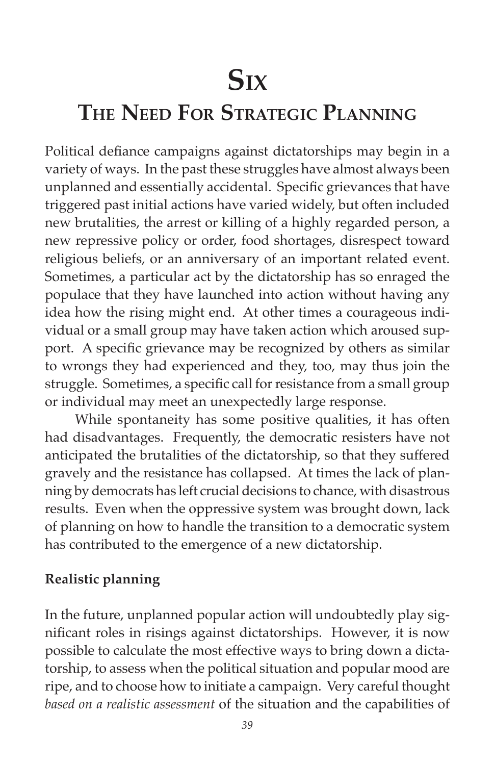# Six

## The Need For Strategic Planning

Political defiance campaigns against dictatorships may begin in a variety of ways. In the past these struggles have almost always been unplanned and essentially accidental. Specific grievances that have triggered past initial actions have varied widely, but often included new brutalities, the arrest or killing of a highly regarded person, a new repressive policy or order, food shortages, disrespect toward religious beliefs, or an anniversary of an important related event. Sometimes, a particular act by the dictatorship has so enraged the populace that they have launched into action without having any idea how the rising might end. At other times a courageous individual or a small group may have taken action which aroused support. A specific grievance may be recognized by others as similar to wrongs they had experienced and they, too, may thus join the struggle. Sometimes, a specific call for resistance from a small group or individual may meet an unexpectedly large response.

While spontaneity has some positive qualities, it has often had disadvantages. Frequently, the democratic resisters have not anticipated the brutalities of the dictatorship, so that they suffered gravely and the resistance has collapsed. At times the lack of planning by democrats has left crucial decisions to chance, with disastrous results. Even when the oppressive system was brought down, lack of planning on how to handle the transition to a democratic system has contributed to the emergence of a new dictatorship.

### Realistic planning

In the future, unplanned popular action will undoubtedly play significant roles in risings against dictatorships. However, it is now possible to calculate the most effective ways to bring down a dictatorship, to assess when the political situation and popular mood are ripe, and to choose how to initiate a campaign. Very careful thought *based on a realistic assessment* of the situation and the capabilities of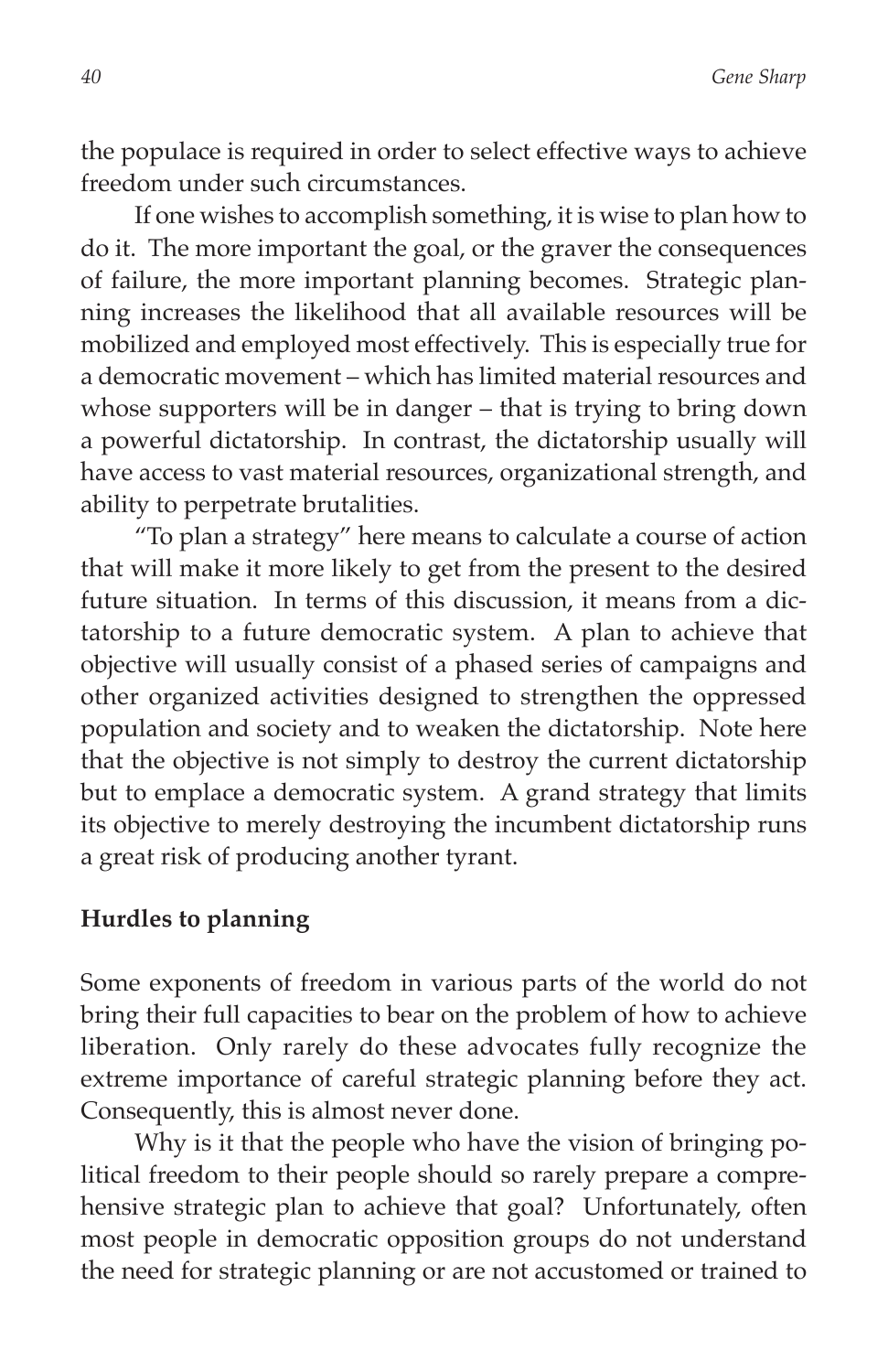the populace is required in order to select effective ways to achieve freedom under such circumstances.

If one wishes to accomplish something, it is wise to plan how to do it. The more important the goal, or the graver the consequences of failure, the more important planning becomes. Strategic planning increases the likelihood that all available resources will be mobilized and employed most effectively. This is especially true for a democratic movement – which has limited material resources and whose supporters will be in danger – that is trying to bring down a powerful dictatorship. In contrast, the dictatorship usually will have access to vast material resources, organizational strength, and ability to perpetrate brutalities.

"To plan a strategy" here means to calculate a course of action that will make it more likely to get from the present to the desired future situation. In terms of this discussion, it means from a dictatorship to a future democratic system. A plan to achieve that objective will usually consist of a phased series of campaigns and other organized activities designed to strengthen the oppressed population and society and to weaken the dictatorship. Note here that the objective is not simply to destroy the current dictatorship but to emplace a democratic system. A grand strategy that limits its objective to merely destroying the incumbent dictatorship runs a great risk of producing another tyrant.

**Hurdles to planning**

Some exponents of freedom in various parts of the world do not bring their full capacities to bear on the problem of how to achieve liberation. Only rarely do these advocates fully recognize the extreme importance of careful strategic planning before they act. Consequently, this is almost never done.

Why is it that the people who have the vision of bringing political freedom to their people should so rarely prepare a comprehensive strategic plan to achieve that goal? Unfortunately, often most people in democratic opposition groups do not understand the need for strategic planning or are not accustomed or trained to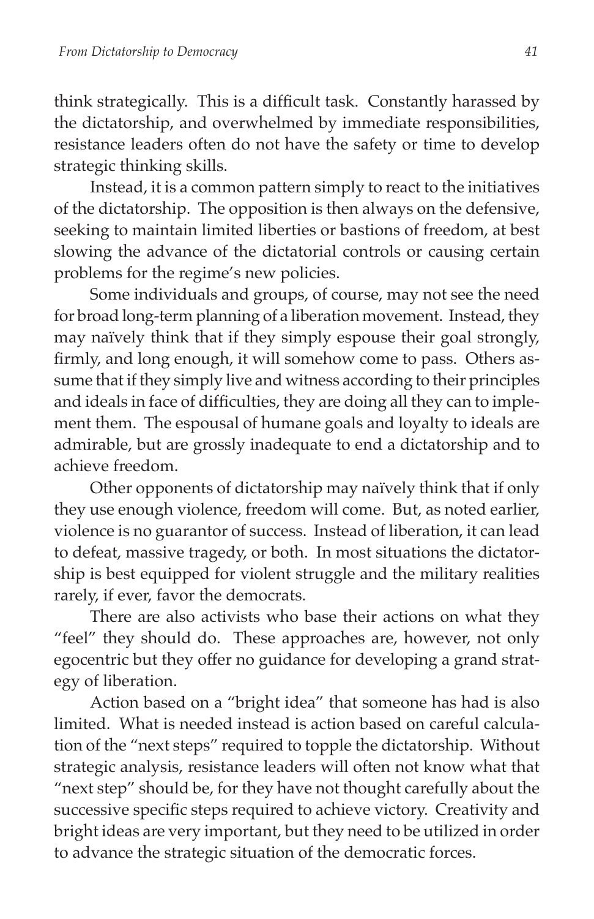think strategically. This is a difficult task. Constantly harassed by the dictatorship, and overwhelmed by immediate responsibilities, resistance leaders often do not have the safety or time to develop strategic thinking skills.

Instead, it is a common pattern simply to react to the initiatives of the dictatorship. The opposition is then always on the defensive, seeking to maintain limited liberties or bastions of freedom, at best slowing the advance of the dictatorial controls or causing certain problems for the regime's new policies.

Some individuals and groups, of course, may not see the need for broad long-term planning of a liberation movement. Instead, they may naïvely think that if they simply espouse their goal strongly, firmly, and long enough, it will somehow come to pass. Others assume that if they simply live and witness according to their principles and ideals in face of difficulties, they are doing all they can to implement them. The espousal of humane goals and loyalty to ideals are admirable, but are grossly inadequate to end a dictatorship and to achieve freedom.

Other opponents of dictatorship may naïvely think that if only they use enough violence, freedom will come. But, as noted earlier, violence is no guarantor of success. Instead of liberation, it can lead to defeat, massive tragedy, or both. In most situations the dictatorship is best equipped for violent struggle and the military realities rarely, if ever, favor the democrats.

There are also activists who base their actions on what they "feel" they should do. These approaches are, however, not only egocentric but they offer no guidance for developing a grand strategy of liberation.

Action based on a "bright idea" that someone has had is also limited. What is needed instead is action based on careful calculation of the "next steps" required to topple the dictatorship. Without strategic analysis, resistance leaders will often not know what that "next step" should be, for they have not thought carefully about the successive specific steps required to achieve victory. Creativity and bright ideas are very important, but they need to be utilized in order to advance the strategic situation of the democratic forces.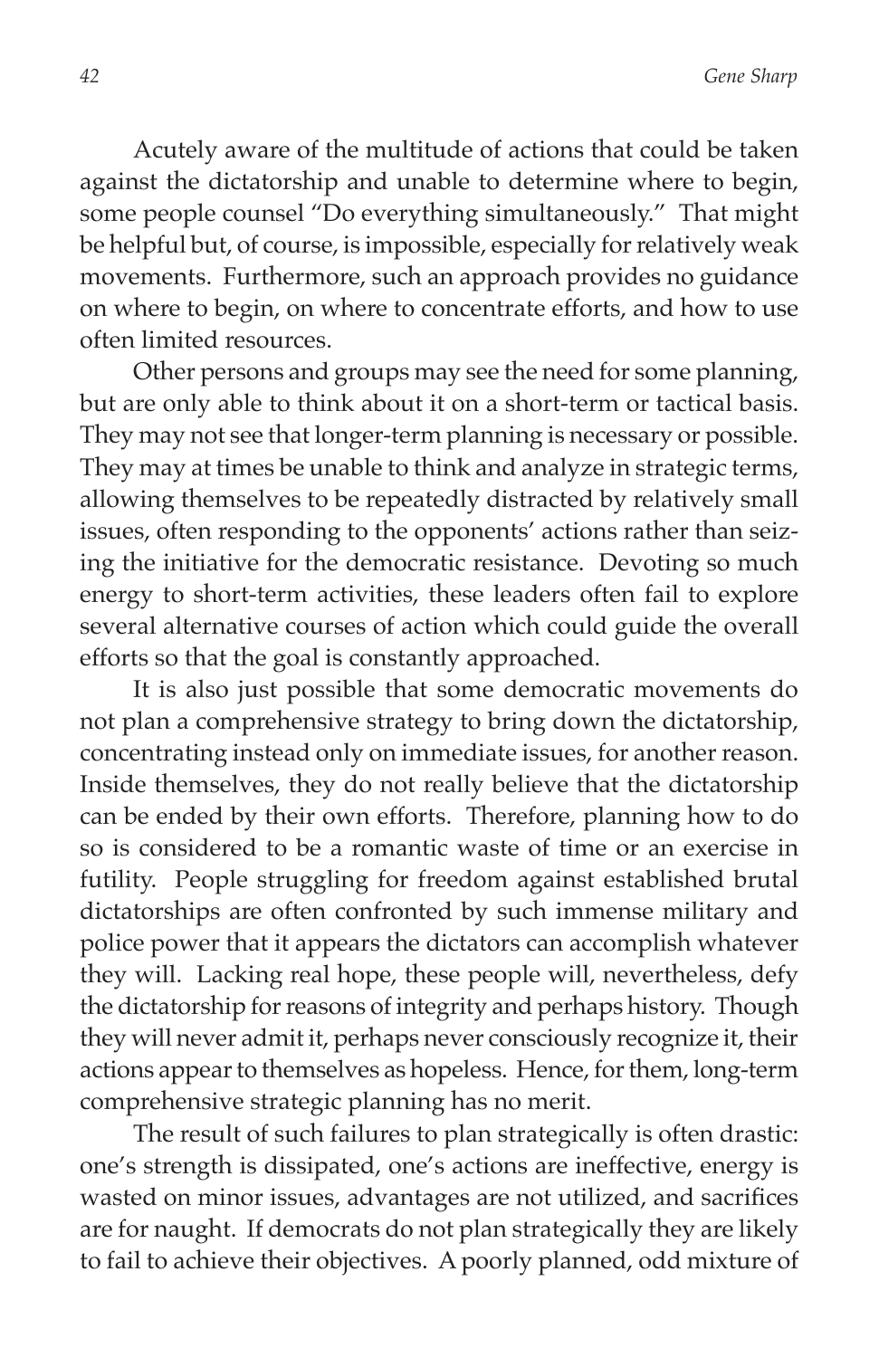Acutely aware of the multitude of actions that could be taken against the dictatorship and unable to determine where to begin, some people counsel "Do everything simultaneously." That might be helpful but, of course, is impossible, especially for relatively weak movements. Furthermore, such an approach provides no guidance on where to begin, on where to concentrate efforts, and how to use often limited resources.

Other persons and groups may see the need for some planning, but are only able to think about it on a short-term or tactical basis. They may not see that longer-term planning is necessary or possible. They may at times be unable to think and analyze in strategic terms, allowing themselves to be repeatedly distracted by relatively small issues, often responding to the opponents' actions rather than seizing the initiative for the democratic resistance. Devoting so much energy to short-term activities, these leaders often fail to explore several alternative courses of action which could guide the overall efforts so that the goal is constantly approached.

It is also just possible that some democratic movements do not plan a comprehensive strategy to bring down the dictatorship, concentrating instead only on immediate issues, for another reason. Inside themselves, they do not really believe that the dictatorship can be ended by their own efforts. Therefore, planning how to do so is considered to be a romantic waste of time or an exercise in futility. People struggling for freedom against established brutal dictatorships are often confronted by such immense military and police power that it appears the dictators can accomplish whatever they will. Lacking real hope, these people will, nevertheless, defy the dictatorship for reasons of integrity and perhaps history. Though they will never admit it, perhaps never consciously recognize it, their actions appear to themselves as hopeless. Hence, for them, long-term comprehensive strategic planning has no merit.

The result of such failures to plan strategically is often drastic: one's strength is dissipated, one's actions are ineffective, energy is wasted on minor issues, advantages are not utilized, and sacrifices are for naught. If democrats do not plan strategically they are likely to fail to achieve their objectives. A poorly planned, odd mixture of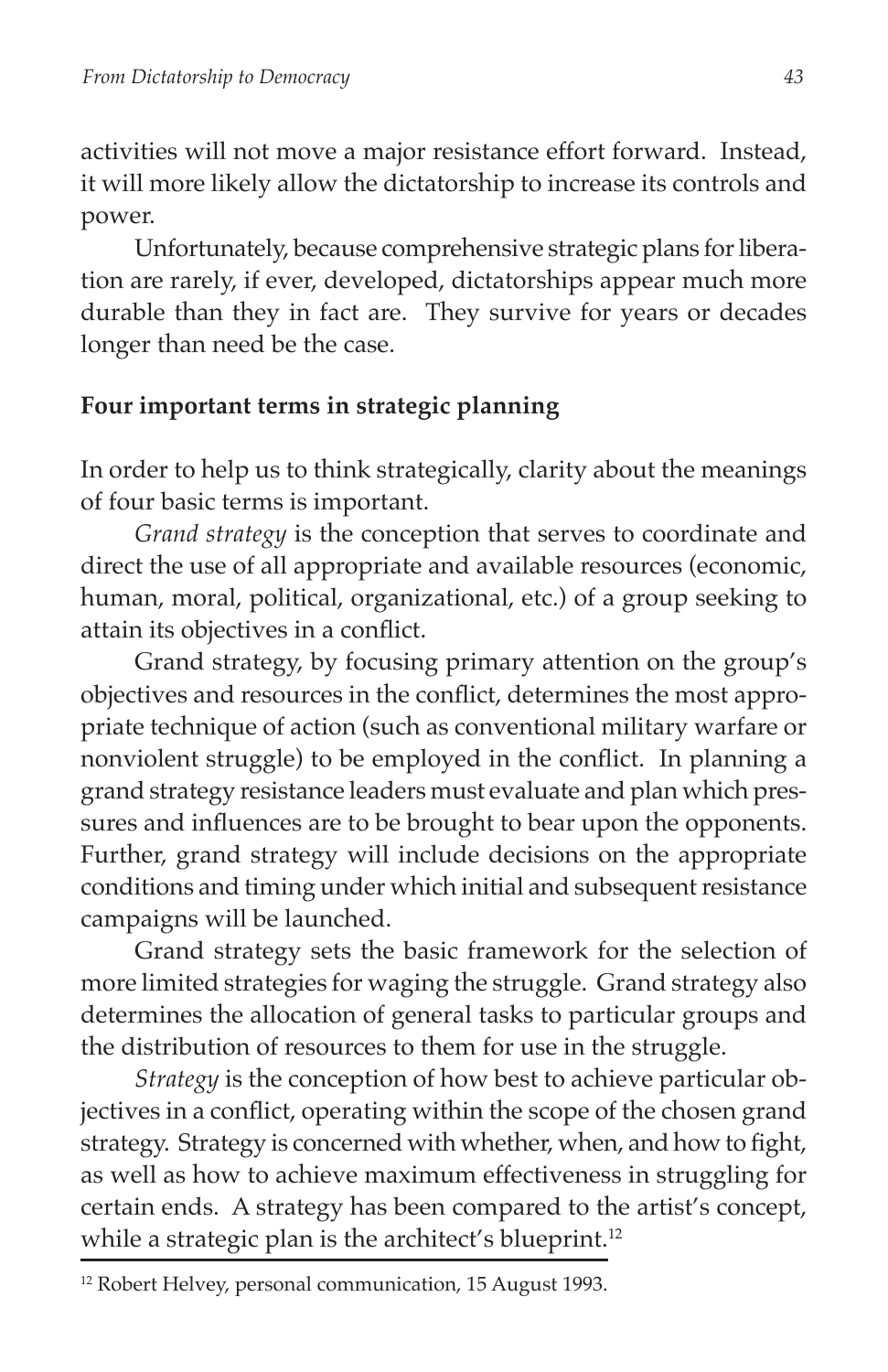activities will not move a major resistance effort forward. Instead, it will more likely allow the dictatorship to increase its controls and power.

Unfortunately, because comprehensive strategic plans for liberation are rarely, if ever, developed, dictatorships appear much more durable than they in fact are. They survive for years or decades longer than need be the case.

**Four important terms in strategic planning**

In order to help us to think strategically, clarity about the meanings of four basic terms is important.

*Grand strategy* is the conception that serves to coordinate and direct the use of all appropriate and available resources (economic, human, moral, political, organizational, etc.) of a group seeking to attain its objectives in a conflict.

Grand strategy, by focusing primary attention on the group's objectives and resources in the conflict, determines the most appropriate technique of action (such as conventional military warfare or nonviolent struggle) to be employed in the conflict. In planning a grand strategy resistance leaders must evaluate and plan which pressures and influences are to be brought to bear upon the opponents. Further, grand strategy will include decisions on the appropriate conditions and timing under which initial and subsequent resistance campaigns will be launched.

Grand strategy sets the basic framework for the selection of more limited strategies for waging the struggle. Grand strategy also determines the allocation of general tasks to particular groups and the distribution of resources to them for use in the struggle.

*Strategy* is the conception of how best to achieve particular objectives in a conflict, operating within the scope of the chosen grand strategy. Strategy is concerned with whether, when, and how to fight, as well as how to achieve maximum effectiveness in struggling for certain ends. A strategy has been compared to the artist's concept, while a strategic plan is the architect's blueprint.[12]

[12] Robert Helvey, personal communication, 15 August 1993.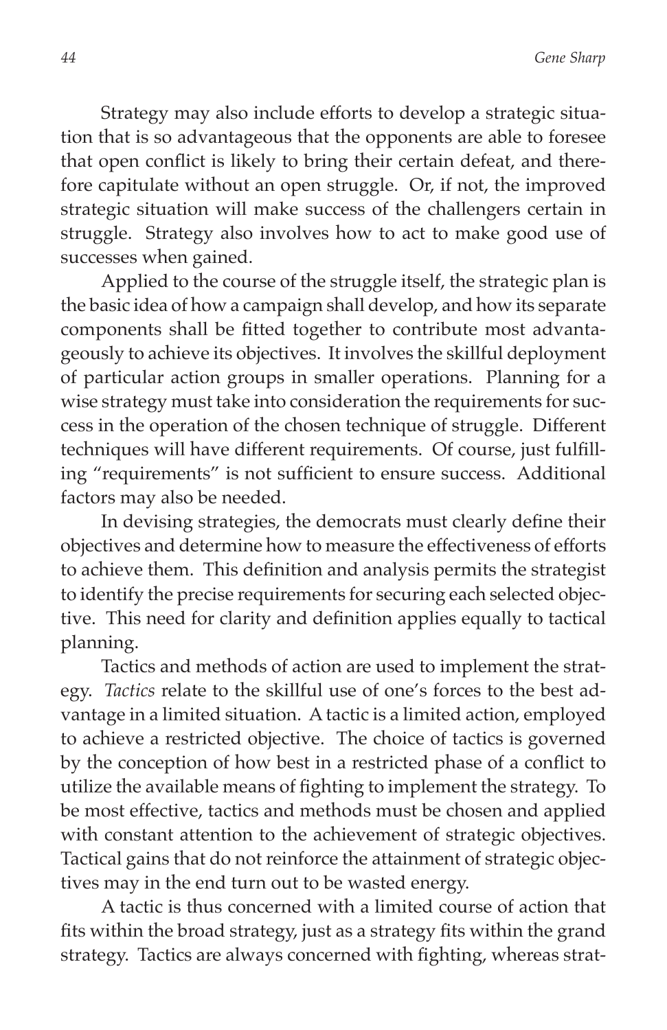Strategy may also include efforts to develop a strategic situation that is so advantageous that the opponents are able to foresee that open conflict is likely to bring their certain defeat, and therefore capitulate without an open struggle. Or, if not, the improved strategic situation will make success of the challengers certain in struggle. Strategy also involves how to act to make good use of successes when gained.

Applied to the course of the struggle itself, the strategic plan is the basic idea of how a campaign shall develop, and how its separate components shall be fitted together to contribute most advantageously to achieve its objectives. It involves the skillful deployment of particular action groups in smaller operations. Planning for a wise strategy must take into consideration the requirements for success in the operation of the chosen technique of struggle. Different techniques will have different requirements. Of course, just fulfilling "requirements" is not sufficient to ensure success. Additional factors may also be needed.

In devising strategies, the democrats must clearly define their objectives and determine how to measure the effectiveness of efforts to achieve them. This definition and analysis permits the strategist to identify the precise requirements for securing each selected objective. This need for clarity and definition applies equally to tactical planning.

Tactics and methods of action are used to implement the strategy. *Tactics* relate to the skillful use of one's forces to the best advantage in a limited situation. A tactic is a limited action, employed to achieve a restricted objective. The choice of tactics is governed by the conception of how best in a restricted phase of a conflict to utilize the available means of fighting to implement the strategy. To be most effective, tactics and methods must be chosen and applied with constant attention to the achievement of strategic objectives. Tactical gains that do not reinforce the attainment of strategic objectives may in the end turn out to be wasted energy.

A tactic is thus concerned with a limited course of action that fits within the broad strategy, just as a strategy fits within the grand strategy. Tactics are always concerned with fighting, whereas strat-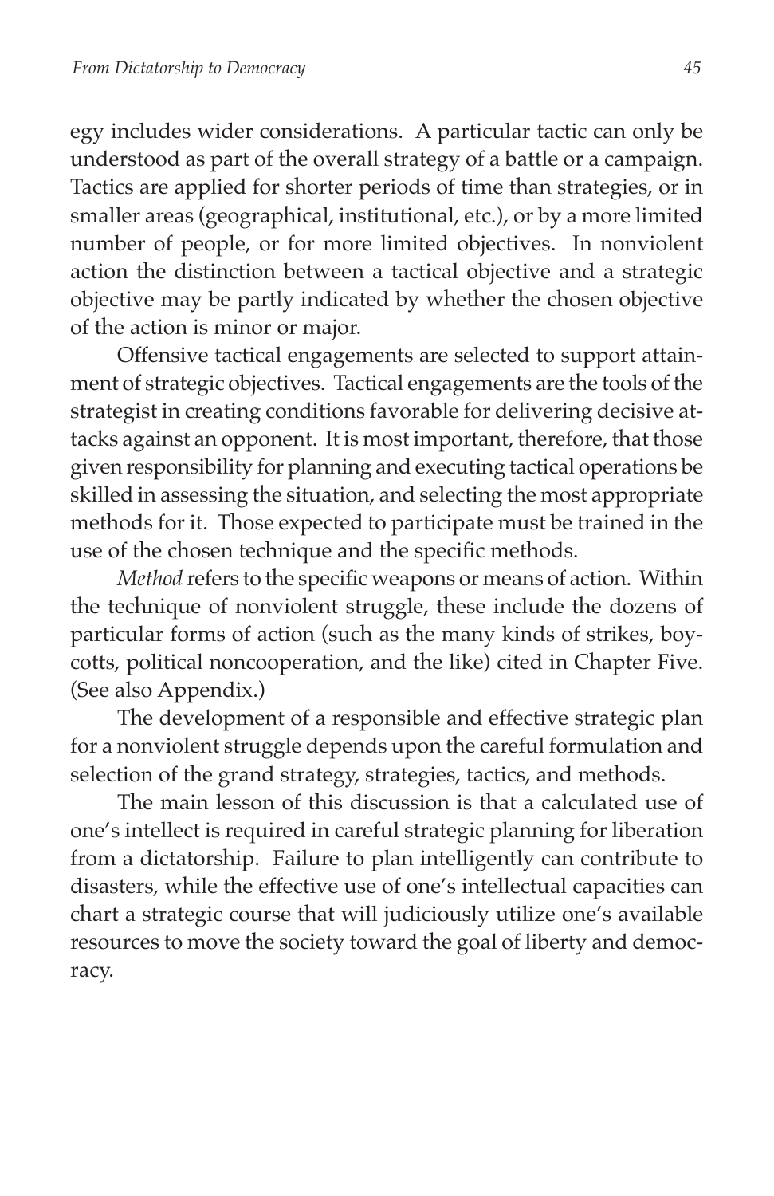egy includes wider considerations. A particular tactic can only be understood as part of the overall strategy of a battle or a campaign. Tactics are applied for shorter periods of time than strategies, or in smaller areas (geographical, institutional, etc.), or by a more limited number of people, or for more limited objectives. In nonviolent action the distinction between a tactical objective and a strategic objective may be partly indicated by whether the chosen objective of the action is minor or major.

Offensive tactical engagements are selected to support attainment of strategic objectives. Tactical engagements are the tools of the strategist in creating conditions favorable for delivering decisive attacks against an opponent. It is most important, therefore, that those given responsibility for planning and executing tactical operations be skilled in assessing the situation, and selecting the most appropriate methods for it. Those expected to participate must be trained in the use of the chosen technique and the specific methods.

*Method* refers to the specific weapons or means of action. Within the technique of nonviolent struggle, these include the dozens of particular forms of action (such as the many kinds of strikes, boycotts, political noncooperation, and the like) cited in Chapter Five. (See also Appendix.)

The development of a responsible and effective strategic plan for a nonviolent struggle depends upon the careful formulation and selection of the grand strategy, strategies, tactics, and methods.

The main lesson of this discussion is that a calculated use of one's intellect is required in careful strategic planning for liberation from a dictatorship. Failure to plan intelligently can contribute to disasters, while the effective use of one's intellectual capacities can chart a strategic course that will judiciously utilize one's available resources to move the society toward the goal of liberty and democracy.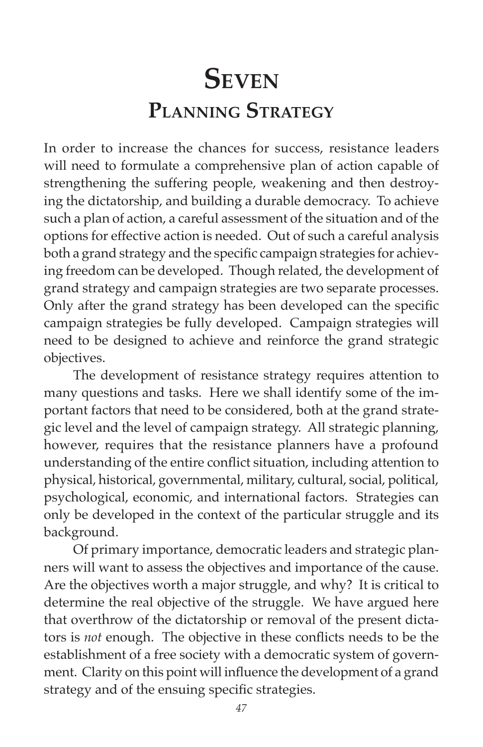# Seven
## Planning Strategy

In order to increase the chances for success, resistance leaders will need to formulate a comprehensive plan of action capable of strengthening the suffering people, weakening and then destroying the dictatorship, and building a durable democracy. To achieve such a plan of action, a careful assessment of the situation and of the options for effective action is needed. Out of such a careful analysis both a grand strategy and the specific campaign strategies for achieving freedom can be developed. Though related, the development of grand strategy and campaign strategies are two separate processes. Only after the grand strategy has been developed can the specific campaign strategies be fully developed. Campaign strategies will need to be designed to achieve and reinforce the grand strategic objectives.

The development of resistance strategy requires attention to many questions and tasks. Here we shall identify some of the important factors that need to be considered, both at the grand strategic level and the level of campaign strategy. All strategic planning, however, requires that the resistance planners have a profound understanding of the entire conflict situation, including attention to physical, historical, governmental, military, cultural, social, political, psychological, economic, and international factors. Strategies can only be developed in the context of the particular struggle and its background.

Of primary importance, democratic leaders and strategic planners will want to assess the objectives and importance of the cause. Are the objectives worth a major struggle, and why? It is critical to determine the real objective of the struggle. We have argued here that overthrow of the dictatorship or removal of the present dictators is *not* enough. The objective in these conflicts needs to be the establishment of a free society with a democratic system of government. Clarity on this point will influence the development of a grand strategy and of the ensuing specific strategies.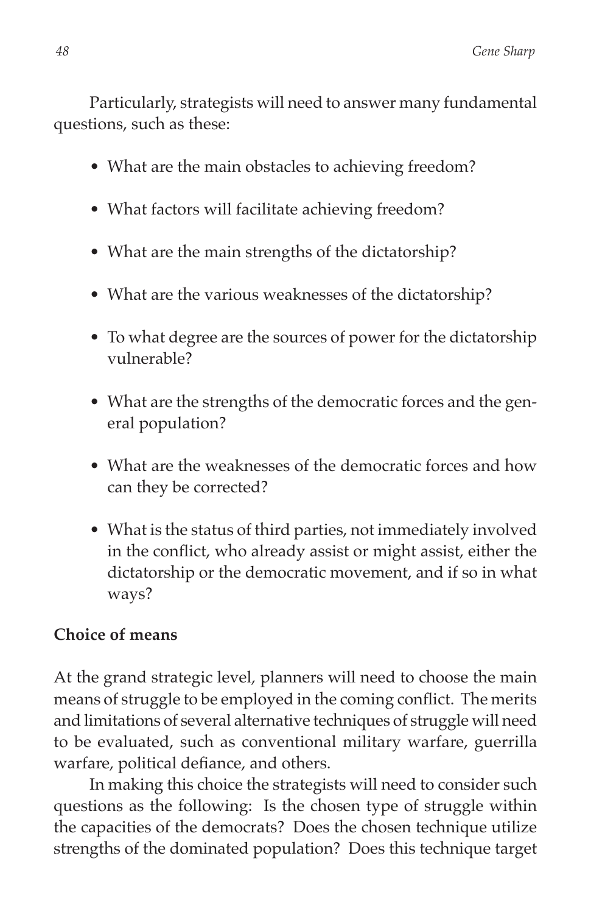Particularly, strategists will need to answer many fundamental questions, such as these:

- What are the main obstacles to achieving freedom?
- What factors will facilitate achieving freedom?
- What are the main strengths of the dictatorship?
- What are the various weaknesses of the dictatorship?
- To what degree are the sources of power for the dictatorship vulnerable?
- What are the strengths of the democratic forces and the general population?
- What are the weaknesses of the democratic forces and how can they be corrected?
- What is the status of third parties, not immediately involved in the conflict, who already assist or might assist, either the dictatorship or the democratic movement, and if so in what ways?

**Choice of means**

At the grand strategic level, planners will need to choose the main means of struggle to be employed in the coming conflict. The merits and limitations of several alternative techniques of struggle will need to be evaluated, such as conventional military warfare, guerrilla warfare, political defiance, and others.

In making this choice the strategists will need to consider such questions as the following: Is the chosen type of struggle within the capacities of the democrats? Does the chosen technique utilize strengths of the dominated population? Does this technique target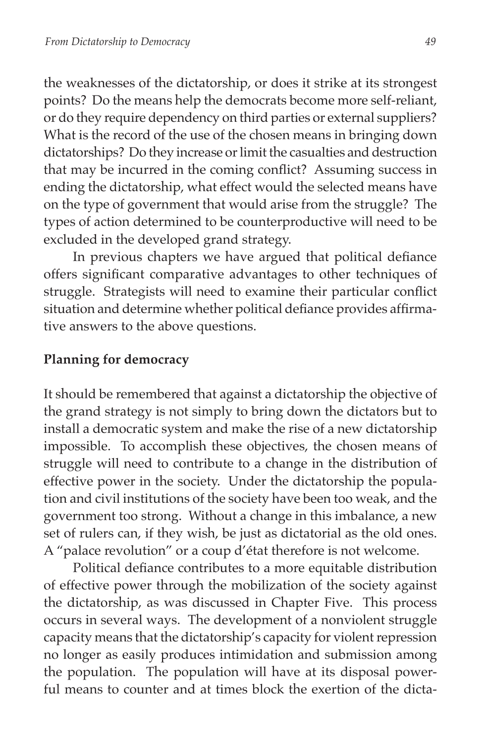the weaknesses of the dictatorship, or does it strike at its strongest points? Do the means help the democrats become more self-reliant, or do they require dependency on third parties or external suppliers? What is the record of the use of the chosen means in bringing down dictatorships? Do they increase or limit the casualties and destruction that may be incurred in the coming conflict? Assuming success in ending the dictatorship, what effect would the selected means have on the type of government that would arise from the struggle? The types of action determined to be counterproductive will need to be excluded in the developed grand strategy.

In previous chapters we have argued that political defiance offers significant comparative advantages to other techniques of struggle. Strategists will need to examine their particular conflict situation and determine whether political defiance provides affirmative answers to the above questions.

**Planning for democracy**

It should be remembered that against a dictatorship the objective of the grand strategy is not simply to bring down the dictators but to install a democratic system and make the rise of a new dictatorship impossible. To accomplish these objectives, the chosen means of struggle will need to contribute to a change in the distribution of effective power in the society. Under the dictatorship the population and civil institutions of the society have been too weak, and the government too strong. Without a change in this imbalance, a new set of rulers can, if they wish, be just as dictatorial as the old ones. A "palace revolution" or a coup d'état therefore is not welcome.

Political defiance contributes to a more equitable distribution of effective power through the mobilization of the society against the dictatorship, as was discussed in Chapter Five. This process occurs in several ways. The development of a nonviolent struggle capacity means that the dictatorship's capacity for violent repression no longer as easily produces intimidation and submission among the population. The population will have at its disposal powerful means to counter and at times block the exertion of the dicta-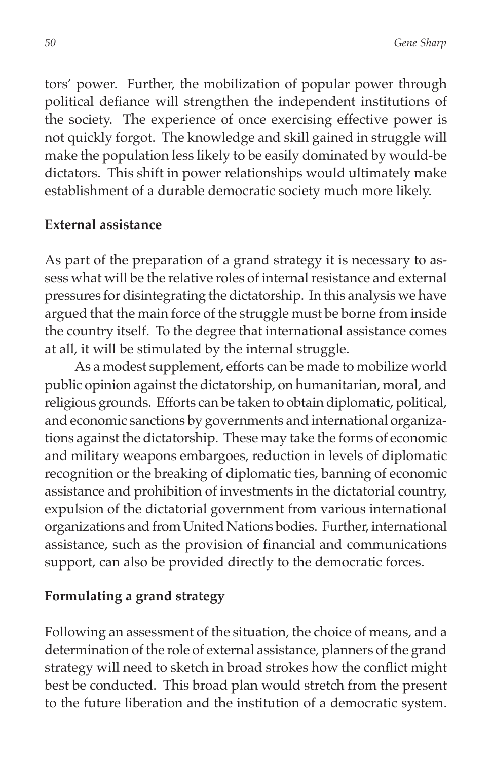tors' power. Further, the mobilization of popular power through political defiance will strengthen the independent institutions of the society. The experience of once exercising effective power is not quickly forgot. The knowledge and skill gained in struggle will make the population less likely to be easily dominated by would-be dictators. This shift in power relationships would ultimately make establishment of a durable democratic society much more likely.

### External assistance

As part of the preparation of a grand strategy it is necessary to assess what will be the relative roles of internal resistance and external pressures for disintegrating the dictatorship. In this analysis we have argued that the main force of the struggle must be borne from inside the country itself. To the degree that international assistance comes at all, it will be stimulated by the internal struggle.

As a modest supplement, efforts can be made to mobilize world public opinion against the dictatorship, on humanitarian, moral, and religious grounds. Efforts can be taken to obtain diplomatic, political, and economic sanctions by governments and international organizations against the dictatorship. These may take the forms of economic and military weapons embargoes, reduction in levels of diplomatic recognition or the breaking of diplomatic ties, banning of economic assistance and prohibition of investments in the dictatorial country, expulsion of the dictatorial government from various international organizations and from United Nations bodies. Further, international assistance, such as the provision of financial and communications support, can also be provided directly to the democratic forces.

### Formulating a grand strategy

Following an assessment of the situation, the choice of means, and a determination of the role of external assistance, planners of the grand strategy will need to sketch in broad strokes how the conflict might best be conducted. This broad plan would stretch from the present to the future liberation and the institution of a democratic system.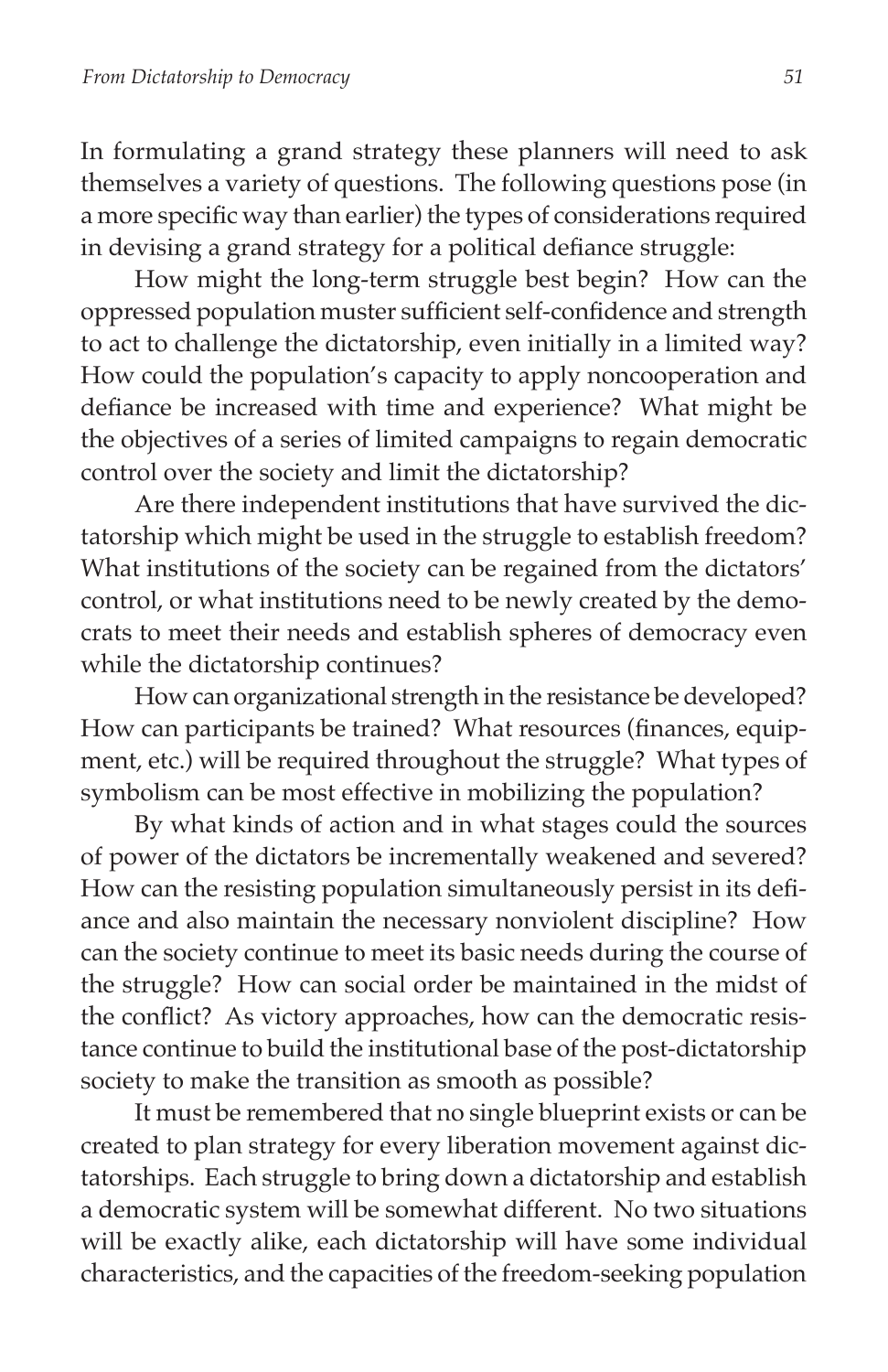In formulating a grand strategy these planners will need to ask themselves a variety of questions. The following questions pose (in a more specific way than earlier) the types of considerations required in devising a grand strategy for a political defiance struggle:

How might the long-term struggle best begin? How can the oppressed population muster sufficient self-confidence and strength to act to challenge the dictatorship, even initially in a limited way? How could the population's capacity to apply noncooperation and defiance be increased with time and experience? What might be the objectives of a series of limited campaigns to regain democratic control over the society and limit the dictatorship?

Are there independent institutions that have survived the dictatorship which might be used in the struggle to establish freedom? What institutions of the society can be regained from the dictators' control, or what institutions need to be newly created by the democrats to meet their needs and establish spheres of democracy even while the dictatorship continues?

How can organizational strength in the resistance be developed? How can participants be trained? What resources (finances, equipment, etc.) will be required throughout the struggle? What types of symbolism can be most effective in mobilizing the population?

By what kinds of action and in what stages could the sources of power of the dictators be incrementally weakened and severed? How can the resisting population simultaneously persist in its defiance and also maintain the necessary nonviolent discipline? How can the society continue to meet its basic needs during the course of the struggle? How can social order be maintained in the midst of the conflict? As victory approaches, how can the democratic resistance continue to build the institutional base of the post-dictatorship society to make the transition as smooth as possible?

It must be remembered that no single blueprint exists or can be created to plan strategy for every liberation movement against dictatorships. Each struggle to bring down a dictatorship and establish a democratic system will be somewhat different. No two situations will be exactly alike, each dictatorship will have some individual characteristics, and the capacities of the freedom-seeking population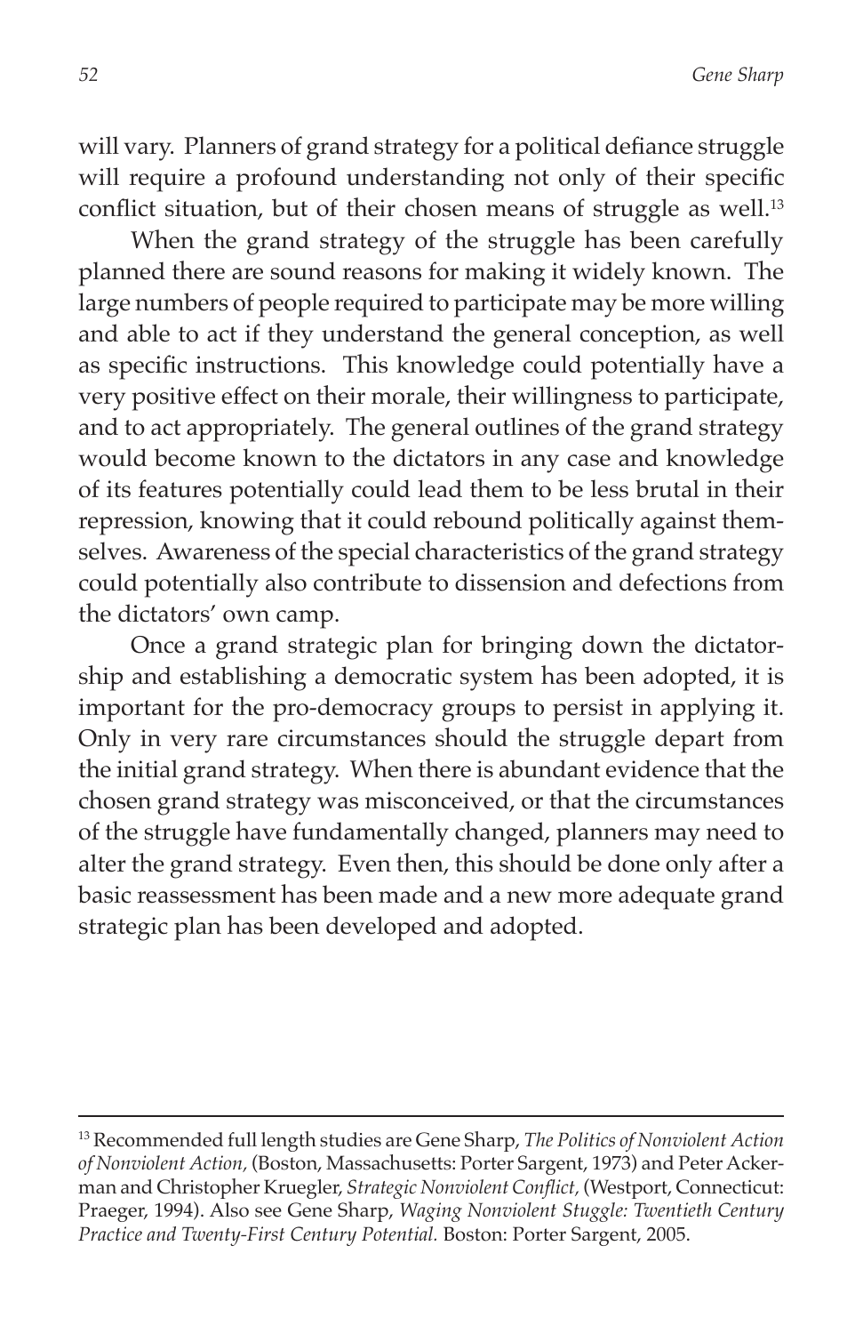will vary. Planners of grand strategy for a political defiance struggle will require a profound understanding not only of their specific conflict situation, but of their chosen means of struggle as well.[13]

When the grand strategy of the struggle has been carefully planned there are sound reasons for making it widely known. The large numbers of people required to participate may be more willing and able to act if they understand the general conception, as well as specific instructions. This knowledge could potentially have a very positive effect on their morale, their willingness to participate, and to act appropriately. The general outlines of the grand strategy would become known to the dictators in any case and knowledge of its features potentially could lead them to be less brutal in their repression, knowing that it could rebound politically against themselves. Awareness of the special characteristics of the grand strategy could potentially also contribute to dissension and defections from the dictators' own camp.

Once a grand strategic plan for bringing down the dictatorship and establishing a democratic system has been adopted, it is important for the pro-democracy groups to persist in applying it. Only in very rare circumstances should the struggle depart from the initial grand strategy. When there is abundant evidence that the chosen grand strategy was misconceived, or that the circumstances of the struggle have fundamentally changed, planners may need to alter the grand strategy. Even then, this should be done only after a basic reassessment has been made and a new more adequate grand strategic plan has been developed and adopted.

---

[13] Recommended full length studies are Gene Sharp, *The Politics of Nonviolent Action of Nonviolent Action,* (Boston, Massachusetts: Porter Sargent, 1973) and Peter Ackerman and Christopher Kruegler, *Strategic Nonviolent Conflict,* (Westport, Connecticut: Praeger, 1994). Also see Gene Sharp, *Waging Nonviolent Stuggle: Twentieth Century Practice and Twenty-First Century Potential.* Boston: Porter Sargent, 2005.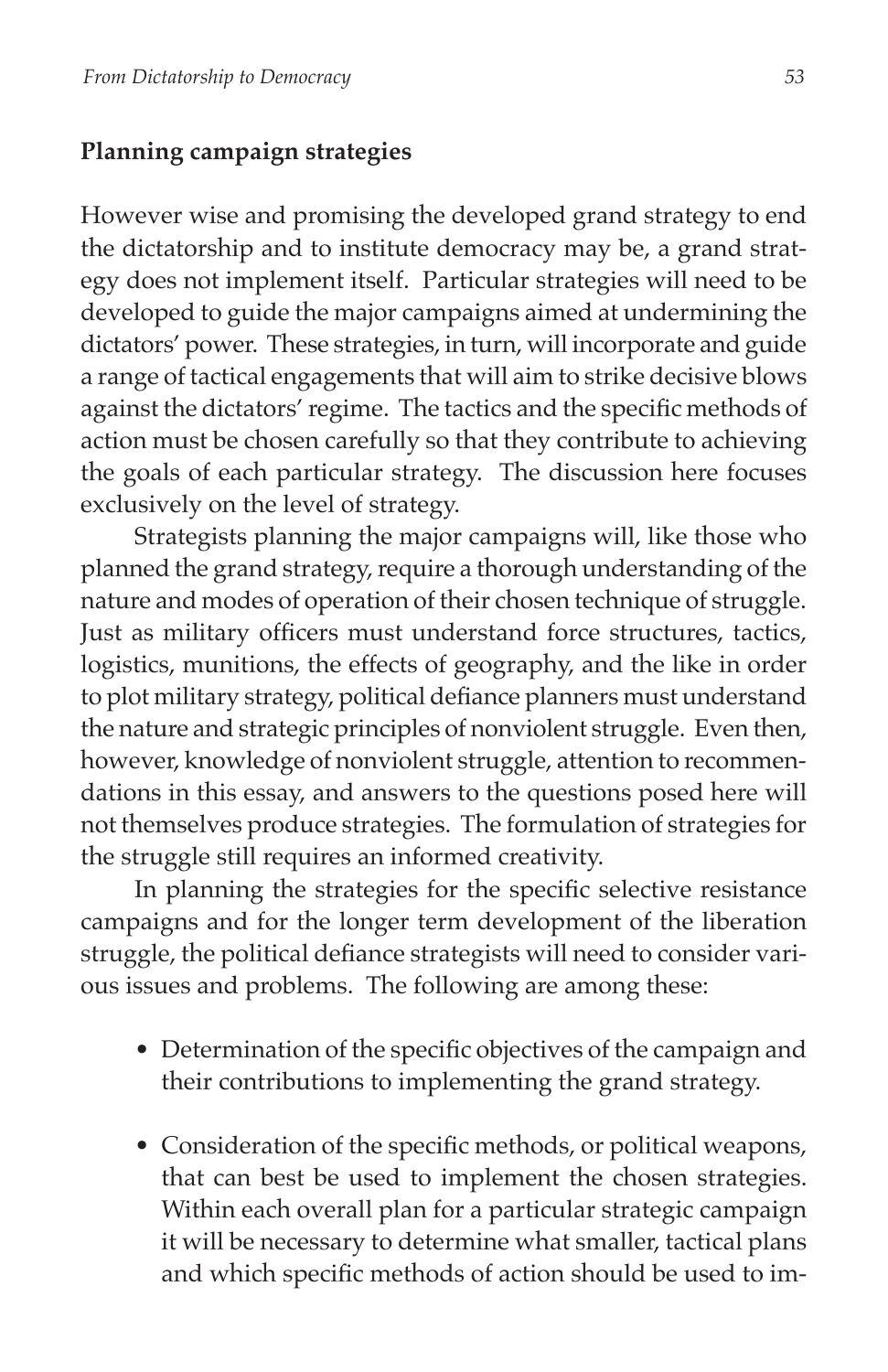## Planning campaign strategies

However wise and promising the developed grand strategy to end the dictatorship and to institute democracy may be, a grand strategy does not implement itself. Particular strategies will need to be developed to guide the major campaigns aimed at undermining the dictators' power. These strategies, in turn, will incorporate and guide a range of tactical engagements that will aim to strike decisive blows against the dictators' regime. The tactics and the specific methods of action must be chosen carefully so that they contribute to achieving the goals of each particular strategy. The discussion here focuses exclusively on the level of strategy.

Strategists planning the major campaigns will, like those who planned the grand strategy, require a thorough understanding of the nature and modes of operation of their chosen technique of struggle. Just as military officers must understand force structures, tactics, logistics, munitions, the effects of geography, and the like in order to plot military strategy, political defiance planners must understand the nature and strategic principles of nonviolent struggle. Even then, however, knowledge of nonviolent struggle, attention to recommendations in this essay, and answers to the questions posed here will not themselves produce strategies. The formulation of strategies for the struggle still requires an informed creativity.

In planning the strategies for the specific selective resistance campaigns and for the longer term development of the liberation struggle, the political defiance strategists will need to consider various issues and problems. The following are among these:

- Determination of the specific objectives of the campaign and their contributions to implementing the grand strategy.

- Consideration of the specific methods, or political weapons, that can best be used to implement the chosen strategies. Within each overall plan for a particular strategic campaign it will be necessary to determine what smaller, tactical plans and which specific methods of action should be used to im-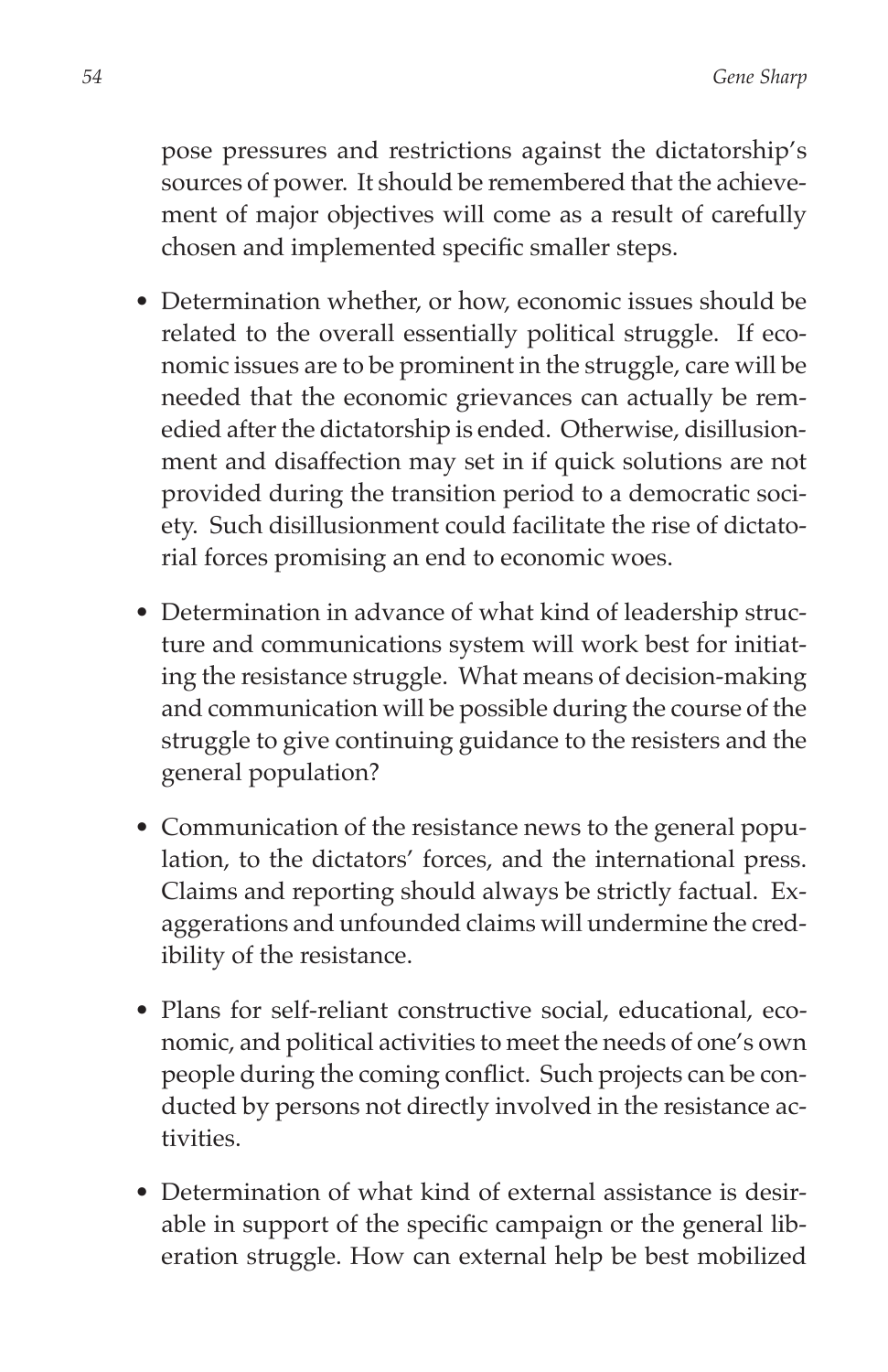pose pressures and restrictions against the dictatorship's sources of power. It should be remembered that the achievement of major objectives will come as a result of carefully chosen and implemented specific smaller steps.

- Determination whether, or how, economic issues should be related to the overall essentially political struggle. If economic issues are to be prominent in the struggle, care will be needed that the economic grievances can actually be remedied after the dictatorship is ended. Otherwise, disillusionment and disaffection may set in if quick solutions are not provided during the transition period to a democratic society. Such disillusionment could facilitate the rise of dictatorial forces promising an end to economic woes.

- Determination in advance of what kind of leadership structure and communications system will work best for initiating the resistance struggle. What means of decision-making and communication will be possible during the course of the struggle to give continuing guidance to the resisters and the general population?

- Communication of the resistance news to the general population, to the dictators' forces, and the international press. Claims and reporting should always be strictly factual. Exaggerations and unfounded claims will undermine the credibility of the resistance.

- Plans for self-reliant constructive social, educational, economic, and political activities to meet the needs of one's own people during the coming conflict. Such projects can be conducted by persons not directly involved in the resistance activities.

- Determination of what kind of external assistance is desirable in support of the specific campaign or the general liberation struggle. How can external help be best mobilized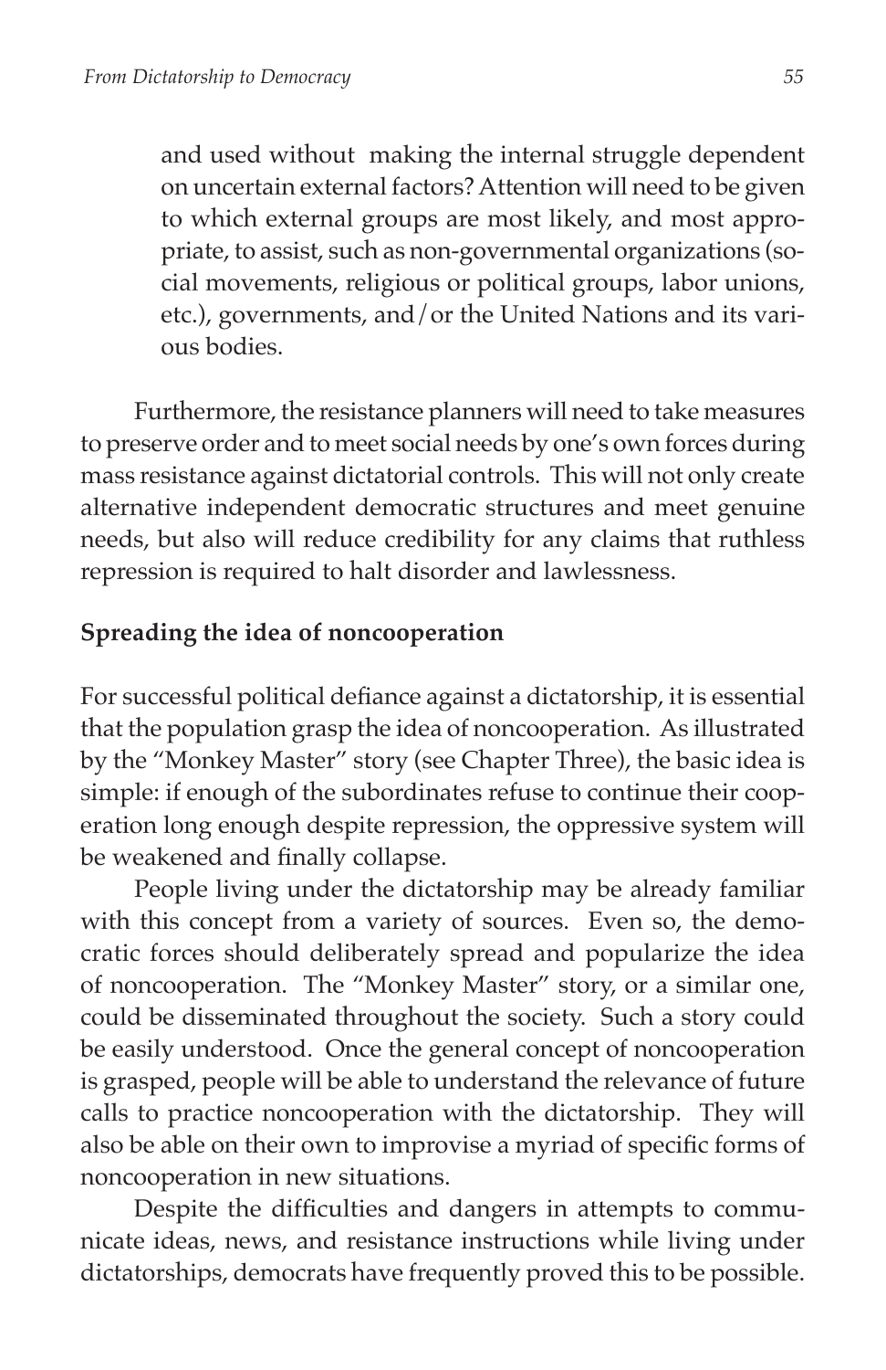and used without making the internal struggle dependent on uncertain external factors? Attention will need to be given to which external groups are most likely, and most appropriate, to assist, such as non-governmental organizations (social movements, religious or political groups, labor unions, etc.), governments, and/or the United Nations and its various bodies.

Furthermore, the resistance planners will need to take measures to preserve order and to meet social needs by one's own forces during mass resistance against dictatorial controls. This will not only create alternative independent democratic structures and meet genuine needs, but also will reduce credibility for any claims that ruthless repression is required to halt disorder and lawlessness.

**Spreading the idea of noncooperation**

For successful political defiance against a dictatorship, it is essential that the population grasp the idea of noncooperation. As illustrated by the "Monkey Master" story (see Chapter Three), the basic idea is simple: if enough of the subordinates refuse to continue their cooperation long enough despite repression, the oppressive system will be weakened and finally collapse.

People living under the dictatorship may be already familiar with this concept from a variety of sources. Even so, the democratic forces should deliberately spread and popularize the idea of noncooperation. The "Monkey Master" story, or a similar one, could be disseminated throughout the society. Such a story could be easily understood. Once the general concept of noncooperation is grasped, people will be able to understand the relevance of future calls to practice noncooperation with the dictatorship. They will also be able on their own to improvise a myriad of specific forms of noncooperation in new situations.

Despite the difficulties and dangers in attempts to communicate ideas, news, and resistance instructions while living under dictatorships, democrats have frequently proved this to be possible.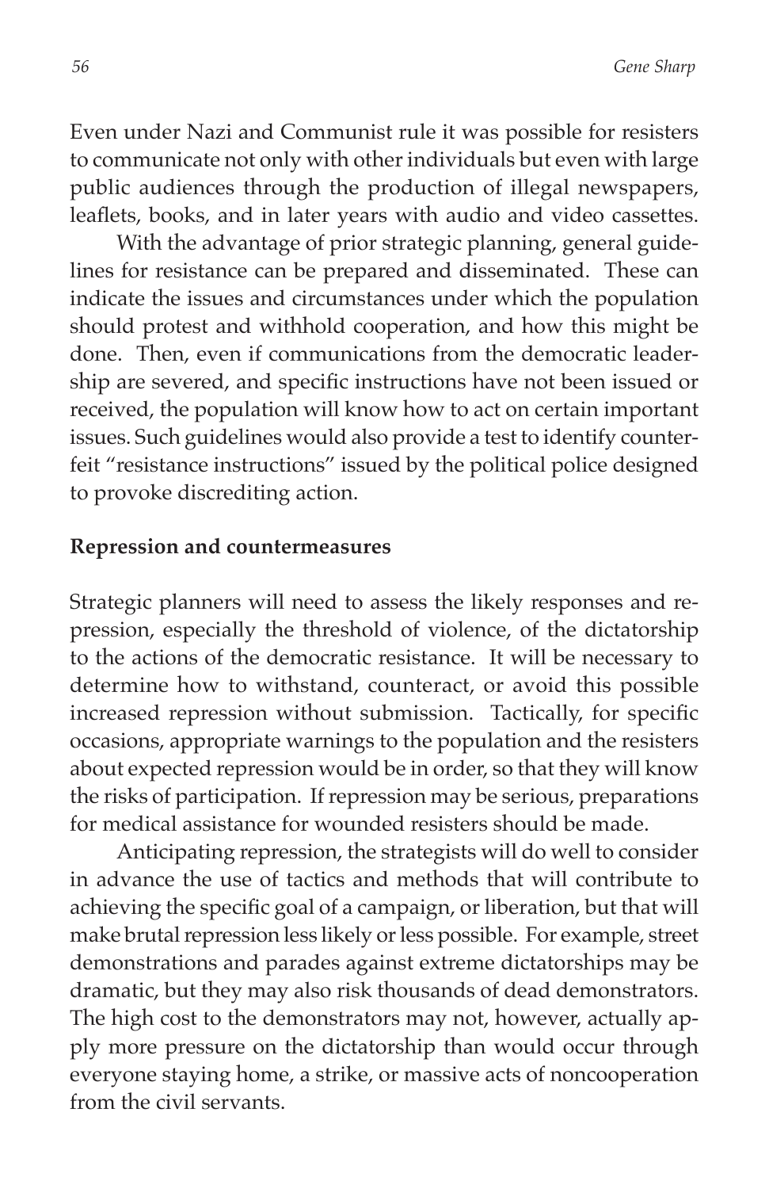Even under Nazi and Communist rule it was possible for resisters to communicate not only with other individuals but even with large public audiences through the production of illegal newspapers, leaflets, books, and in later years with audio and video cassettes.

With the advantage of prior strategic planning, general guidelines for resistance can be prepared and disseminated. These can indicate the issues and circumstances under which the population should protest and withhold cooperation, and how this might be done. Then, even if communications from the democratic leadership are severed, and specific instructions have not been issued or received, the population will know how to act on certain important issues. Such guidelines would also provide a test to identify counterfeit "resistance instructions" issued by the political police designed to provoke discrediting action.

**Repression and countermeasures**

Strategic planners will need to assess the likely responses and repression, especially the threshold of violence, of the dictatorship to the actions of the democratic resistance. It will be necessary to determine how to withstand, counteract, or avoid this possible increased repression without submission. Tactically, for specific occasions, appropriate warnings to the population and the resisters about expected repression would be in order, so that they will know the risks of participation. If repression may be serious, preparations for medical assistance for wounded resisters should be made.

Anticipating repression, the strategists will do well to consider in advance the use of tactics and methods that will contribute to achieving the specific goal of a campaign, or liberation, but that will make brutal repression less likely or less possible. For example, street demonstrations and parades against extreme dictatorships may be dramatic, but they may also risk thousands of dead demonstrators. The high cost to the demonstrators may not, however, actually apply more pressure on the dictatorship than would occur through everyone staying home, a strike, or massive acts of noncooperation from the civil servants.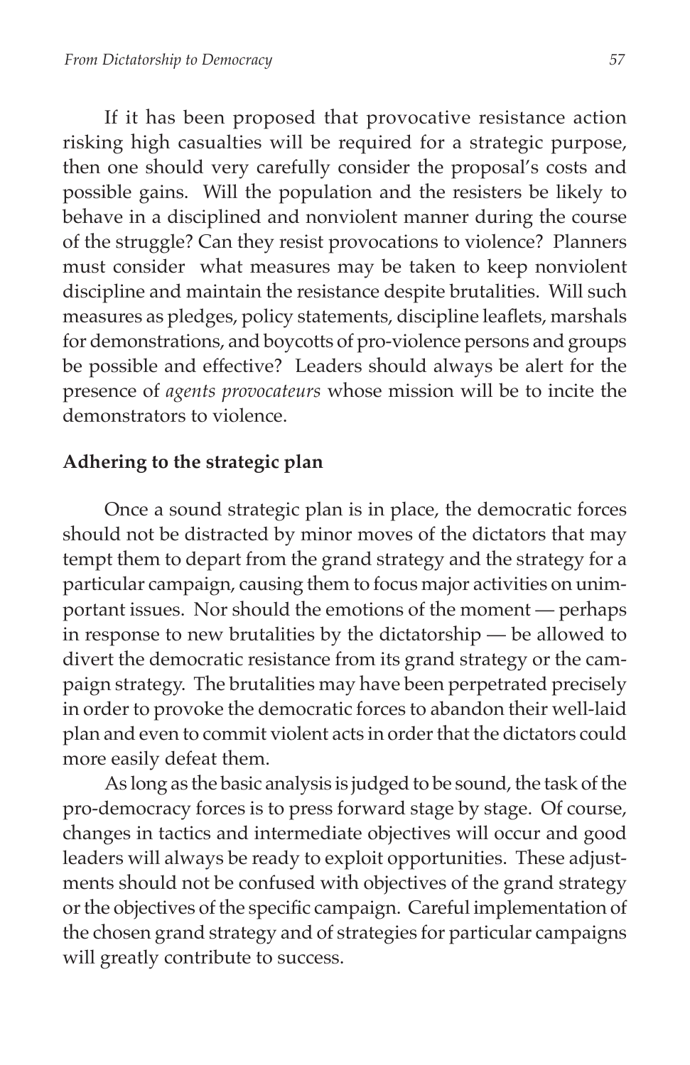If it has been proposed that provocative resistance action risking high casualties will be required for a strategic purpose, then one should very carefully consider the proposal's costs and possible gains. Will the population and the resisters be likely to behave in a disciplined and nonviolent manner during the course of the struggle? Can they resist provocations to violence? Planners must consider what measures may be taken to keep nonviolent discipline and maintain the resistance despite brutalities. Will such measures as pledges, policy statements, discipline leaflets, marshals for demonstrations, and boycotts of pro-violence persons and groups be possible and effective? Leaders should always be alert for the presence of *agents provocateurs* whose mission will be to incite the demonstrators to violence.

### Adhering to the strategic plan

Once a sound strategic plan is in place, the democratic forces should not be distracted by minor moves of the dictators that may tempt them to depart from the grand strategy and the strategy for a particular campaign, causing them to focus major activities on unimportant issues. Nor should the emotions of the moment — perhaps in response to new brutalities by the dictatorship — be allowed to divert the democratic resistance from its grand strategy or the campaign strategy. The brutalities may have been perpetrated precisely in order to provoke the democratic forces to abandon their well-laid plan and even to commit violent acts in order that the dictators could more easily defeat them.

As long as the basic analysis is judged to be sound, the task of the pro-democracy forces is to press forward stage by stage. Of course, changes in tactics and intermediate objectives will occur and good leaders will always be ready to exploit opportunities. These adjustments should not be confused with objectives of the grand strategy or the objectives of the specific campaign. Careful implementation of the chosen grand strategy and of strategies for particular campaigns will greatly contribute to success.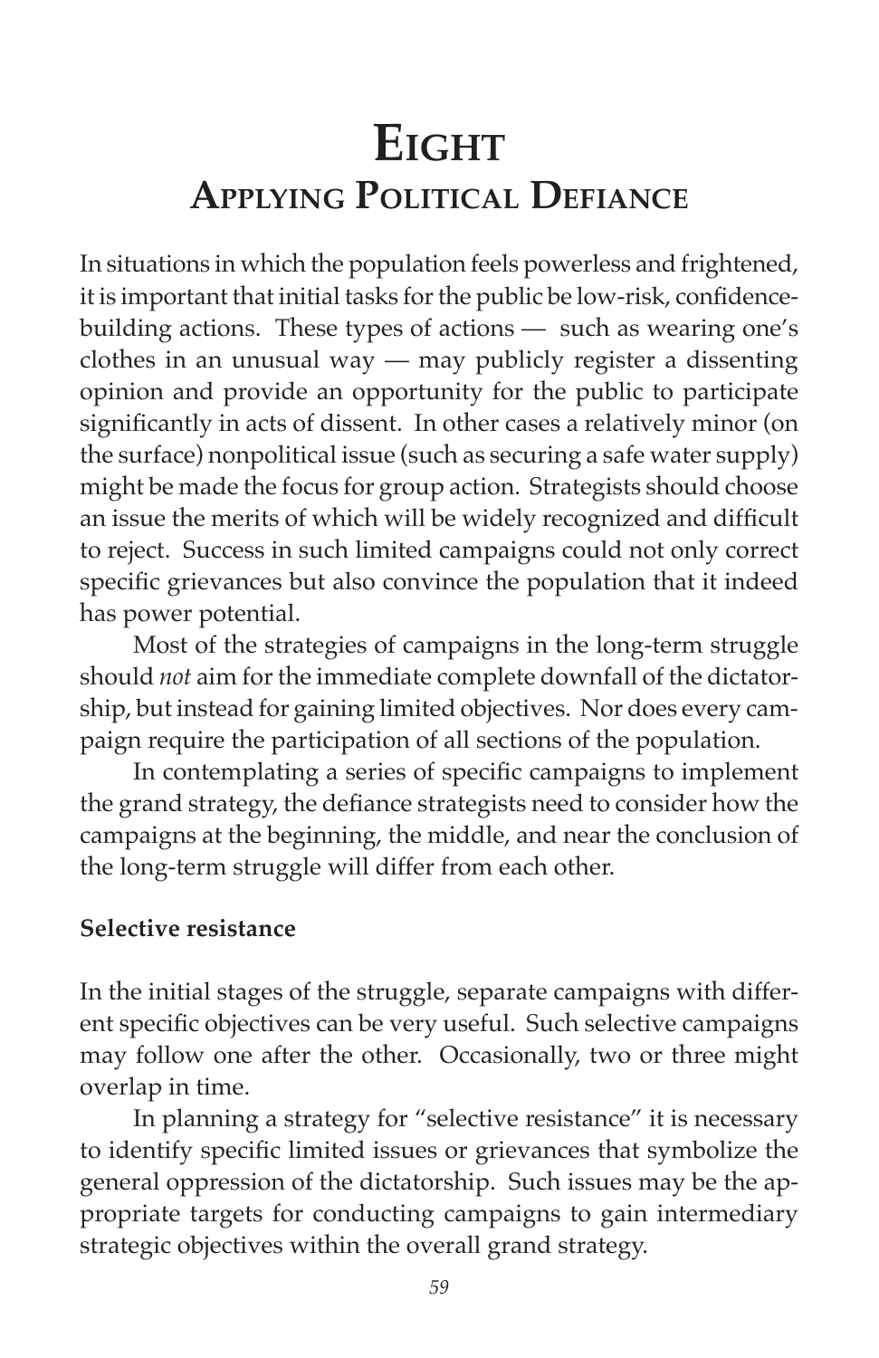# Eight
## Applying Political Defiance

In situations in which the population feels powerless and frightened, it is important that initial tasks for the public be low-risk, confidence-building actions. These types of actions — such as wearing one's clothes in an unusual way — may publicly register a dissenting opinion and provide an opportunity for the public to participate significantly in acts of dissent. In other cases a relatively minor (on the surface) nonpolitical issue (such as securing a safe water supply) might be made the focus for group action. Strategists should choose an issue the merits of which will be widely recognized and difficult to reject. Success in such limited campaigns could not only correct specific grievances but also convince the population that it indeed has power potential.

Most of the strategies of campaigns in the long-term struggle should *not* aim for the immediate complete downfall of the dictatorship, but instead for gaining limited objectives. Nor does every campaign require the participation of all sections of the population.

In contemplating a series of specific campaigns to implement the grand strategy, the defiance strategists need to consider how the campaigns at the beginning, the middle, and near the conclusion of the long-term struggle will differ from each other.

**Selective resistance**

In the initial stages of the struggle, separate campaigns with different specific objectives can be very useful. Such selective campaigns may follow one after the other. Occasionally, two or three might overlap in time.

In planning a strategy for "selective resistance" it is necessary to identify specific limited issues or grievances that symbolize the general oppression of the dictatorship. Such issues may be the appropriate targets for conducting campaigns to gain intermediary strategic objectives within the overall grand strategy.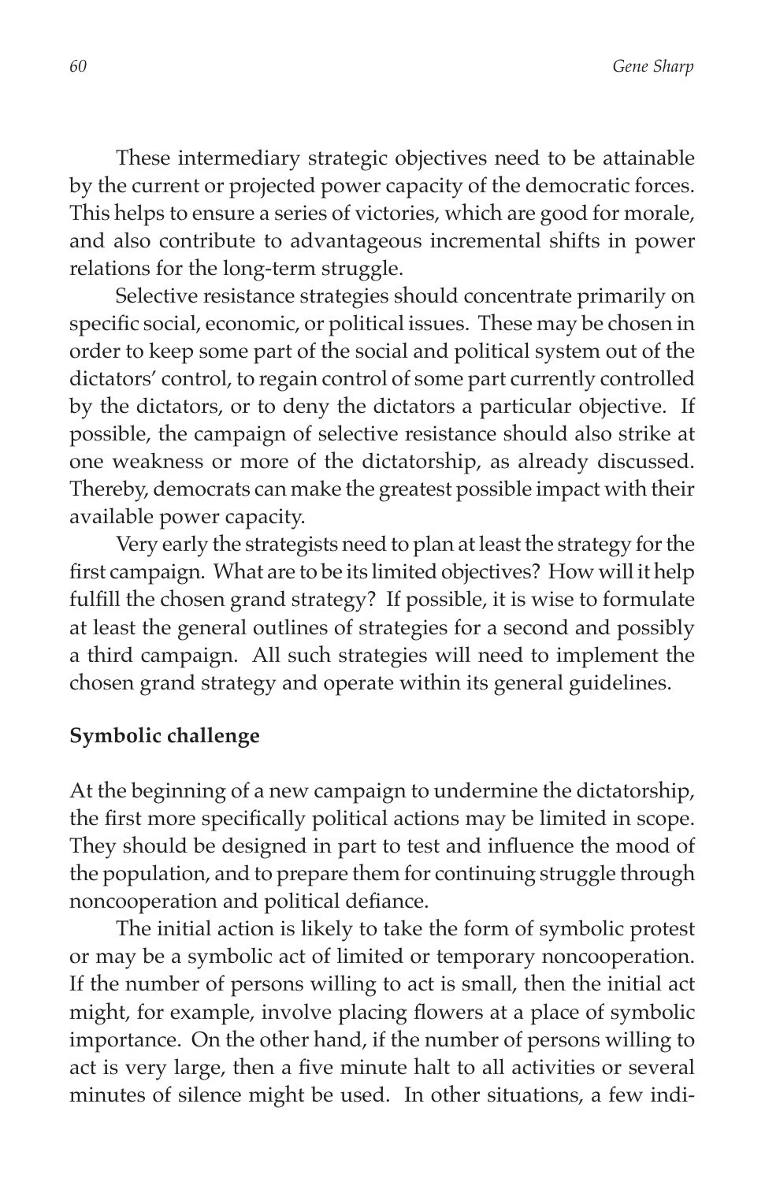These intermediary strategic objectives need to be attainable by the current or projected power capacity of the democratic forces. This helps to ensure a series of victories, which are good for morale, and also contribute to advantageous incremental shifts in power relations for the long-term struggle.

Selective resistance strategies should concentrate primarily on specific social, economic, or political issues. These may be chosen in order to keep some part of the social and political system out of the dictators' control, to regain control of some part currently controlled by the dictators, or to deny the dictators a particular objective. If possible, the campaign of selective resistance should also strike at one weakness or more of the dictatorship, as already discussed. Thereby, democrats can make the greatest possible impact with their available power capacity.

Very early the strategists need to plan at least the strategy for the first campaign. What are to be its limited objectives? How will it help fulfill the chosen grand strategy? If possible, it is wise to formulate at least the general outlines of strategies for a second and possibly a third campaign. All such strategies will need to implement the chosen grand strategy and operate within its general guidelines.

**Symbolic challenge**

At the beginning of a new campaign to undermine the dictatorship, the first more specifically political actions may be limited in scope. They should be designed in part to test and influence the mood of the population, and to prepare them for continuing struggle through noncooperation and political defiance.

The initial action is likely to take the form of symbolic protest or may be a symbolic act of limited or temporary noncooperation. If the number of persons willing to act is small, then the initial act might, for example, involve placing flowers at a place of symbolic importance. On the other hand, if the number of persons willing to act is very large, then a five minute halt to all activities or several minutes of silence might be used. In other situations, a few indi-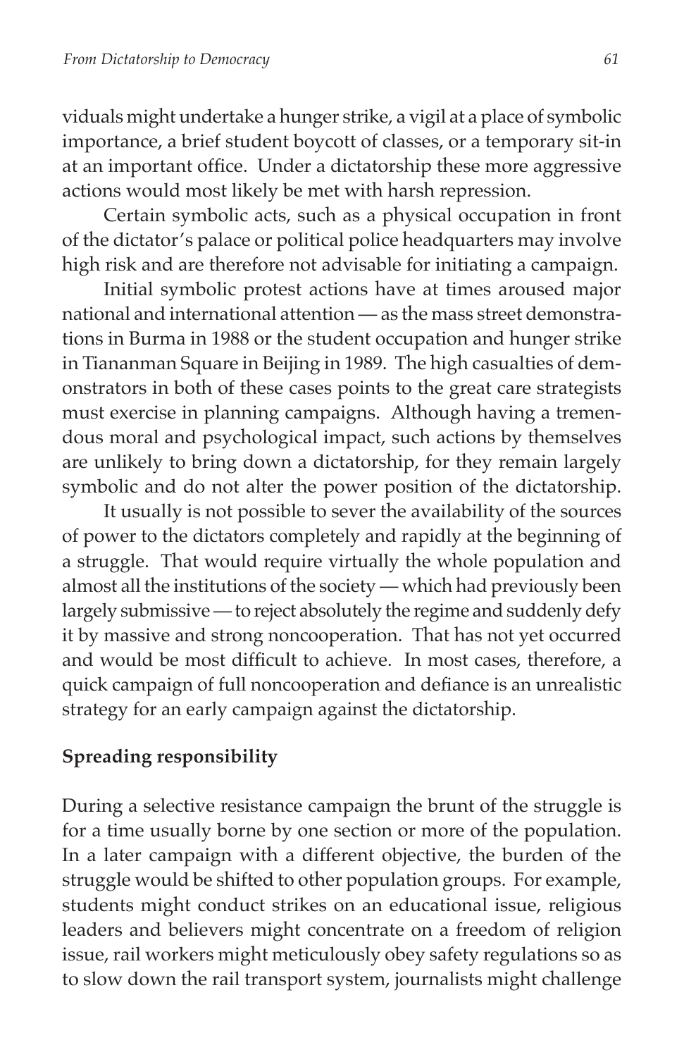viduals might undertake a hunger strike, a vigil at a place of symbolic importance, a brief student boycott of classes, or a temporary sit-in at an important office. Under a dictatorship these more aggressive actions would most likely be met with harsh repression.

Certain symbolic acts, such as a physical occupation in front of the dictator's palace or political police headquarters may involve high risk and are therefore not advisable for initiating a campaign.

Initial symbolic protest actions have at times aroused major national and international attention — as the mass street demonstrations in Burma in 1988 or the student occupation and hunger strike in Tiananman Square in Beijing in 1989. The high casualties of demonstrators in both of these cases points to the great care strategists must exercise in planning campaigns. Although having a tremendous moral and psychological impact, such actions by themselves are unlikely to bring down a dictatorship, for they remain largely symbolic and do not alter the power position of the dictatorship.

It usually is not possible to sever the availability of the sources of power to the dictators completely and rapidly at the beginning of a struggle. That would require virtually the whole population and almost all the institutions of the society — which had previously been largely submissive — to reject absolutely the regime and suddenly defy it by massive and strong noncooperation. That has not yet occurred and would be most difficult to achieve. In most cases, therefore, a quick campaign of full noncooperation and defiance is an unrealistic strategy for an early campaign against the dictatorship.

**Spreading responsibility**

During a selective resistance campaign the brunt of the struggle is for a time usually borne by one section or more of the population. In a later campaign with a different objective, the burden of the struggle would be shifted to other population groups. For example, students might conduct strikes on an educational issue, religious leaders and believers might concentrate on a freedom of religion issue, rail workers might meticulously obey safety regulations so as to slow down the rail transport system, journalists might challenge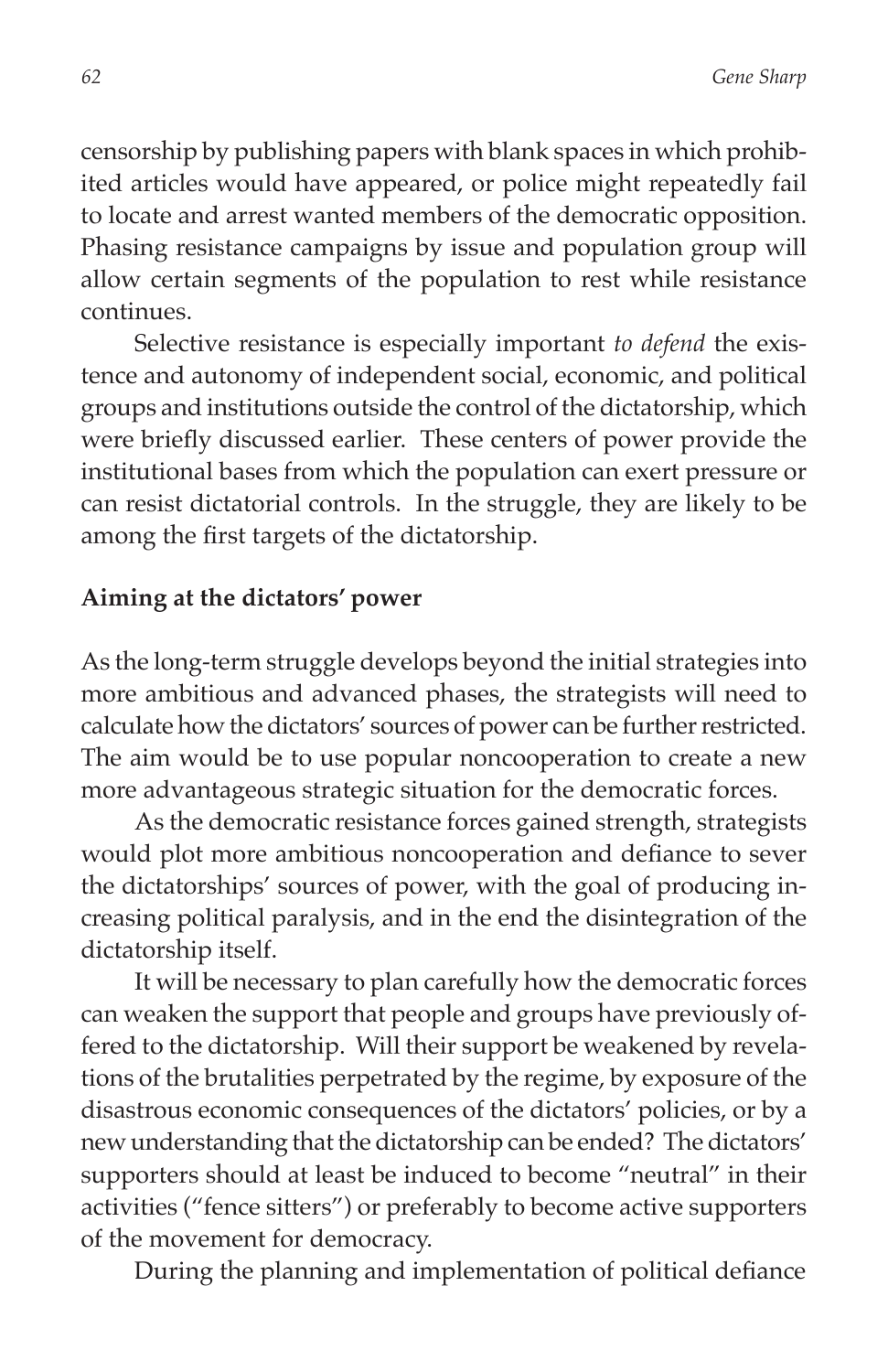censorship by publishing papers with blank spaces in which prohibited articles would have appeared, or police might repeatedly fail to locate and arrest wanted members of the democratic opposition. Phasing resistance campaigns by issue and population group will allow certain segments of the population to rest while resistance continues.

Selective resistance is especially important *to defend* the existence and autonomy of independent social, economic, and political groups and institutions outside the control of the dictatorship, which were briefly discussed earlier. These centers of power provide the institutional bases from which the population can exert pressure or can resist dictatorial controls. In the struggle, they are likely to be among the first targets of the dictatorship.

**Aiming at the dictators' power**

As the long-term struggle develops beyond the initial strategies into more ambitious and advanced phases, the strategists will need to calculate how the dictators' sources of power can be further restricted. The aim would be to use popular noncooperation to create a new more advantageous strategic situation for the democratic forces.

As the democratic resistance forces gained strength, strategists would plot more ambitious noncooperation and defiance to sever the dictatorships' sources of power, with the goal of producing increasing political paralysis, and in the end the disintegration of the dictatorship itself.

It will be necessary to plan carefully how the democratic forces can weaken the support that people and groups have previously offered to the dictatorship. Will their support be weakened by revelations of the brutalities perpetrated by the regime, by exposure of the disastrous economic consequences of the dictators' policies, or by a new understanding that the dictatorship can be ended? The dictators' supporters should at least be induced to become "neutral" in their activities ("fence sitters") or preferably to become active supporters of the movement for democracy.

During the planning and implementation of political defiance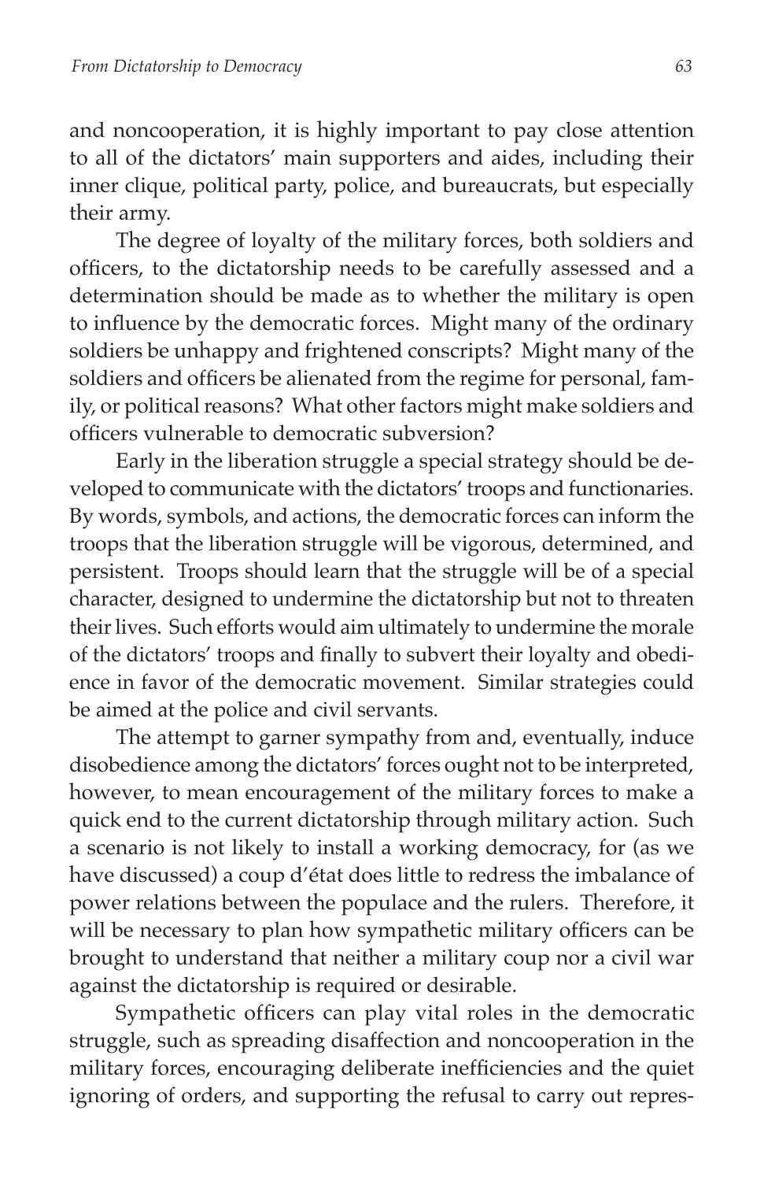and noncooperation, it is highly important to pay close attention to all of the dictators' main supporters and aides, including their inner clique, political party, police, and bureaucrats, but especially their army.

The degree of loyalty of the military forces, both soldiers and officers, to the dictatorship needs to be carefully assessed and a determination should be made as to whether the military is open to influence by the democratic forces. Might many of the ordinary soldiers be unhappy and frightened conscripts? Might many of the soldiers and officers be alienated from the regime for personal, family, or political reasons? What other factors might make soldiers and officers vulnerable to democratic subversion?

Early in the liberation struggle a special strategy should be developed to communicate with the dictators' troops and functionaries. By words, symbols, and actions, the democratic forces can inform the troops that the liberation struggle will be vigorous, determined, and persistent. Troops should learn that the struggle will be of a special character, designed to undermine the dictatorship but not to threaten their lives. Such efforts would aim ultimately to undermine the morale of the dictators' troops and finally to subvert their loyalty and obedience in favor of the democratic movement. Similar strategies could be aimed at the police and civil servants.

The attempt to garner sympathy from and, eventually, induce disobedience among the dictators' forces ought not to be interpreted, however, to mean encouragement of the military forces to make a quick end to the current dictatorship through military action. Such a scenario is not likely to install a working democracy, for (as we have discussed) a coup d'état does little to redress the imbalance of power relations between the populace and the rulers. Therefore, it will be necessary to plan how sympathetic military officers can be brought to understand that neither a military coup nor a civil war against the dictatorship is required or desirable.

Sympathetic officers can play vital roles in the democratic struggle, such as spreading disaffection and noncooperation in the military forces, encouraging deliberate inefficiencies and the quiet ignoring of orders, and supporting the refusal to carry out repres-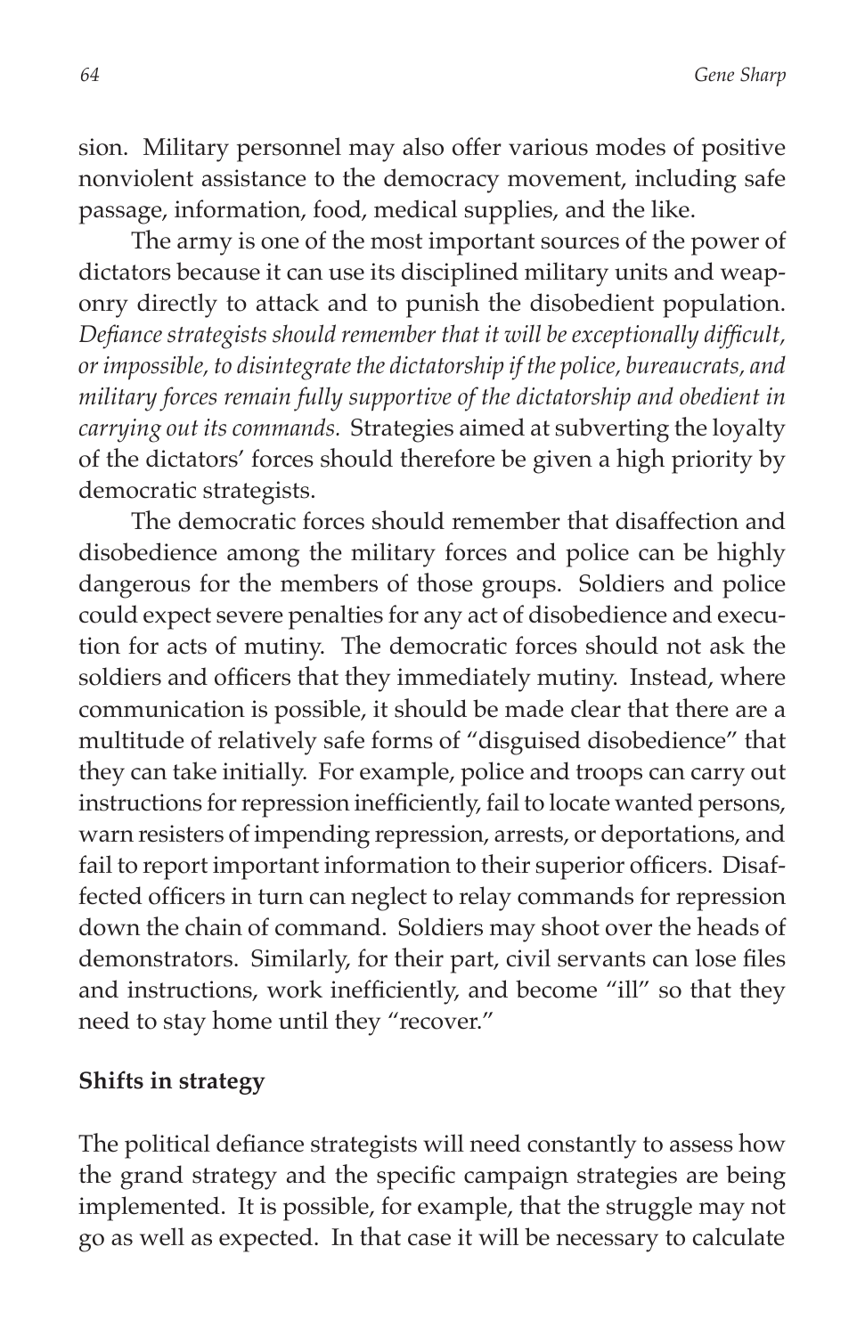sion. Military personnel may also offer various modes of positive nonviolent assistance to the democracy movement, including safe passage, information, food, medical supplies, and the like.

The army is one of the most important sources of the power of dictators because it can use its disciplined military units and weaponry directly to attack and to punish the disobedient population. *Defiance strategists should remember that it will be exceptionally difficult, or impossible, to disintegrate the dictatorship if the police, bureaucrats, and military forces remain fully supportive of the dictatorship and obedient in carrying out its commands.* Strategies aimed at subverting the loyalty of the dictators' forces should therefore be given a high priority by democratic strategists.

The democratic forces should remember that disaffection and disobedience among the military forces and police can be highly dangerous for the members of those groups. Soldiers and police could expect severe penalties for any act of disobedience and execution for acts of mutiny. The democratic forces should not ask the soldiers and officers that they immediately mutiny. Instead, where communication is possible, it should be made clear that there are a multitude of relatively safe forms of "disguised disobedience" that they can take initially. For example, police and troops can carry out instructions for repression inefficiently, fail to locate wanted persons, warn resisters of impending repression, arrests, or deportations, and fail to report important information to their superior officers. Disaffected officers in turn can neglect to relay commands for repression down the chain of command. Soldiers may shoot over the heads of demonstrators. Similarly, for their part, civil servants can lose files and instructions, work inefficiently, and become "ill" so that they need to stay home until they "recover."

**Shifts in strategy**

The political defiance strategists will need constantly to assess how the grand strategy and the specific campaign strategies are being implemented. It is possible, for example, that the struggle may not go as well as expected. In that case it will be necessary to calculate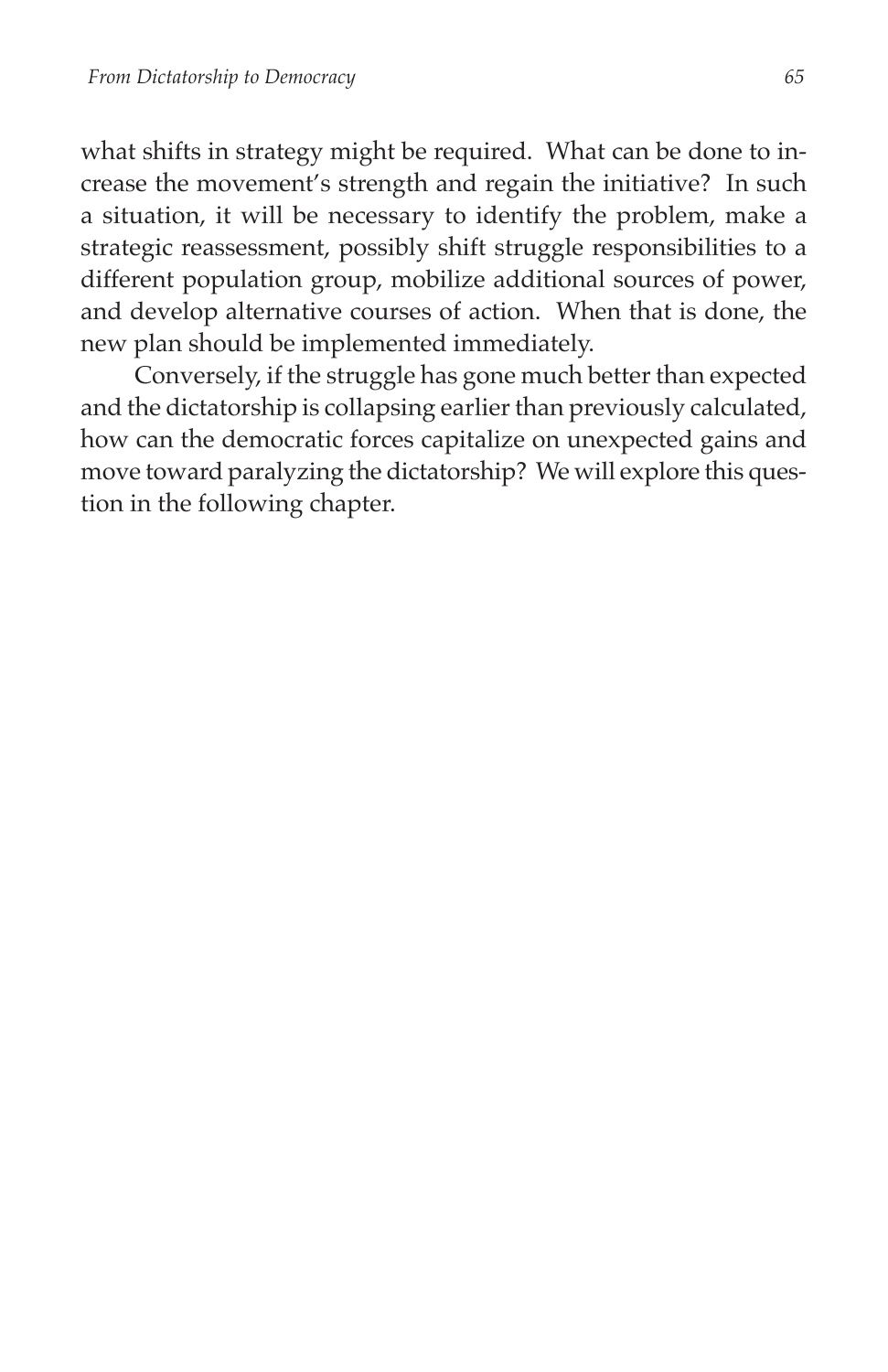what shifts in strategy might be required. What can be done to increase the movement's strength and regain the initiative? In such a situation, it will be necessary to identify the problem, make a strategic reassessment, possibly shift struggle responsibilities to a different population group, mobilize additional sources of power, and develop alternative courses of action. When that is done, the new plan should be implemented immediately.

Conversely, if the struggle has gone much better than expected and the dictatorship is collapsing earlier than previously calculated, how can the democratic forces capitalize on unexpected gains and move toward paralyzing the dictatorship? We will explore this question in the following chapter.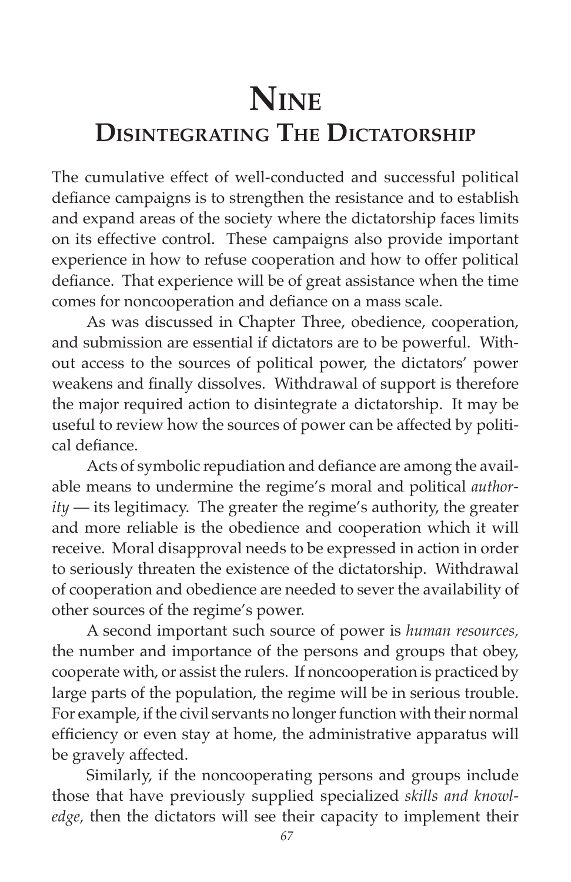# Nine

## Disintegrating The Dictatorship

The cumulative effect of well-conducted and successful political defiance campaigns is to strengthen the resistance and to establish and expand areas of the society where the dictatorship faces limits on its effective control. These campaigns also provide important experience in how to refuse cooperation and how to offer political defiance. That experience will be of great assistance when the time comes for noncooperation and defiance on a mass scale.

As was discussed in Chapter Three, obedience, cooperation, and submission are essential if dictators are to be powerful. Without access to the sources of political power, the dictators' power weakens and finally dissolves. Withdrawal of support is therefore the major required action to disintegrate a dictatorship. It may be useful to review how the sources of power can be affected by political defiance.

Acts of symbolic repudiation and defiance are among the available means to undermine the regime's moral and political *authority* — its legitimacy. The greater the regime's authority, the greater and more reliable is the obedience and cooperation which it will receive. Moral disapproval needs to be expressed in action in order to seriously threaten the existence of the dictatorship. Withdrawal of cooperation and obedience are needed to sever the availability of other sources of the regime's power.

A second important such source of power is *human resources,* the number and importance of the persons and groups that obey, cooperate with, or assist the rulers. If noncooperation is practiced by large parts of the population, the regime will be in serious trouble. For example, if the civil servants no longer function with their normal efficiency or even stay at home, the administrative apparatus will be gravely affected.

Similarly, if the noncooperating persons and groups include those that have previously supplied specialized *skills and knowledge,* then the dictators will see their capacity to implement their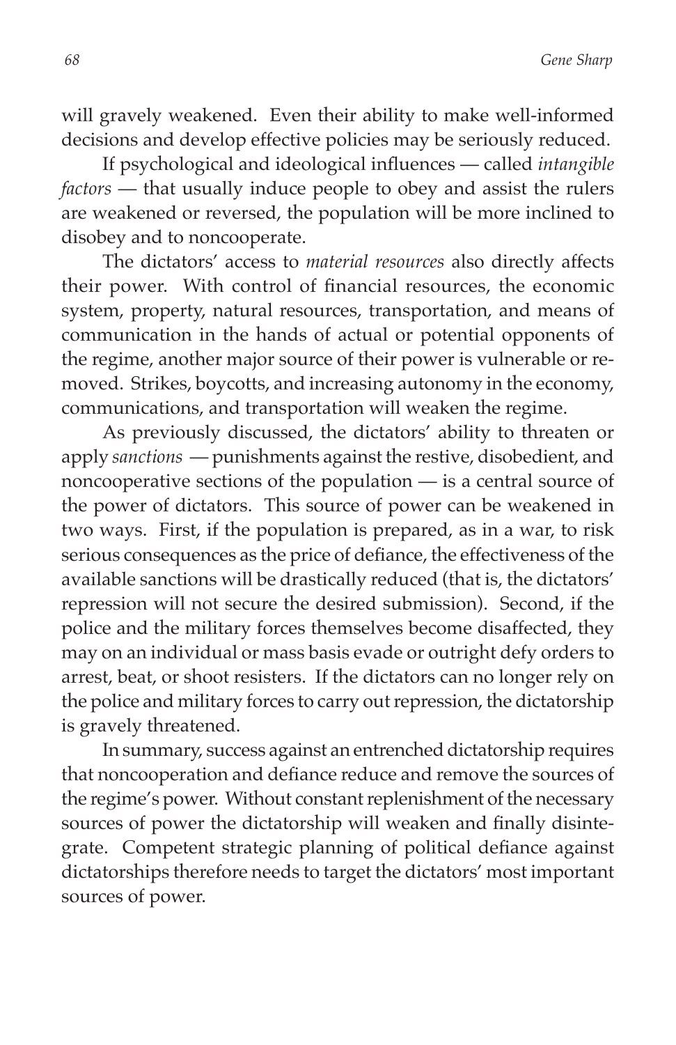will gravely weakened. Even their ability to make well-informed decisions and develop effective policies may be seriously reduced.

If psychological and ideological influences — called *intangible factors* — that usually induce people to obey and assist the rulers are weakened or reversed, the population will be more inclined to disobey and to noncooperate.

The dictators' access to *material resources* also directly affects their power. With control of financial resources, the economic system, property, natural resources, transportation, and means of communication in the hands of actual or potential opponents of the regime, another major source of their power is vulnerable or removed. Strikes, boycotts, and increasing autonomy in the economy, communications, and transportation will weaken the regime.

As previously discussed, the dictators' ability to threaten or apply *sanctions* — punishments against the restive, disobedient, and noncooperative sections of the population — is a central source of the power of dictators. This source of power can be weakened in two ways. First, if the population is prepared, as in a war, to risk serious consequences as the price of defiance, the effectiveness of the available sanctions will be drastically reduced (that is, the dictators' repression will not secure the desired submission). Second, if the police and the military forces themselves become disaffected, they may on an individual or mass basis evade or outright defy orders to arrest, beat, or shoot resisters. If the dictators can no longer rely on the police and military forces to carry out repression, the dictatorship is gravely threatened.

In summary, success against an entrenched dictatorship requires that noncooperation and defiance reduce and remove the sources of the regime's power. Without constant replenishment of the necessary sources of power the dictatorship will weaken and finally disintegrate. Competent strategic planning of political defiance against dictatorships therefore needs to target the dictators' most important sources of power.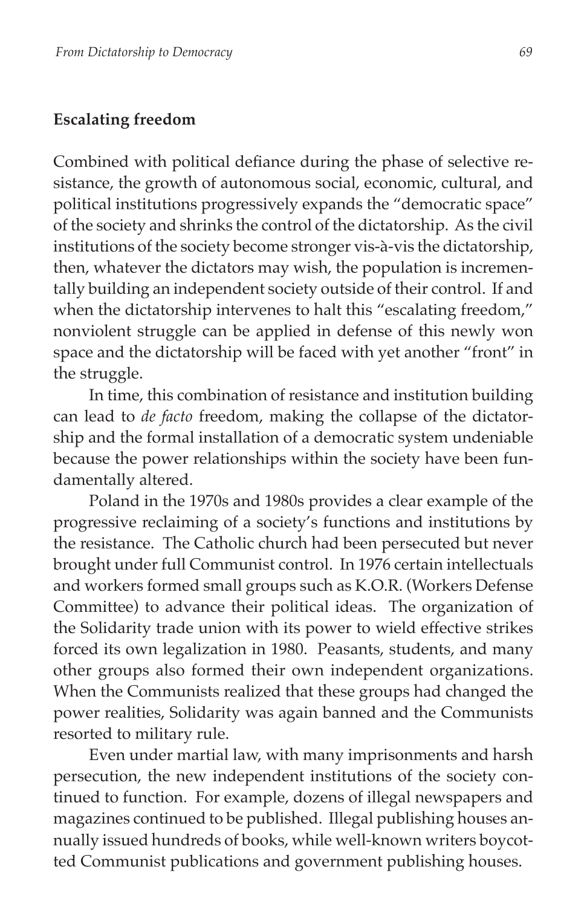## Escalating freedom

Combined with political defiance during the phase of selective resistance, the growth of autonomous social, economic, cultural, and political institutions progressively expands the "democratic space" of the society and shrinks the control of the dictatorship. As the civil institutions of the society become stronger vis-à-vis the dictatorship, then, whatever the dictators may wish, the population is incrementally building an independent society outside of their control. If and when the dictatorship intervenes to halt this "escalating freedom," nonviolent struggle can be applied in defense of this newly won space and the dictatorship will be faced with yet another "front" in the struggle.

In time, this combination of resistance and institution building can lead to *de facto* freedom, making the collapse of the dictatorship and the formal installation of a democratic system undeniable because the power relationships within the society have been fundamentally altered.

Poland in the 1970s and 1980s provides a clear example of the progressive reclaiming of a society's functions and institutions by the resistance. The Catholic church had been persecuted but never brought under full Communist control. In 1976 certain intellectuals and workers formed small groups such as K.O.R. (Workers Defense Committee) to advance their political ideas. The organization of the Solidarity trade union with its power to wield effective strikes forced its own legalization in 1980. Peasants, students, and many other groups also formed their own independent organizations. When the Communists realized that these groups had changed the power realities, Solidarity was again banned and the Communists resorted to military rule.

Even under martial law, with many imprisonments and harsh persecution, the new independent institutions of the society continued to function. For example, dozens of illegal newspapers and magazines continued to be published. Illegal publishing houses annually issued hundreds of books, while well-known writers boycotted Communist publications and government publishing houses.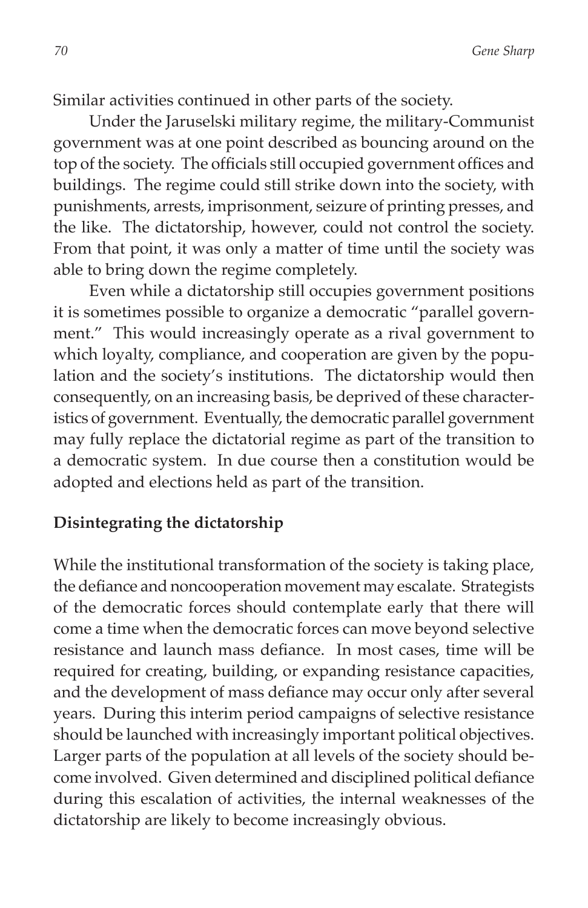Similar activities continued in other parts of the society.

Under the Jaruselski military regime, the military-Communist government was at one point described as bouncing around on the top of the society. The officials still occupied government offices and buildings. The regime could still strike down into the society, with punishments, arrests, imprisonment, seizure of printing presses, and the like. The dictatorship, however, could not control the society. From that point, it was only a matter of time until the society was able to bring down the regime completely.

Even while a dictatorship still occupies government positions it is sometimes possible to organize a democratic "parallel government." This would increasingly operate as a rival government to which loyalty, compliance, and cooperation are given by the population and the society's institutions. The dictatorship would then consequently, on an increasing basis, be deprived of these characteristics of government. Eventually, the democratic parallel government may fully replace the dictatorial regime as part of the transition to a democratic system. In due course then a constitution would be adopted and elections held as part of the transition.

### Disintegrating the dictatorship

While the institutional transformation of the society is taking place, the defiance and noncooperation movement may escalate. Strategists of the democratic forces should contemplate early that there will come a time when the democratic forces can move beyond selective resistance and launch mass defiance. In most cases, time will be required for creating, building, or expanding resistance capacities, and the development of mass defiance may occur only after several years. During this interim period campaigns of selective resistance should be launched with increasingly important political objectives. Larger parts of the population at all levels of the society should become involved. Given determined and disciplined political defiance during this escalation of activities, the internal weaknesses of the dictatorship are likely to become increasingly obvious.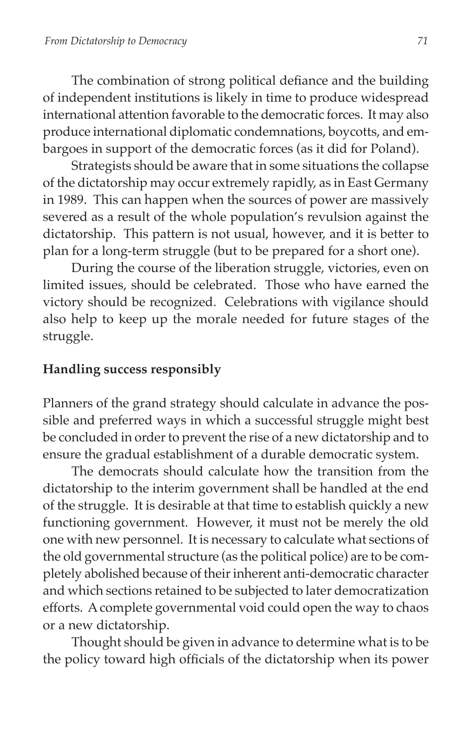The combination of strong political defiance and the building of independent institutions is likely in time to produce widespread international attention favorable to the democratic forces. It may also produce international diplomatic condemnations, boycotts, and embargoes in support of the democratic forces (as it did for Poland).

Strategists should be aware that in some situations the collapse of the dictatorship may occur extremely rapidly, as in East Germany in 1989. This can happen when the sources of power are massively severed as a result of the whole population's revulsion against the dictatorship. This pattern is not usual, however, and it is better to plan for a long-term struggle (but to be prepared for a short one).

During the course of the liberation struggle, victories, even on limited issues, should be celebrated. Those who have earned the victory should be recognized. Celebrations with vigilance should also help to keep up the morale needed for future stages of the struggle.

**Handling success responsibly**

Planners of the grand strategy should calculate in advance the possible and preferred ways in which a successful struggle might best be concluded in order to prevent the rise of a new dictatorship and to ensure the gradual establishment of a durable democratic system.

The democrats should calculate how the transition from the dictatorship to the interim government shall be handled at the end of the struggle. It is desirable at that time to establish quickly a new functioning government. However, it must not be merely the old one with new personnel. It is necessary to calculate what sections of the old governmental structure (as the political police) are to be completely abolished because of their inherent anti-democratic character and which sections retained to be subjected to later democratization efforts. A complete governmental void could open the way to chaos or a new dictatorship.

Thought should be given in advance to determine what is to be the policy toward high officials of the dictatorship when its power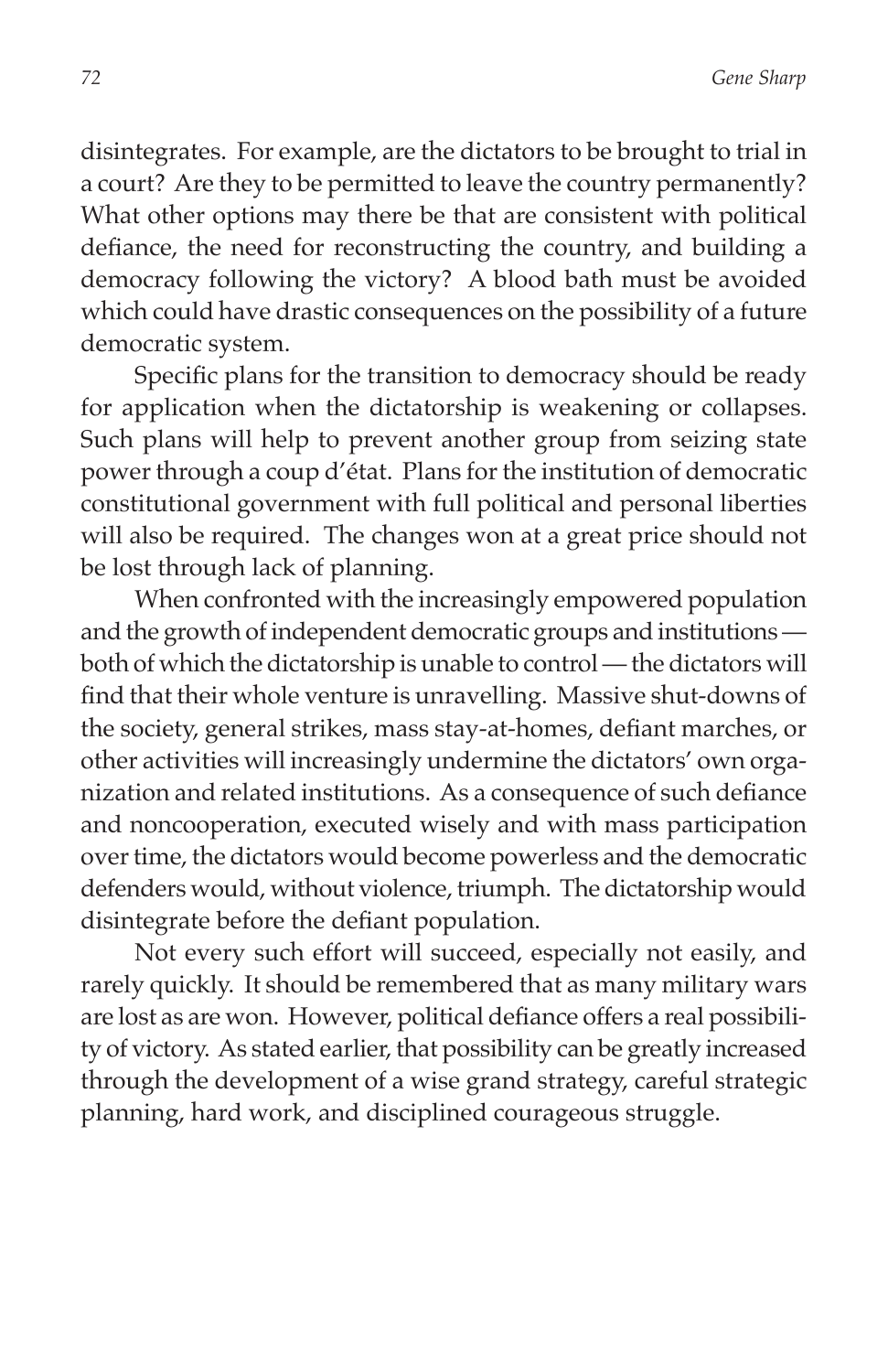disintegrates. For example, are the dictators to be brought to trial in a court? Are they to be permitted to leave the country permanently? What other options may there be that are consistent with political defiance, the need for reconstructing the country, and building a democracy following the victory? A blood bath must be avoided which could have drastic consequences on the possibility of a future democratic system.

Specific plans for the transition to democracy should be ready for application when the dictatorship is weakening or collapses. Such plans will help to prevent another group from seizing state power through a coup d'état. Plans for the institution of democratic constitutional government with full political and personal liberties will also be required. The changes won at a great price should not be lost through lack of planning.

When confronted with the increasingly empowered population and the growth of independent democratic groups and institutions — both of which the dictatorship is unable to control — the dictators will find that their whole venture is unravelling. Massive shut-downs of the society, general strikes, mass stay-at-homes, defiant marches, or other activities will increasingly undermine the dictators' own organization and related institutions. As a consequence of such defiance and noncooperation, executed wisely and with mass participation over time, the dictators would become powerless and the democratic defenders would, without violence, triumph. The dictatorship would disintegrate before the defiant population.

Not every such effort will succeed, especially not easily, and rarely quickly. It should be remembered that as many military wars are lost as are won. However, political defiance offers a real possibility of victory. As stated earlier, that possibility can be greatly increased through the development of a wise grand strategy, careful strategic planning, hard work, and disciplined courageous struggle.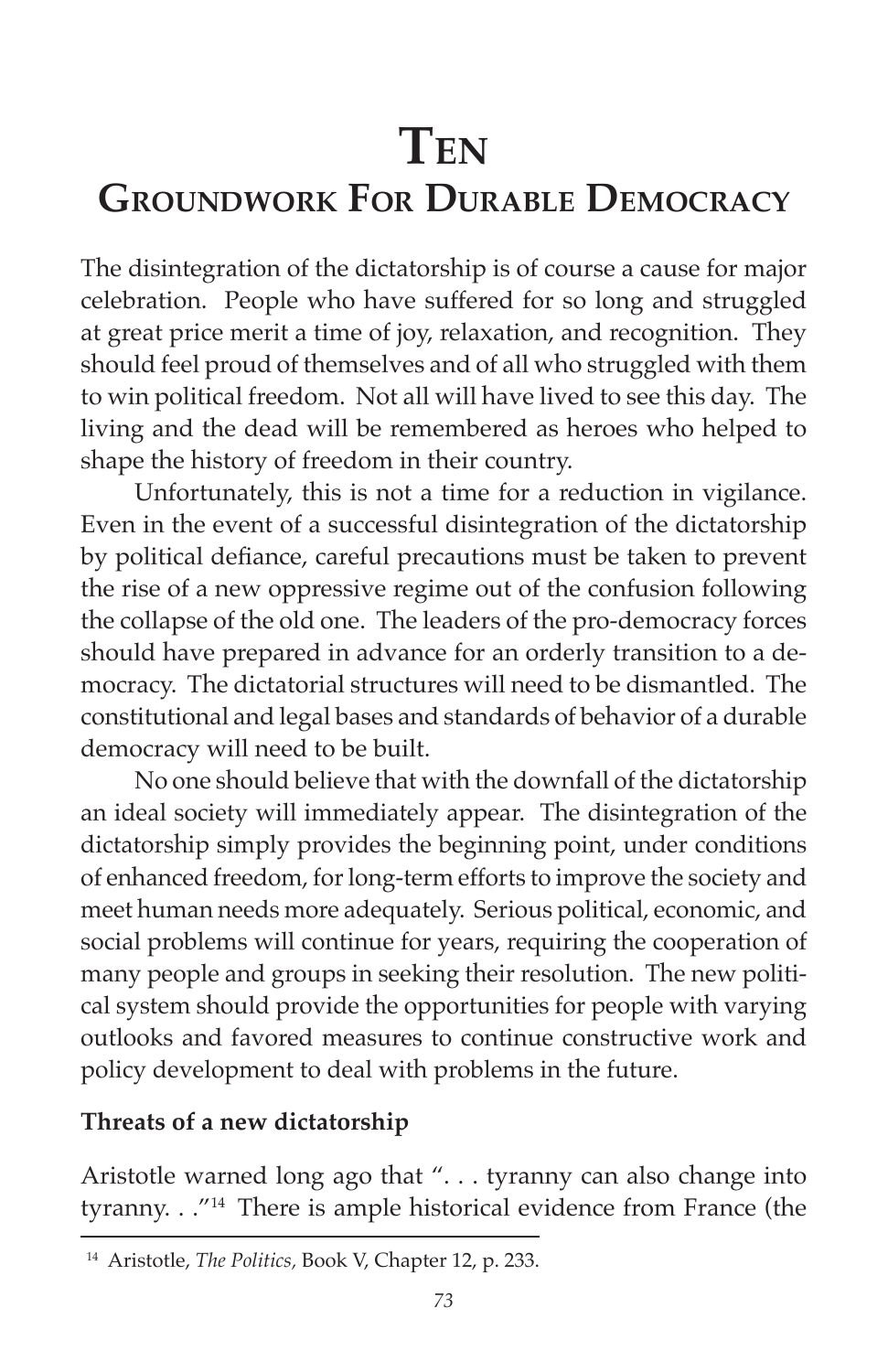# TEN
## GROUNDWORK FOR DURABLE DEMOCRACY

The disintegration of the dictatorship is of course a cause for major celebration. People who have suffered for so long and struggled at great price merit a time of joy, relaxation, and recognition. They should feel proud of themselves and of all who struggled with them to win political freedom. Not all will have lived to see this day. The living and the dead will be remembered as heroes who helped to shape the history of freedom in their country.

Unfortunately, this is not a time for a reduction in vigilance. Even in the event of a successful disintegration of the dictatorship by political defiance, careful precautions must be taken to prevent the rise of a new oppressive regime out of the confusion following the collapse of the old one. The leaders of the pro-democracy forces should have prepared in advance for an orderly transition to a democracy. The dictatorial structures will need to be dismantled. The constitutional and legal bases and standards of behavior of a durable democracy will need to be built.

No one should believe that with the downfall of the dictatorship an ideal society will immediately appear. The disintegration of the dictatorship simply provides the beginning point, under conditions of enhanced freedom, for long-term efforts to improve the society and meet human needs more adequately. Serious political, economic, and social problems will continue for years, requiring the cooperation of many people and groups in seeking their resolution. The new political system should provide the opportunities for people with varying outlooks and favored measures to continue constructive work and policy development to deal with problems in the future.

### Threats of a new dictatorship

Aristotle warned long ago that ". . . tyranny can also change into tyranny. . ."[14] There is ample historical evidence from France (the

---

[14] Aristotle, *The Politics,* Book V, Chapter 12, p. 233.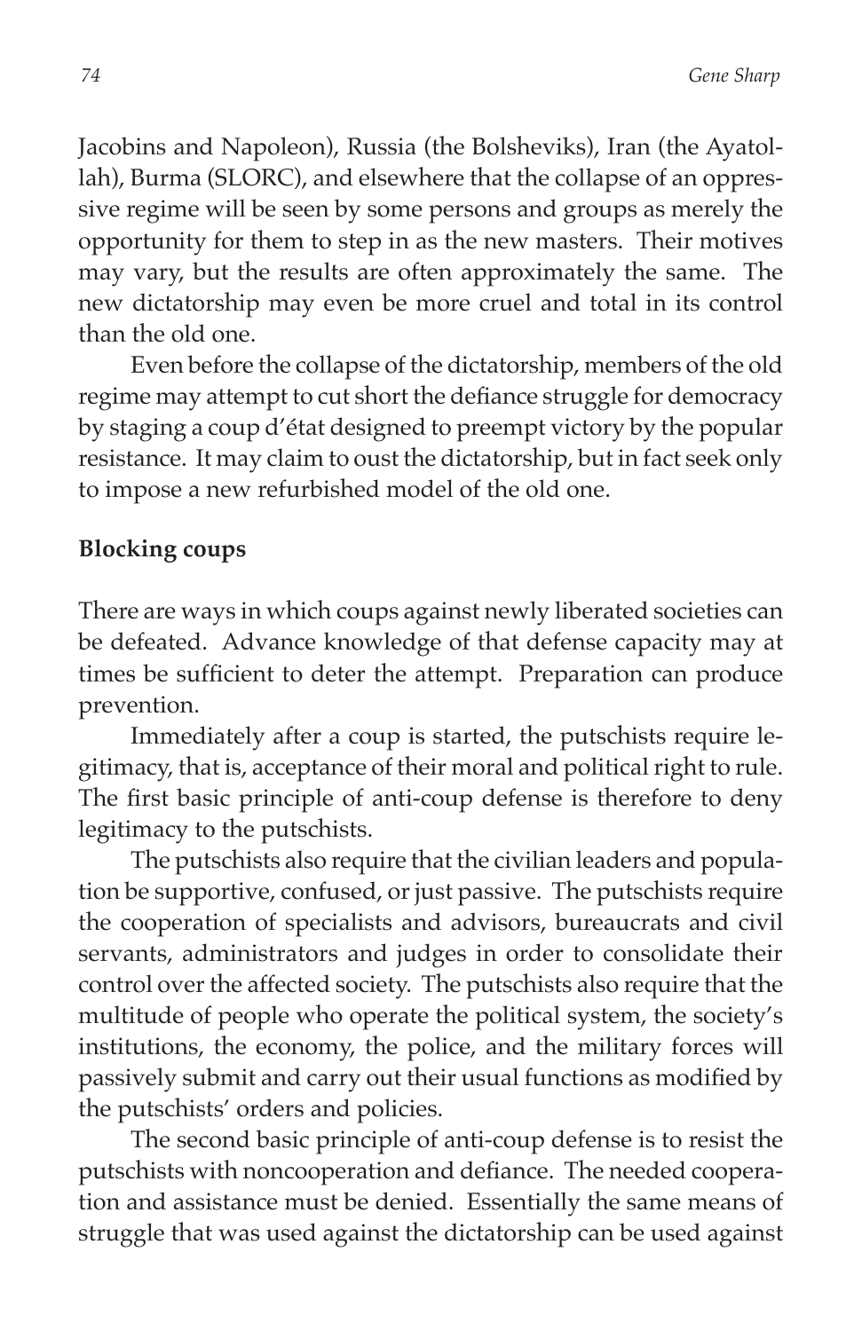Jacobins and Napoleon), Russia (the Bolsheviks), Iran (the Ayatollah), Burma (SLORC), and elsewhere that the collapse of an oppressive regime will be seen by some persons and groups as merely the opportunity for them to step in as the new masters. Their motives may vary, but the results are often approximately the same. The new dictatorship may even be more cruel and total in its control than the old one.

Even before the collapse of the dictatorship, members of the old regime may attempt to cut short the defiance struggle for democracy by staging a coup d'état designed to preempt victory by the popular resistance. It may claim to oust the dictatorship, but in fact seek only to impose a new refurbished model of the old one.

**Blocking coups**

There are ways in which coups against newly liberated societies can be defeated. Advance knowledge of that defense capacity may at times be sufficient to deter the attempt. Preparation can produce prevention.

Immediately after a coup is started, the putschists require legitimacy, that is, acceptance of their moral and political right to rule. The first basic principle of anti-coup defense is therefore to deny legitimacy to the putschists.

The putschists also require that the civilian leaders and population be supportive, confused, or just passive. The putschists require the cooperation of specialists and advisors, bureaucrats and civil servants, administrators and judges in order to consolidate their control over the affected society. The putschists also require that the multitude of people who operate the political system, the society's institutions, the economy, the police, and the military forces will passively submit and carry out their usual functions as modified by the putschists' orders and policies.

The second basic principle of anti-coup defense is to resist the putschists with noncooperation and defiance. The needed cooperation and assistance must be denied. Essentially the same means of struggle that was used against the dictatorship can be used against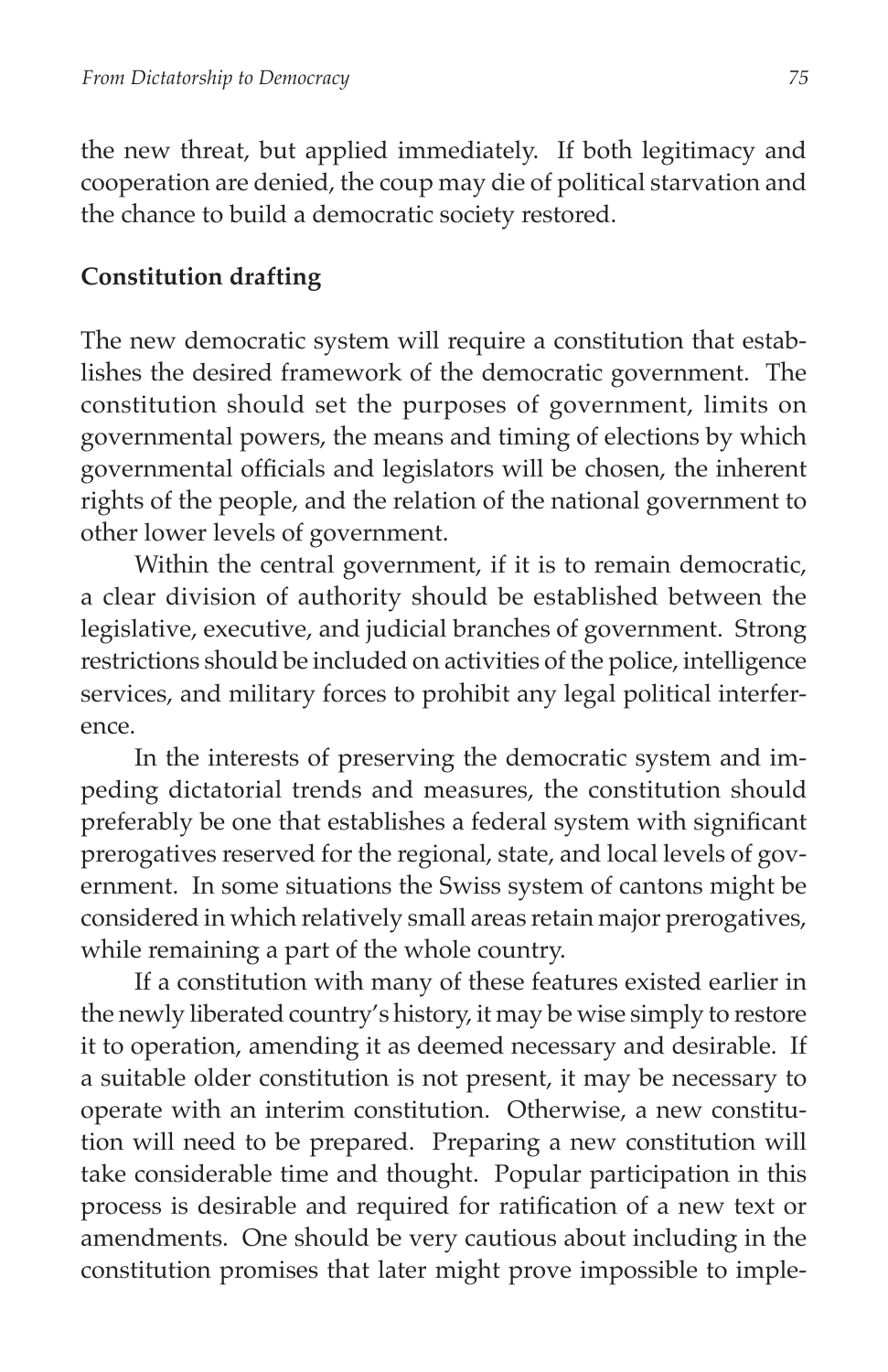the new threat, but applied immediately. If both legitimacy and cooperation are denied, the coup may die of political starvation and the chance to build a democratic society restored.

### Constitution drafting

The new democratic system will require a constitution that establishes the desired framework of the democratic government. The constitution should set the purposes of government, limits on governmental powers, the means and timing of elections by which governmental officials and legislators will be chosen, the inherent rights of the people, and the relation of the national government to other lower levels of government.

Within the central government, if it is to remain democratic, a clear division of authority should be established between the legislative, executive, and judicial branches of government. Strong restrictions should be included on activities of the police, intelligence services, and military forces to prohibit any legal political interference.

In the interests of preserving the democratic system and impeding dictatorial trends and measures, the constitution should preferably be one that establishes a federal system with significant prerogatives reserved for the regional, state, and local levels of government. In some situations the Swiss system of cantons might be considered in which relatively small areas retain major prerogatives, while remaining a part of the whole country.

If a constitution with many of these features existed earlier in the newly liberated country's history, it may be wise simply to restore it to operation, amending it as deemed necessary and desirable. If a suitable older constitution is not present, it may be necessary to operate with an interim constitution. Otherwise, a new constitution will need to be prepared. Preparing a new constitution will take considerable time and thought. Popular participation in this process is desirable and required for ratification of a new text or amendments. One should be very cautious about including in the constitution promises that later might prove impossible to imple-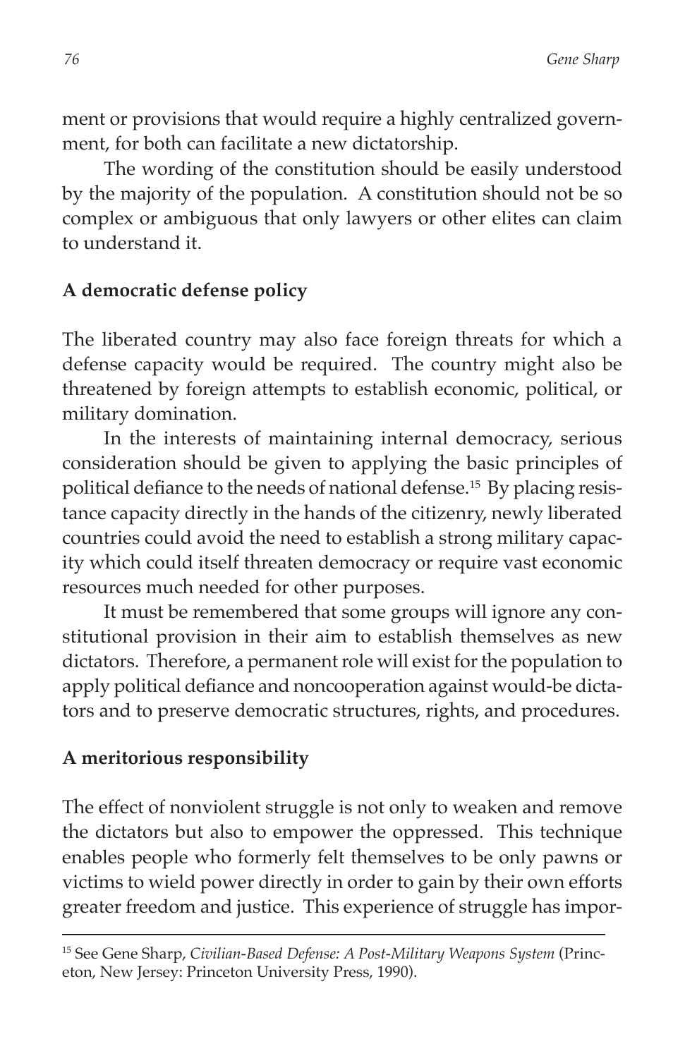ment or provisions that would require a highly centralized government, for both can facilitate a new dictatorship.

The wording of the constitution should be easily understood by the majority of the population. A constitution should not be so complex or ambiguous that only lawyers or other elites can claim to understand it.

**A democratic defense policy**

The liberated country may also face foreign threats for which a defense capacity would be required. The country might also be threatened by foreign attempts to establish economic, political, or military domination.

In the interests of maintaining internal democracy, serious consideration should be given to applying the basic principles of political defiance to the needs of national defense.[15] By placing resistance capacity directly in the hands of the citizenry, newly liberated countries could avoid the need to establish a strong military capacity which could itself threaten democracy or require vast economic resources much needed for other purposes.

It must be remembered that some groups will ignore any constitutional provision in their aim to establish themselves as new dictators. Therefore, a permanent role will exist for the population to apply political defiance and noncooperation against would-be dictators and to preserve democratic structures, rights, and procedures.

**A meritorious responsibility**

The effect of nonviolent struggle is not only to weaken and remove the dictators but also to empower the oppressed. This technique enables people who formerly felt themselves to be only pawns or victims to wield power directly in order to gain by their own efforts greater freedom and justice. This experience of struggle has impor-

---

[15] See Gene Sharp, *Civilian-Based Defense: A Post-Military Weapons System* (Princeton, New Jersey: Princeton University Press, 1990).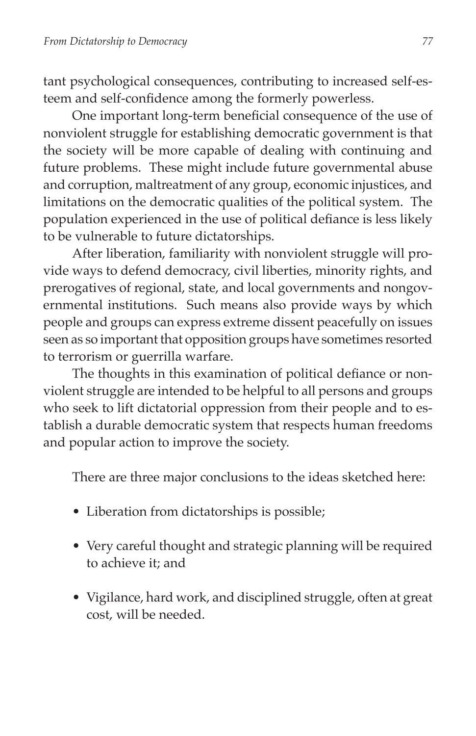tant psychological consequences, contributing to increased self-esteem and self-confidence among the formerly powerless.

One important long-term beneficial consequence of the use of nonviolent struggle for establishing democratic government is that the society will be more capable of dealing with continuing and future problems. These might include future governmental abuse and corruption, maltreatment of any group, economic injustices, and limitations on the democratic qualities of the political system. The population experienced in the use of political defiance is less likely to be vulnerable to future dictatorships.

After liberation, familiarity with nonviolent struggle will provide ways to defend democracy, civil liberties, minority rights, and prerogatives of regional, state, and local governments and nongovernmental institutions. Such means also provide ways by which people and groups can express extreme dissent peacefully on issues seen as so important that opposition groups have sometimes resorted to terrorism or guerrilla warfare.

The thoughts in this examination of political defiance or nonviolent struggle are intended to be helpful to all persons and groups who seek to lift dictatorial oppression from their people and to establish a durable democratic system that respects human freedoms and popular action to improve the society.

There are three major conclusions to the ideas sketched here:

- Liberation from dictatorships is possible;
- Very careful thought and strategic planning will be required to achieve it; and
- Vigilance, hard work, and disciplined struggle, often at great cost, will be needed.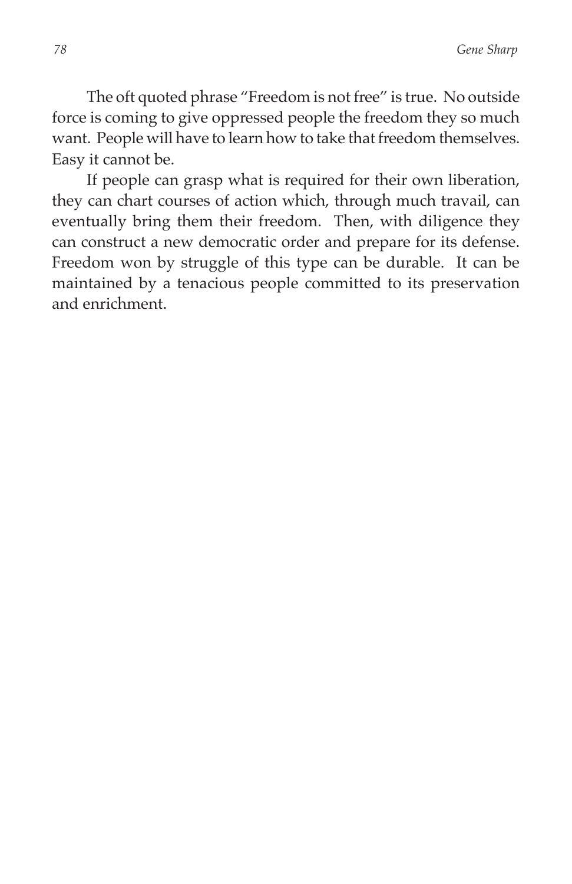The oft quoted phrase "Freedom is not free" is true. No outside force is coming to give oppressed people the freedom they so much want. People will have to learn how to take that freedom themselves. Easy it cannot be.

If people can grasp what is required for their own liberation, they can chart courses of action which, through much travail, can eventually bring them their freedom. Then, with diligence they can construct a new democratic order and prepare for its defense. Freedom won by struggle of this type can be durable. It can be maintained by a tenacious people committed to its preservation and enrichment.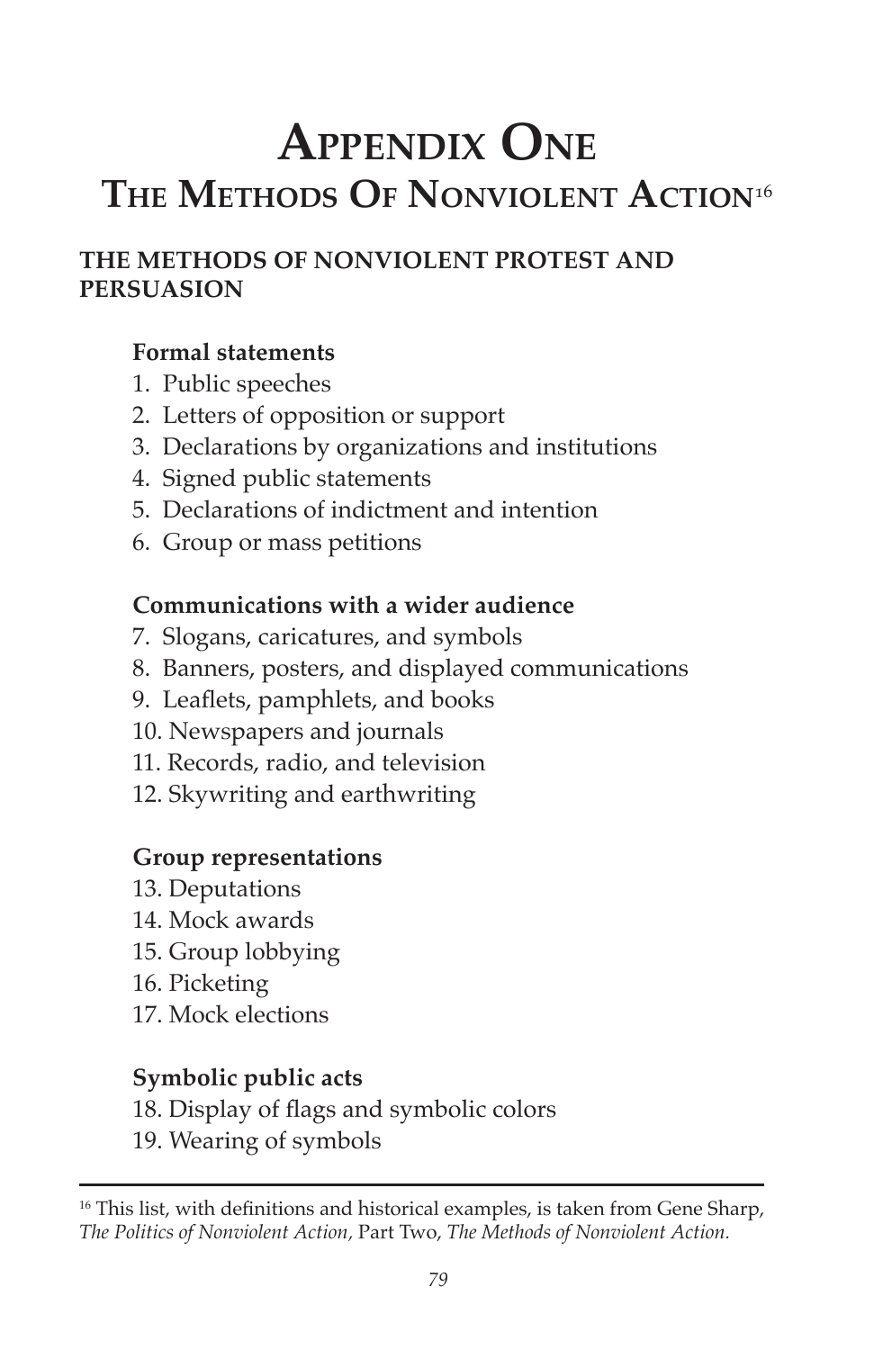# Appendix One

## The Methods Of Nonviolent Action[16]

### THE METHODS OF NONVIOLENT PROTEST AND PERSUASION

**Formal statements**

1. Public speeches
2. Letters of opposition or support
3. Declarations by organizations and institutions
4. Signed public statements
5. Declarations of indictment and intention
6. Group or mass petitions

**Communications with a wider audience**

7. Slogans, caricatures, and symbols
8. Banners, posters, and displayed communications
9. Leaflets, pamphlets, and books
10. Newspapers and journals
11. Records, radio, and television
12. Skywriting and earthwriting

**Group representations**

13. Deputations
14. Mock awards
15. Group lobbying
16. Picketing
17. Mock elections

**Symbolic public acts**

18. Display of flags and symbolic colors
19. Wearing of symbols

---

[16] This list, with definitions and historical examples, is taken from Gene Sharp, *The Politics of Nonviolent Action*, Part Two, *The Methods of Nonviolent Action.*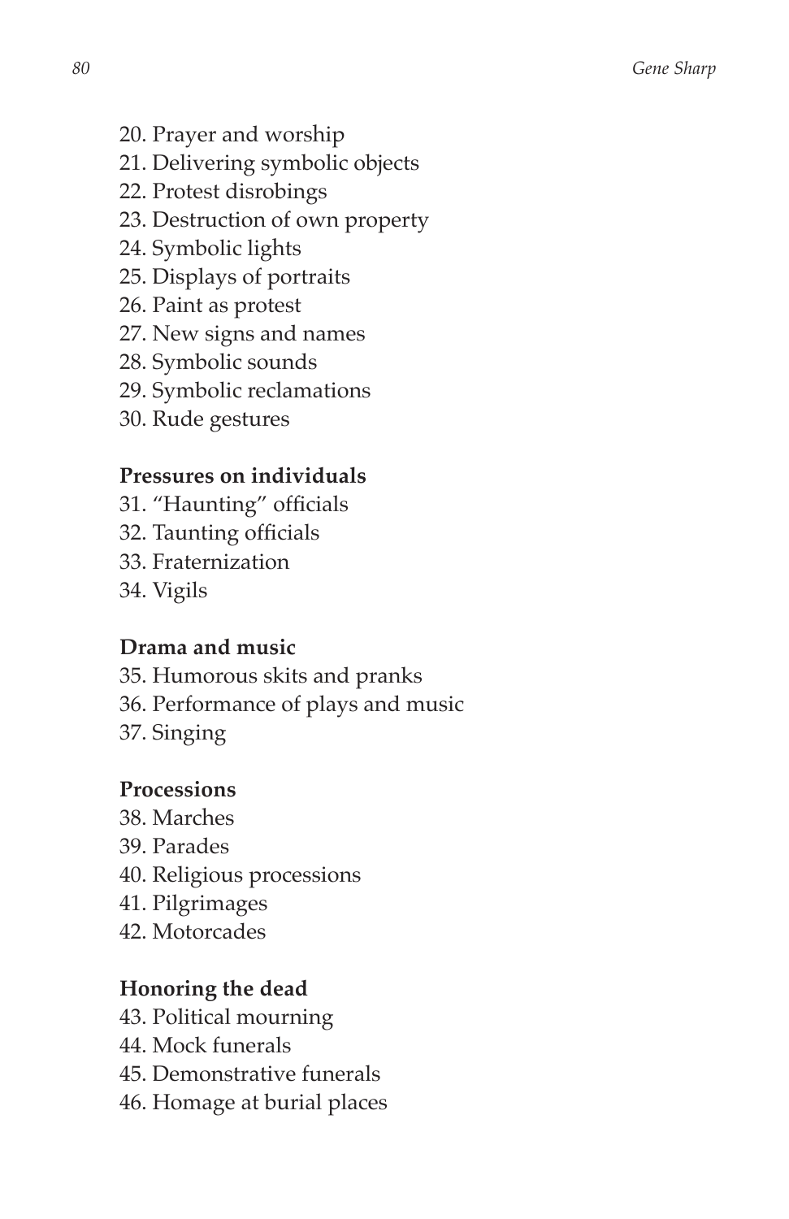20. Prayer and worship
21. Delivering symbolic objects
22. Protest disrobings
23. Destruction of own property
24. Symbolic lights
25. Displays of portraits
26. Paint as protest
27. New signs and names
28. Symbolic sounds
29. Symbolic reclamations
30. Rude gestures

**Pressures on individuals**

31. “Haunting” officials
32. Taunting officials
33. Fraternization
34. Vigils

**Drama and music**

35. Humorous skits and pranks
36. Performance of plays and music
37. Singing

**Processions**

38. Marches
39. Parades
40. Religious processions
41. Pilgrimages
42. Motorcades

**Honoring the dead**

43. Political mourning
44. Mock funerals
45. Demonstrative funerals
46. Homage at burial places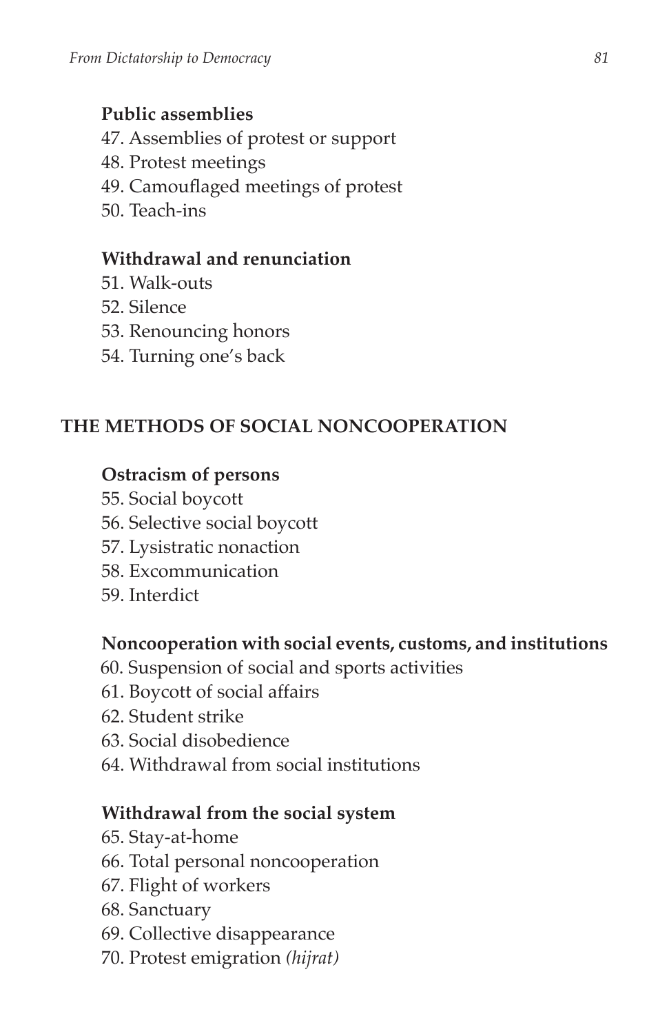**Public assemblies**

47. Assemblies of protest or support
48. Protest meetings
49. Camouflaged meetings of protest
50. Teach-ins

**Withdrawal and renunciation**

51. Walk-outs
52. Silence
53. Renouncing honors
54. Turning one's back

## THE METHODS OF SOCIAL NONCOOPERATION

**Ostracism of persons**

55. Social boycott
56. Selective social boycott
57. Lysistratic nonaction
58. Excommunication
59. Interdict

**Noncooperation with social events, customs, and institutions**

60. Suspension of social and sports activities
61. Boycott of social affairs
62. Student strike
63. Social disobedience
64. Withdrawal from social institutions

**Withdrawal from the social system**

65. Stay-at-home
66. Total personal noncooperation
67. Flight of workers
68. Sanctuary
69. Collective disappearance
70. Protest emigration *(hijrat)*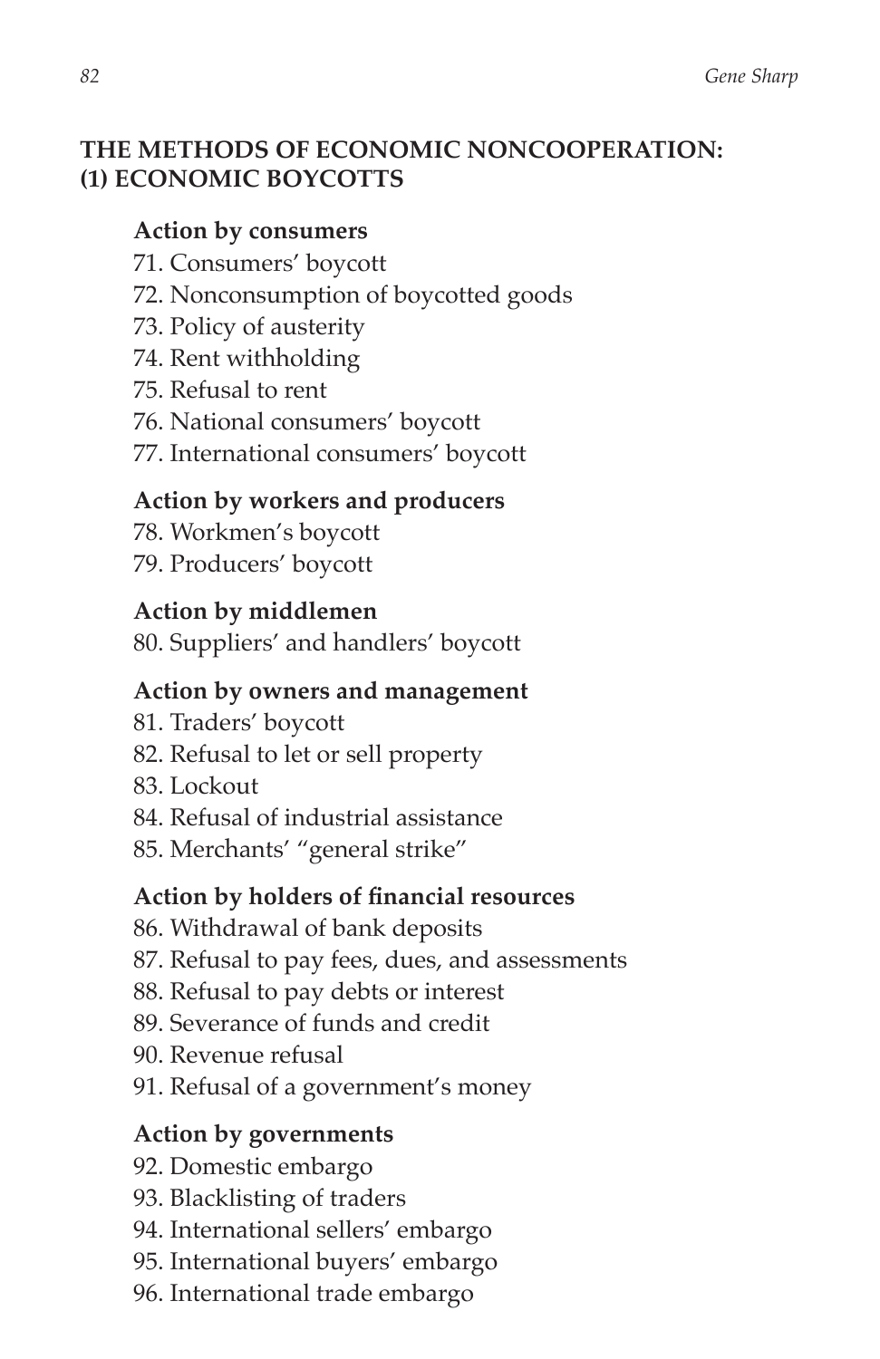## THE METHODS OF ECONOMIC NONCOOPERATION: (1) ECONOMIC BOYCOTTS

**Action by consumers**

71. Consumers' boycott
72. Nonconsumption of boycotted goods
73. Policy of austerity
74. Rent withholding
75. Refusal to rent
76. National consumers' boycott
77. International consumers' boycott

**Action by workers and producers**

78. Workmen's boycott
79. Producers' boycott

**Action by middlemen**

80. Suppliers' and handlers' boycott

**Action by owners and management**

81. Traders' boycott
82. Refusal to let or sell property
83. Lockout
84. Refusal of industrial assistance
85. Merchants' "general strike"

**Action by holders of financial resources**

86. Withdrawal of bank deposits
87. Refusal to pay fees, dues, and assessments
88. Refusal to pay debts or interest
89. Severance of funds and credit
90. Revenue refusal
91. Refusal of a government's money

**Action by governments**

92. Domestic embargo
93. Blacklisting of traders
94. International sellers' embargo
95. International buyers' embargo
96. International trade embargo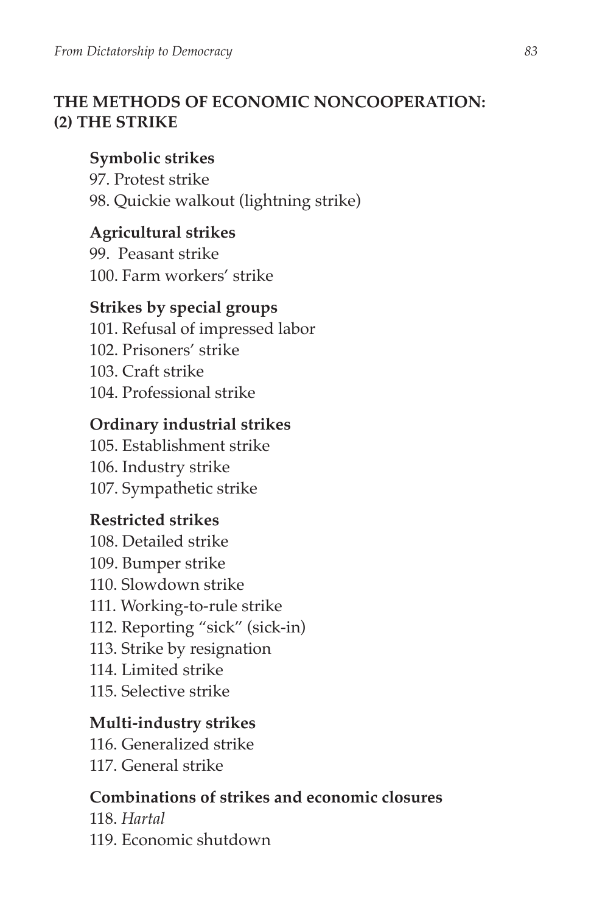## THE METHODS OF ECONOMIC NONCOOPERATION: (2) THE STRIKE

### Symbolic strikes

97. Protest strike
98. Quickie walkout (lightning strike)

### Agricultural strikes

99. Peasant strike
100. Farm workers' strike

### Strikes by special groups

101. Refusal of impressed labor
102. Prisoners' strike
103. Craft strike
104. Professional strike

### Ordinary industrial strikes

105. Establishment strike
106. Industry strike
107. Sympathetic strike

### Restricted strikes

108. Detailed strike
109. Bumper strike
110. Slowdown strike
111. Working-to-rule strike
112. Reporting "sick" (sick-in)
113. Strike by resignation
114. Limited strike
115. Selective strike

### Multi-industry strikes

116. Generalized strike
117. General strike

### Combinations of strikes and economic closures

118. *Hartal*
119. Economic shutdown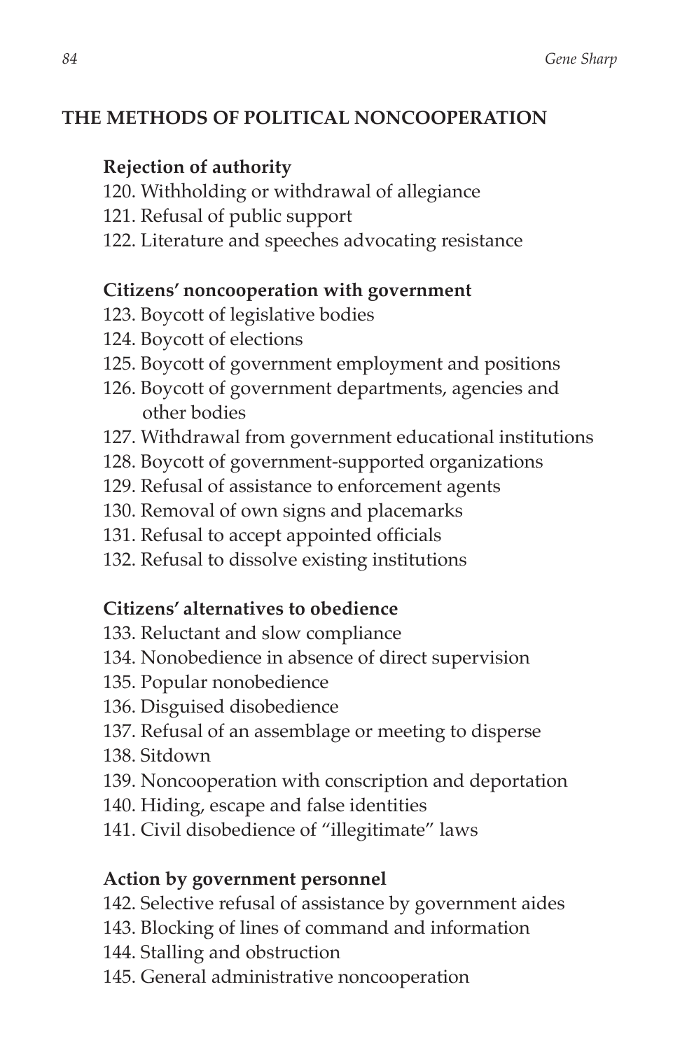## THE METHODS OF POLITICAL NONCOOPERATION

### Rejection of authority

120. Withholding or withdrawal of allegiance
121. Refusal of public support
122. Literature and speeches advocating resistance

### Citizens' noncooperation with government

123. Boycott of legislative bodies
124. Boycott of elections
125. Boycott of government employment and positions
126. Boycott of government departments, agencies and other bodies
127. Withdrawal from government educational institutions
128. Boycott of government-supported organizations
129. Refusal of assistance to enforcement agents
130. Removal of own signs and placemarks
131. Refusal to accept appointed officials
132. Refusal to dissolve existing institutions

### Citizens' alternatives to obedience

133. Reluctant and slow compliance
134. Nonobedience in absence of direct supervision
135. Popular nonobedience
136. Disguised disobedience
137. Refusal of an assemblage or meeting to disperse
138. Sitdown
139. Noncooperation with conscription and deportation
140. Hiding, escape and false identities
141. Civil disobedience of "illegitimate" laws

### Action by government personnel

142. Selective refusal of assistance by government aides
143. Blocking of lines of command and information
144. Stalling and obstruction
145. General administrative noncooperation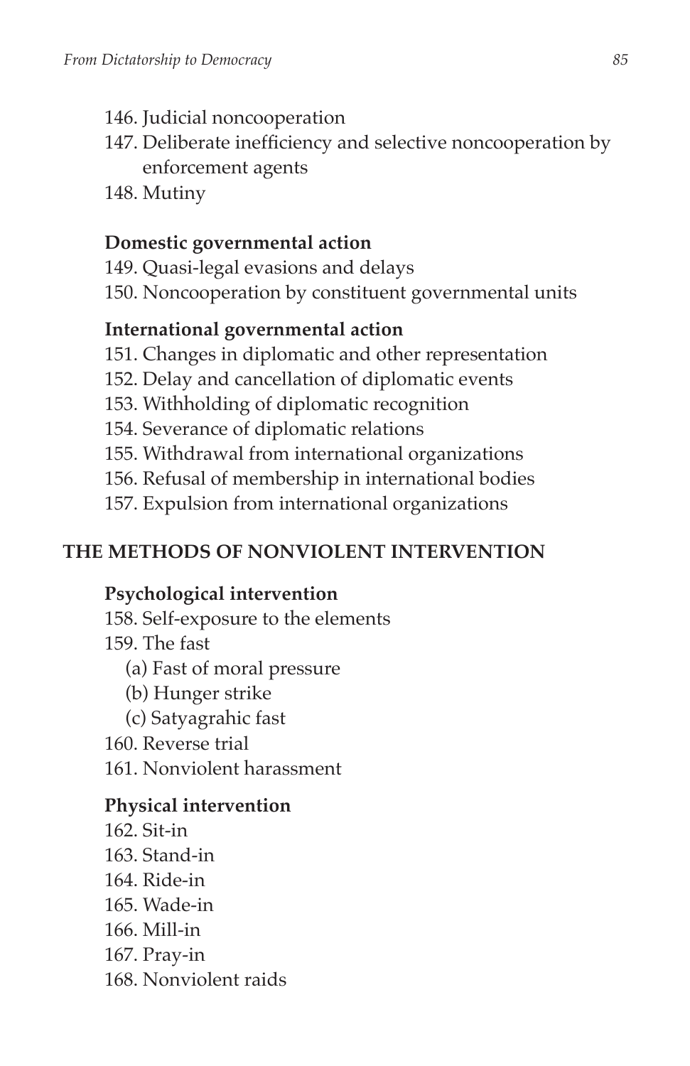146. Judicial noncooperation
147. Deliberate inefficiency and selective noncooperation by enforcement agents
148. Mutiny

### Domestic governmental action

149. Quasi-legal evasions and delays
150. Noncooperation by constituent governmental units

### International governmental action

151. Changes in diplomatic and other representation
152. Delay and cancellation of diplomatic events
153. Withholding of diplomatic recognition
154. Severance of diplomatic relations
155. Withdrawal from international organizations
156. Refusal of membership in international bodies
157. Expulsion from international organizations

## THE METHODS OF NONVIOLENT INTERVENTION

### Psychological intervention

158. Self-exposure to the elements
159. The fast
    - (a) Fast of moral pressure
    - (b) Hunger strike
    - (c) Satyagrahic fast
160. Reverse trial
161. Nonviolent harassment

### Physical intervention

162. Sit-in
163. Stand-in
164. Ride-in
165. Wade-in
166. Mill-in
167. Pray-in
168. Nonviolent raids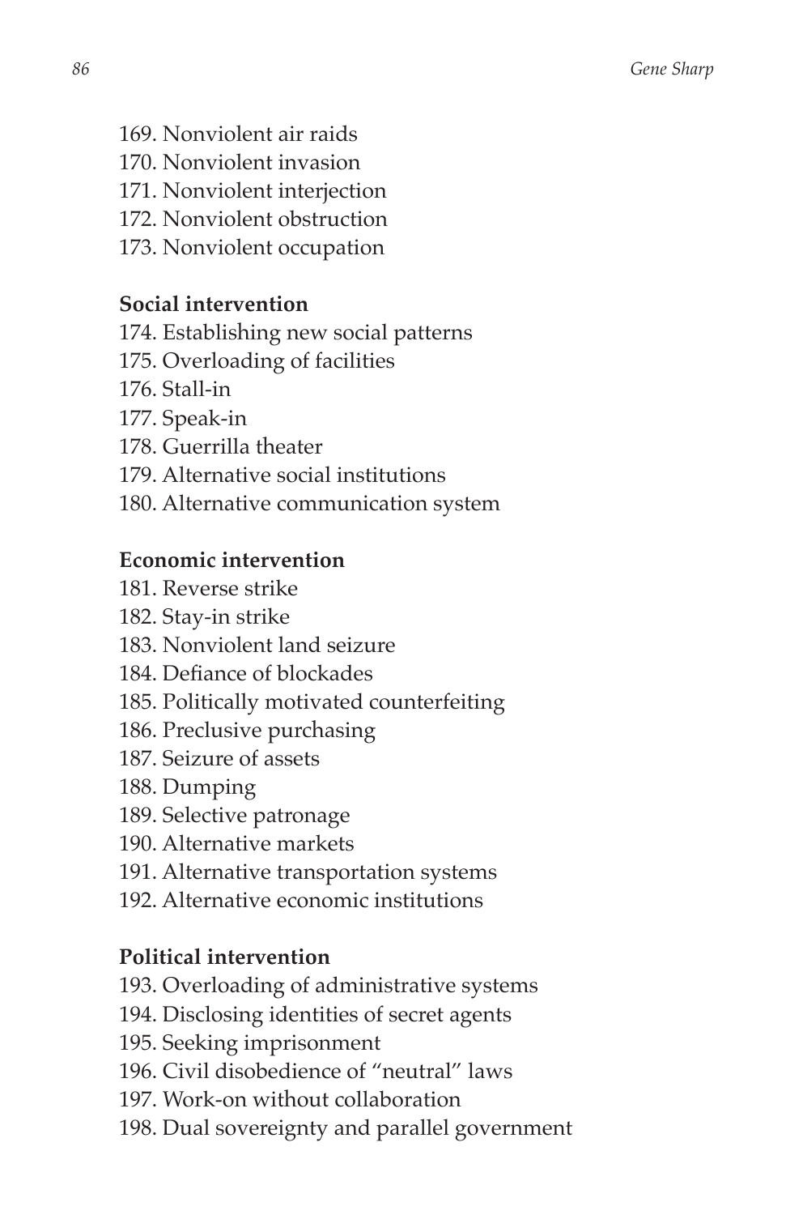169. Nonviolent air raids
170. Nonviolent invasion
171. Nonviolent interjection
172. Nonviolent obstruction
173. Nonviolent occupation

**Social intervention**

174. Establishing new social patterns
175. Overloading of facilities
176. Stall-in
177. Speak-in
178. Guerrilla theater
179. Alternative social institutions
180. Alternative communication system

**Economic intervention**

181. Reverse strike
182. Stay-in strike
183. Nonviolent land seizure
184. Defiance of blockades
185. Politically motivated counterfeiting
186. Preclusive purchasing
187. Seizure of assets
188. Dumping
189. Selective patronage
190. Alternative markets
191. Alternative transportation systems
192. Alternative economic institutions

**Political intervention**

193. Overloading of administrative systems
194. Disclosing identities of secret agents
195. Seeking imprisonment
196. Civil disobedience of "neutral" laws
197. Work-on without collaboration
198. Dual sovereignty and parallel government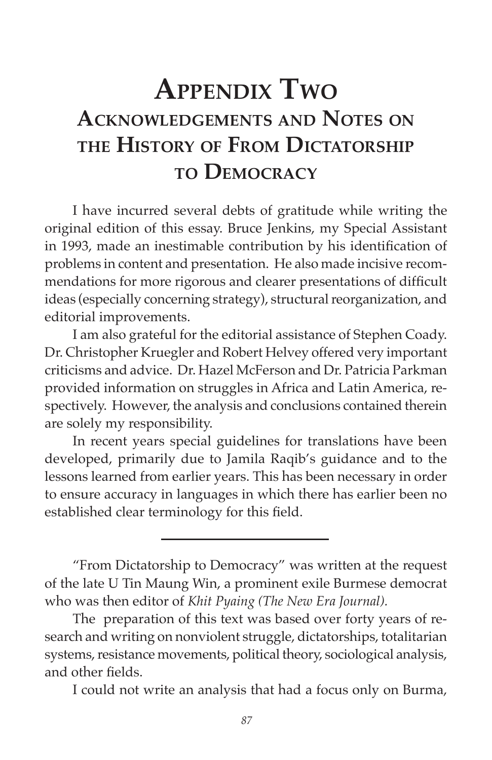# Appendix Two
## Acknowledgements and Notes on the History of From Dictatorship to Democracy

I have incurred several debts of gratitude while writing the original edition of this essay. Bruce Jenkins, my Special Assistant in 1993, made an inestimable contribution by his identification of problems in content and presentation. He also made incisive recommendations for more rigorous and clearer presentations of difficult ideas (especially concerning strategy), structural reorganization, and editorial improvements.

I am also grateful for the editorial assistance of Stephen Coady. Dr. Christopher Kruegler and Robert Helvey offered very important criticisms and advice. Dr. Hazel McFerson and Dr. Patricia Parkman provided information on struggles in Africa and Latin America, respectively. However, the analysis and conclusions contained therein are solely my responsibility.

In recent years special guidelines for translations have been developed, primarily due to Jamila Raqib's guidance and to the lessons learned from earlier years. This has been necessary in order to ensure accuracy in languages in which there has earlier been no established clear terminology for this field.

---

"From Dictatorship to Democracy" was written at the request of the late U Tin Maung Win, a prominent exile Burmese democrat who was then editor of *Khit Pyaing (The New Era Journal).*

The preparation of this text was based over forty years of research and writing on nonviolent struggle, dictatorships, totalitarian systems, resistance movements, political theory, sociological analysis, and other fields.

I could not write an analysis that had a focus only on Burma,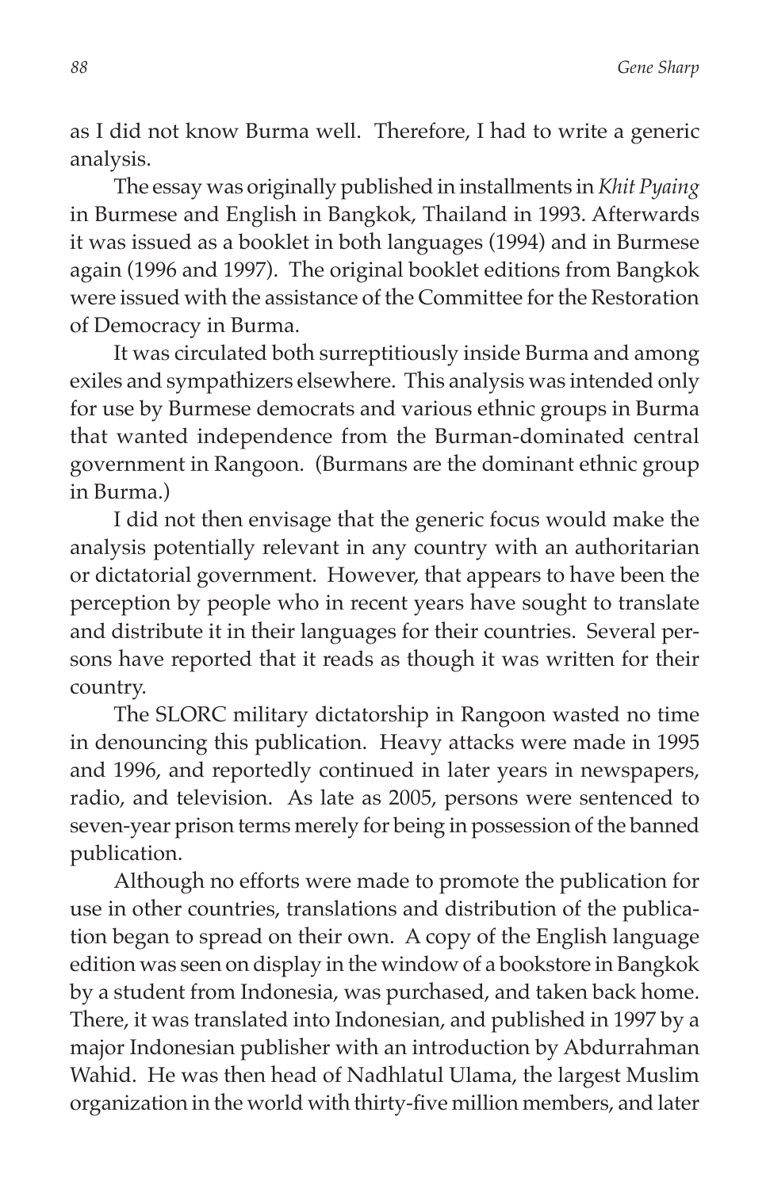as I did not know Burma well. Therefore, I had to write a generic analysis.

The essay was originally published in installments in *Khit Pyaing* in Burmese and English in Bangkok, Thailand in 1993. Afterwards it was issued as a booklet in both languages (1994) and in Burmese again (1996 and 1997). The original booklet editions from Bangkok were issued with the assistance of the Committee for the Restoration of Democracy in Burma.

It was circulated both surreptitiously inside Burma and among exiles and sympathizers elsewhere. This analysis was intended only for use by Burmese democrats and various ethnic groups in Burma that wanted independence from the Burman-dominated central government in Rangoon. (Burmans are the dominant ethnic group in Burma.)

I did not then envisage that the generic focus would make the analysis potentially relevant in any country with an authoritarian or dictatorial government. However, that appears to have been the perception by people who in recent years have sought to translate and distribute it in their languages for their countries. Several persons have reported that it reads as though it was written for their country.

The SLORC military dictatorship in Rangoon wasted no time in denouncing this publication. Heavy attacks were made in 1995 and 1996, and reportedly continued in later years in newspapers, radio, and television. As late as 2005, persons were sentenced to seven-year prison terms merely for being in possession of the banned publication.

Although no efforts were made to promote the publication for use in other countries, translations and distribution of the publication began to spread on their own. A copy of the English language edition was seen on display in the window of a bookstore in Bangkok by a student from Indonesia, was purchased, and taken back home. There, it was translated into Indonesian, and published in 1997 by a major Indonesian publisher with an introduction by Abdurrahman Wahid. He was then head of Nadhlatul Ulama, the largest Muslim organization in the world with thirty-five million members, and later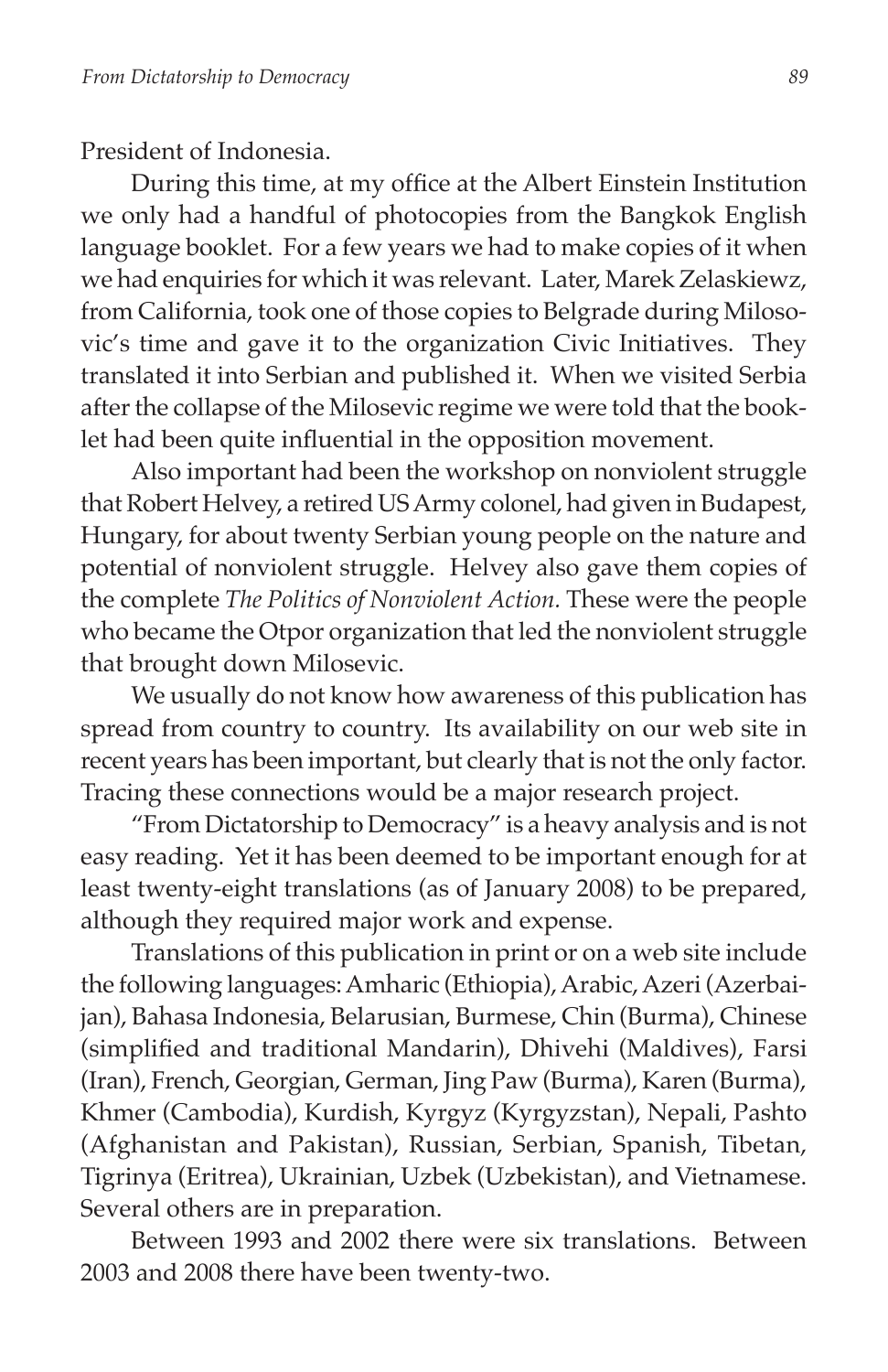President of Indonesia.

During this time, at my office at the Albert Einstein Institution we only had a handful of photocopies from the Bangkok English language booklet. For a few years we had to make copies of it when we had enquiries for which it was relevant. Later, Marek Zelaskiewz, from California, took one of those copies to Belgrade during Milosovic's time and gave it to the organization Civic Initiatives. They translated it into Serbian and published it. When we visited Serbia after the collapse of the Milosevic regime we were told that the booklet had been quite influential in the opposition movement.

Also important had been the workshop on nonviolent struggle that Robert Helvey, a retired US Army colonel, had given in Budapest, Hungary, for about twenty Serbian young people on the nature and potential of nonviolent struggle. Helvey also gave them copies of the complete *The Politics of Nonviolent Action.* These were the people who became the Otpor organization that led the nonviolent struggle that brought down Milosevic.

We usually do not know how awareness of this publication has spread from country to country. Its availability on our web site in recent years has been important, but clearly that is not the only factor. Tracing these connections would be a major research project.

"From Dictatorship to Democracy" is a heavy analysis and is not easy reading. Yet it has been deemed to be important enough for at least twenty-eight translations (as of January 2008) to be prepared, although they required major work and expense.

Translations of this publication in print or on a web site include the following languages: Amharic (Ethiopia), Arabic, Azeri (Azerbaijan), Bahasa Indonesia, Belarusian, Burmese, Chin (Burma), Chinese (simplified and traditional Mandarin), Dhivehi (Maldives), Farsi (Iran), French, Georgian, German, Jing Paw (Burma), Karen (Burma), Khmer (Cambodia), Kurdish, Kyrgyz (Kyrgyzstan), Nepali, Pashto (Afghanistan and Pakistan), Russian, Serbian, Spanish, Tibetan, Tigrinya (Eritrea), Ukrainian, Uzbek (Uzbekistan), and Vietnamese. Several others are in preparation.

Between 1993 and 2002 there were six translations. Between 2003 and 2008 there have been twenty-two.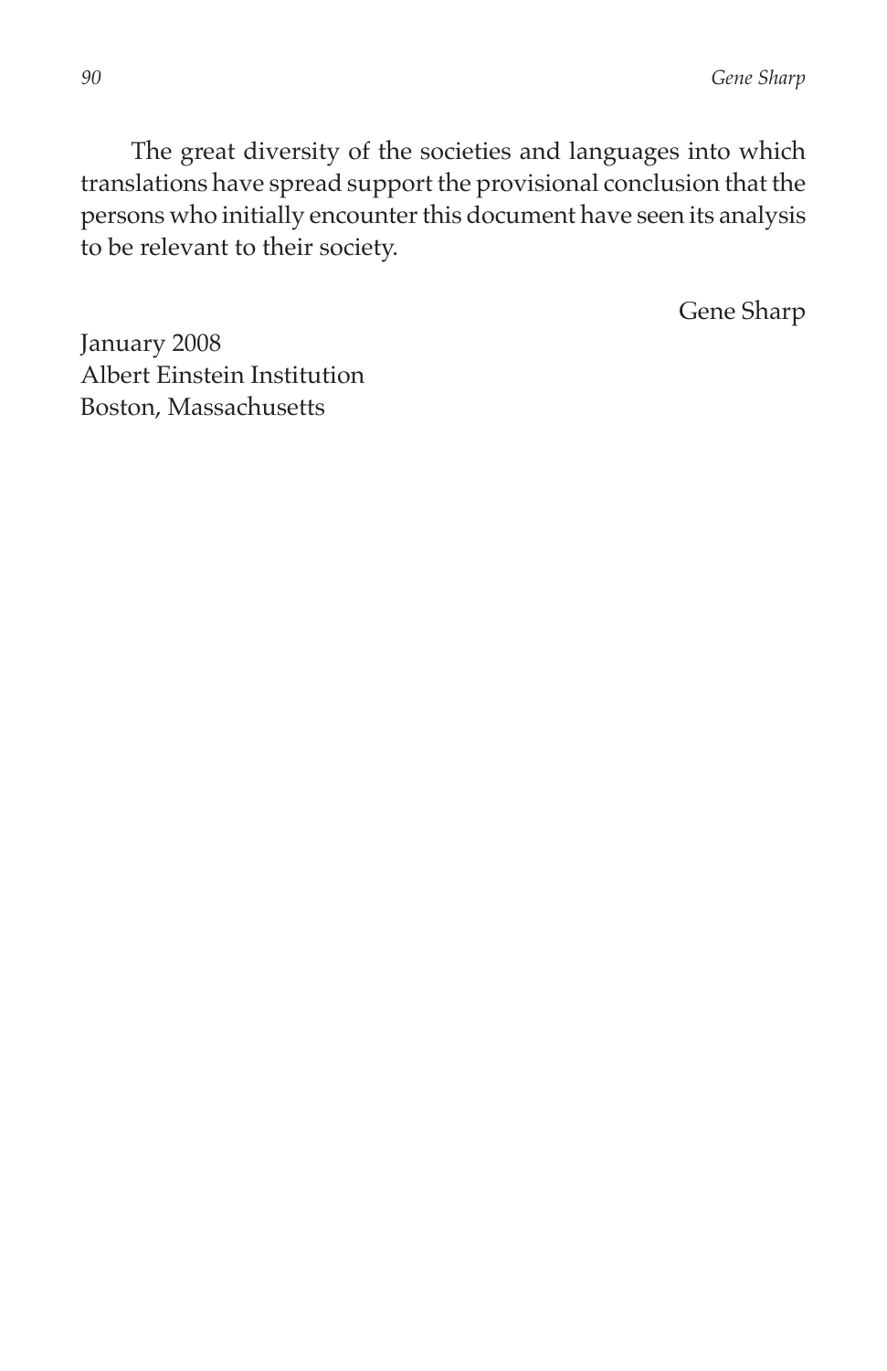The great diversity of the societies and languages into which translations have spread support the provisional conclusion that the persons who initially encounter this document have seen its analysis to be relevant to their society.

Gene Sharp

January 2008  
Albert Einstein Institution  
Boston, Massachusetts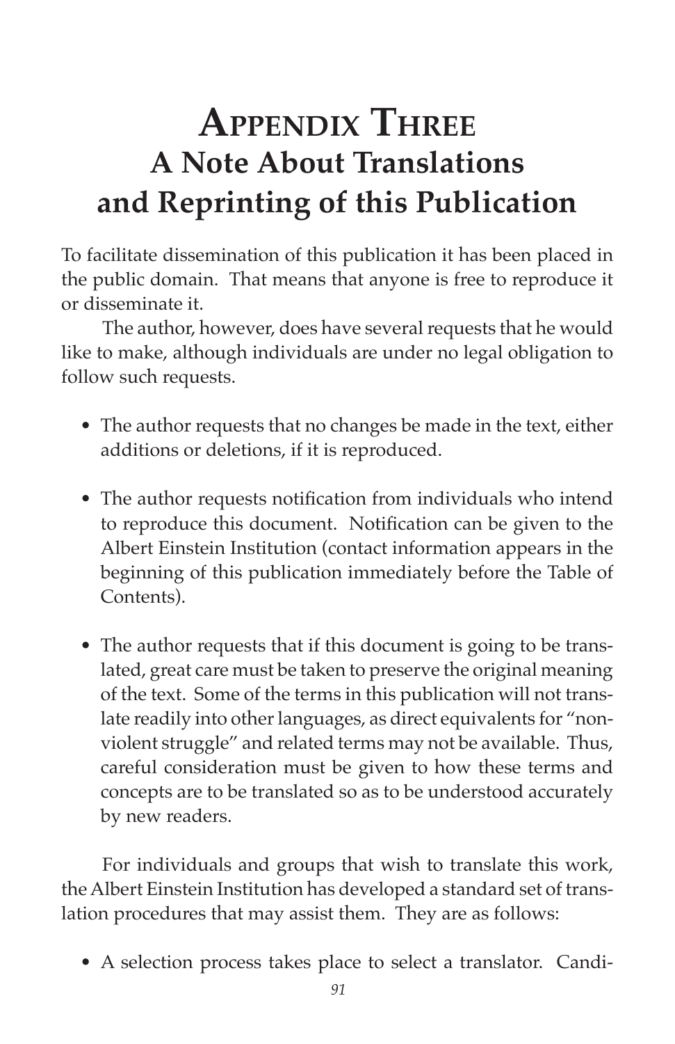# Appendix Three
## A Note About Translations and Reprinting of this Publication

To facilitate dissemination of this publication it has been placed in the public domain. That means that anyone is free to reproduce it or disseminate it.

The author, however, does have several requests that he would like to make, although individuals are under no legal obligation to follow such requests.

- The author requests that no changes be made in the text, either additions or deletions, if it is reproduced.

- The author requests notification from individuals who intend to reproduce this document. Notification can be given to the Albert Einstein Institution (contact information appears in the beginning of this publication immediately before the Table of Contents).

- The author requests that if this document is going to be translated, great care must be taken to preserve the original meaning of the text. Some of the terms in this publication will not translate readily into other languages, as direct equivalents for "nonviolent struggle" and related terms may not be available. Thus, careful consideration must be given to how these terms and concepts are to be translated so as to be understood accurately by new readers.

For individuals and groups that wish to translate this work, the Albert Einstein Institution has developed a standard set of translation procedures that may assist them. They are as follows:

- A selection process takes place to select a translator. Candi-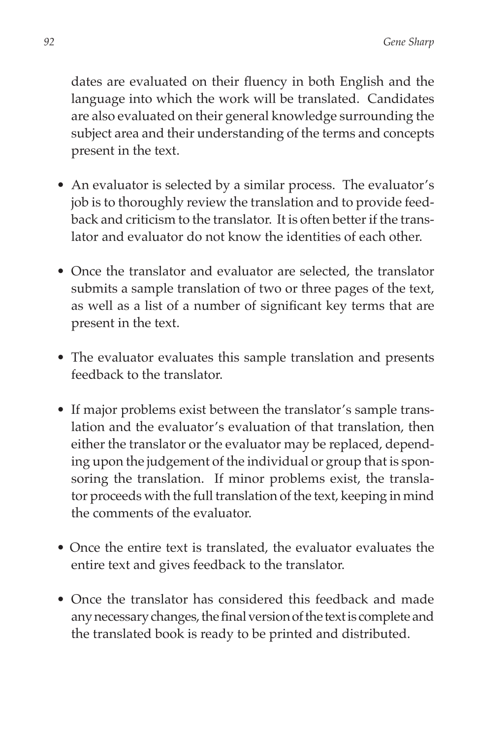dates are evaluated on their fluency in both English and the language into which the work will be translated. Candidates are also evaluated on their general knowledge surrounding the subject area and their understanding of the terms and concepts present in the text.

- An evaluator is selected by a similar process. The evaluator's job is to thoroughly review the translation and to provide feedback and criticism to the translator. It is often better if the translator and evaluator do not know the identities of each other.

- Once the translator and evaluator are selected, the translator submits a sample translation of two or three pages of the text, as well as a list of a number of significant key terms that are present in the text.

- The evaluator evaluates this sample translation and presents feedback to the translator.

- If major problems exist between the translator's sample translation and the evaluator's evaluation of that translation, then either the translator or the evaluator may be replaced, depending upon the judgement of the individual or group that is sponsoring the translation. If minor problems exist, the translator proceeds with the full translation of the text, keeping in mind the comments of the evaluator.

- Once the entire text is translated, the evaluator evaluates the entire text and gives feedback to the translator.

- Once the translator has considered this feedback and made any necessary changes, the final version of the text is complete and the translated book is ready to be printed and distributed.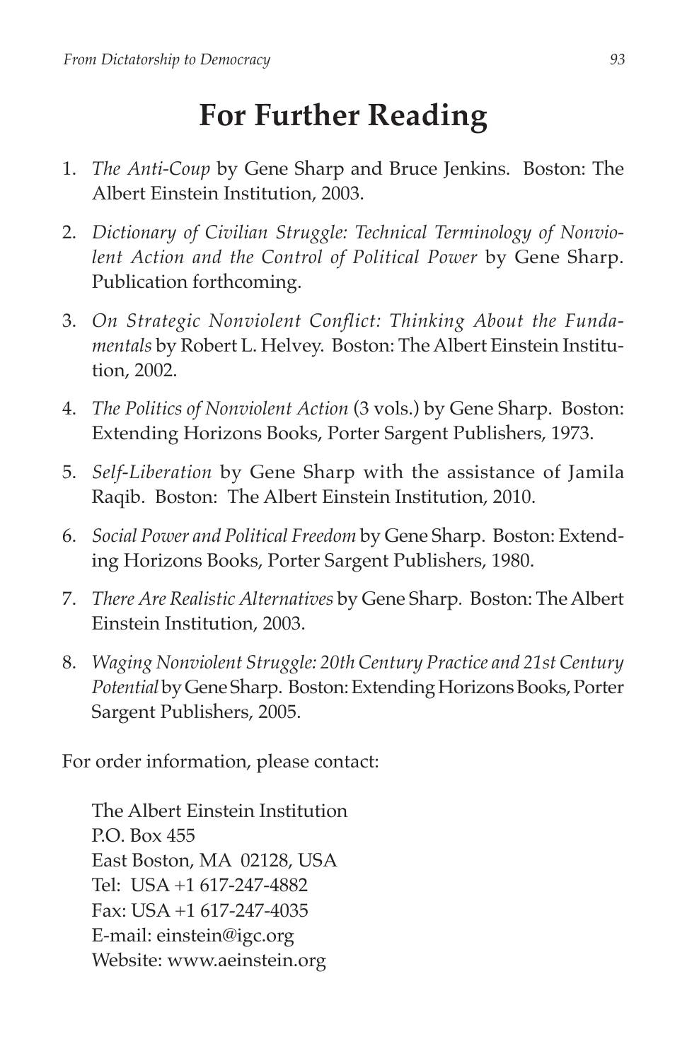# For Further Reading

1. *The Anti-Coup* by Gene Sharp and Bruce Jenkins. Boston: The Albert Einstein Institution, 2003.

2. *Dictionary of Civilian Struggle: Technical Terminology of Nonviolent Action and the Control of Political Power* by Gene Sharp. Publication forthcoming.

3. *On Strategic Nonviolent Conflict: Thinking About the Fundamentals* by Robert L. Helvey. Boston: The Albert Einstein Institution, 2002.

4. *The Politics of Nonviolent Action* (3 vols.) by Gene Sharp. Boston: Extending Horizons Books, Porter Sargent Publishers, 1973.

5. *Self-Liberation* by Gene Sharp with the assistance of Jamila Raqib. Boston: The Albert Einstein Institution, 2010.

6. *Social Power and Political Freedom* by Gene Sharp. Boston: Extending Horizons Books, Porter Sargent Publishers, 1980.

7. *There Are Realistic Alternatives* by Gene Sharp. Boston: The Albert Einstein Institution, 2003.

8. *Waging Nonviolent Struggle: 20th Century Practice and 21st Century Potential* by Gene Sharp. Boston: Extending Horizons Books, Porter Sargent Publishers, 2005.

For order information, please contact:

The Albert Einstein Institution  
P.O. Box 455  
East Boston, MA 02128, USA  
Tel: USA +1 617-247-4882  
Fax: USA +1 617-247-4035  
E-mail: einstein@igc.org  
Website: www.aeinstein.org